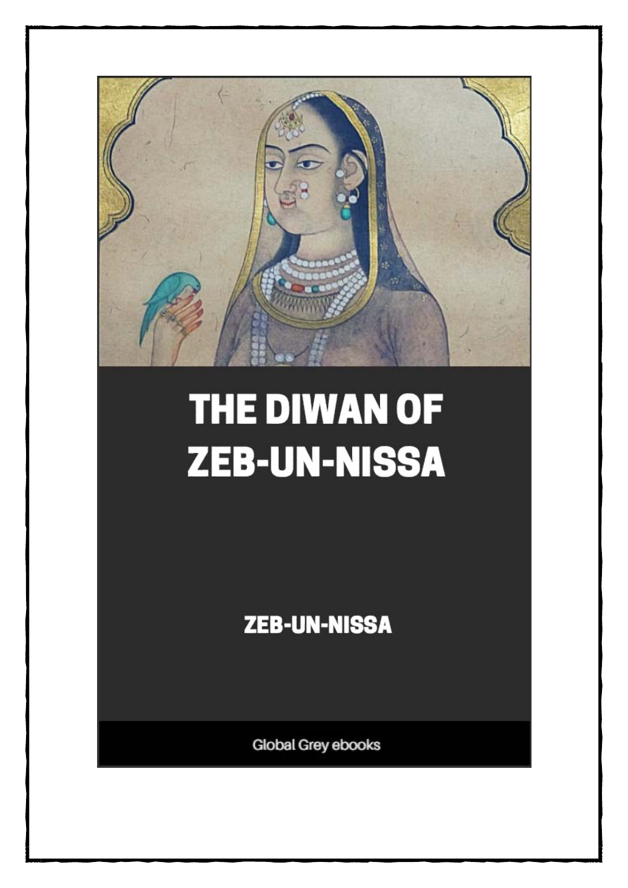# THE DIWAN OF ZEB-UN-NISSA

ZEB-UN-NISSA

Global Grey ebooks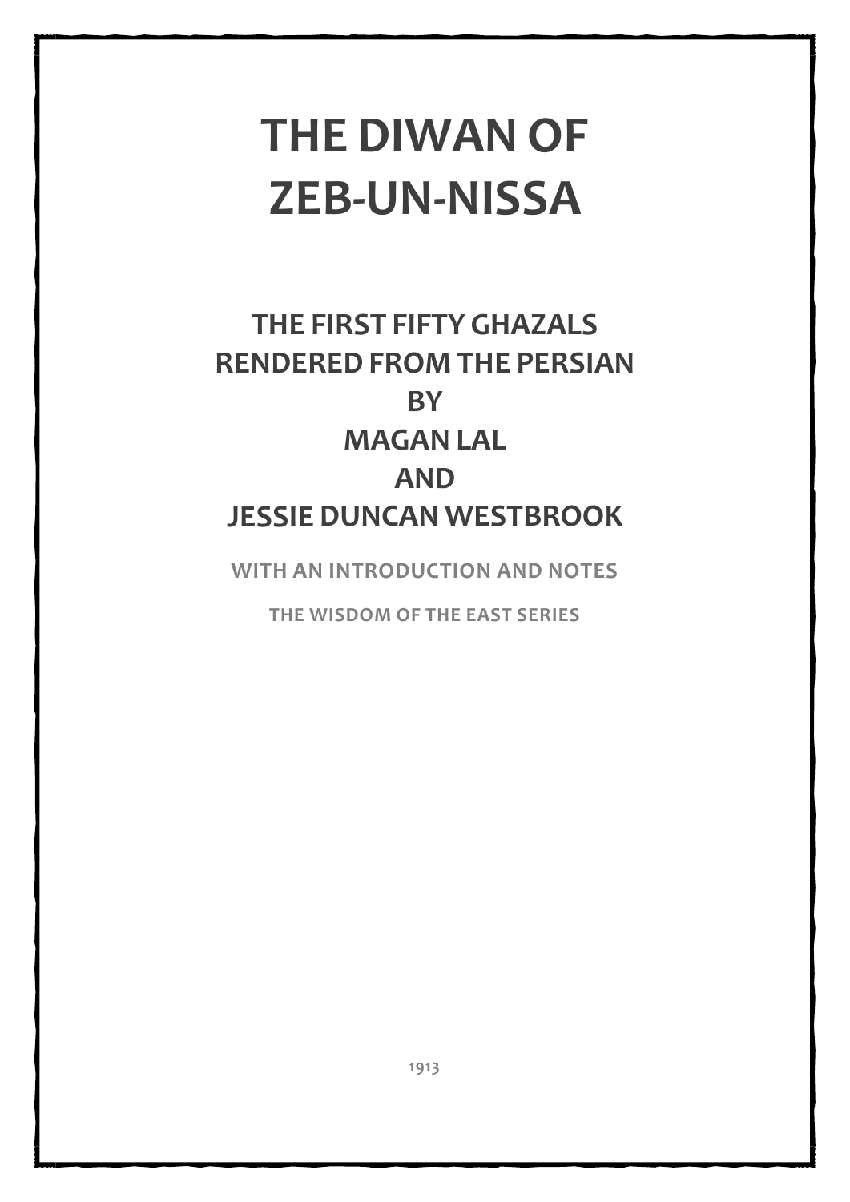# THE DIWAN OF ZEB-UN-NISSA

## THE FIRST FIFTY GHAZALS RENDERED FROM THE PERSIAN BY MAGAN LAL AND JESSIE DUNCAN WESTBROOK

WITH AN INTRODUCTION AND NOTES

THE WISDOM OF THE EAST SERIES

1913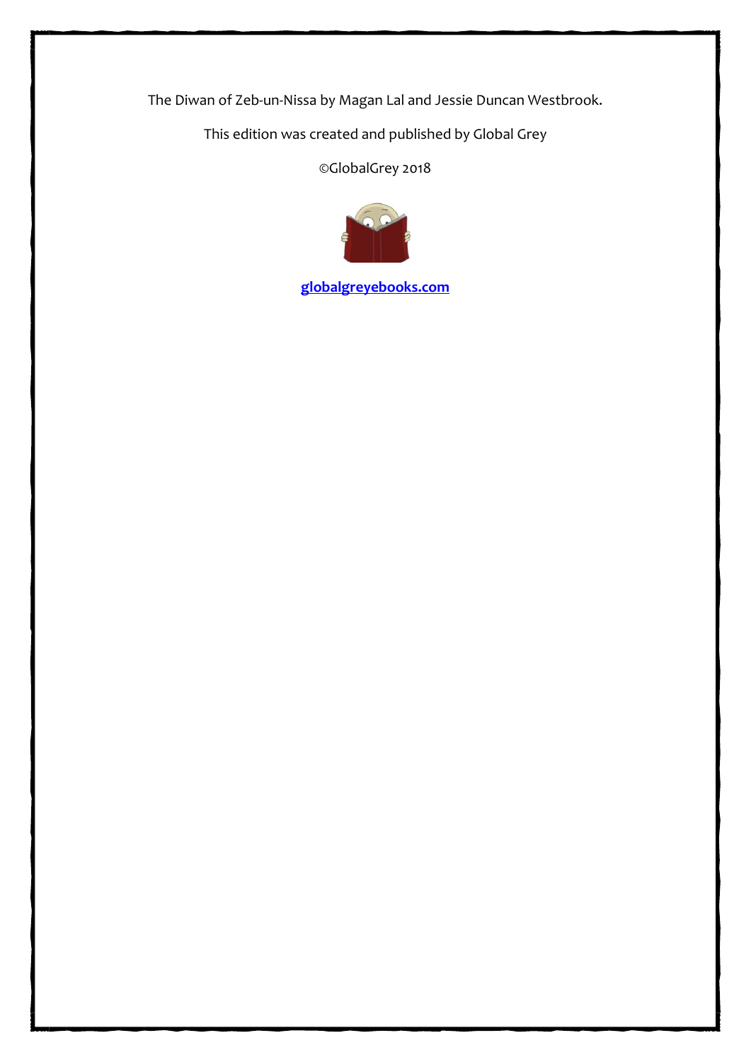The Diwan of Zeb-un-Nissa by Magan Lal and Jessie Duncan Westbrook.

This edition was created and published by Global Grey

©GlobalGrey 2018

**[globalgreyebooks.com](https://www.globalgreyebooks.com)**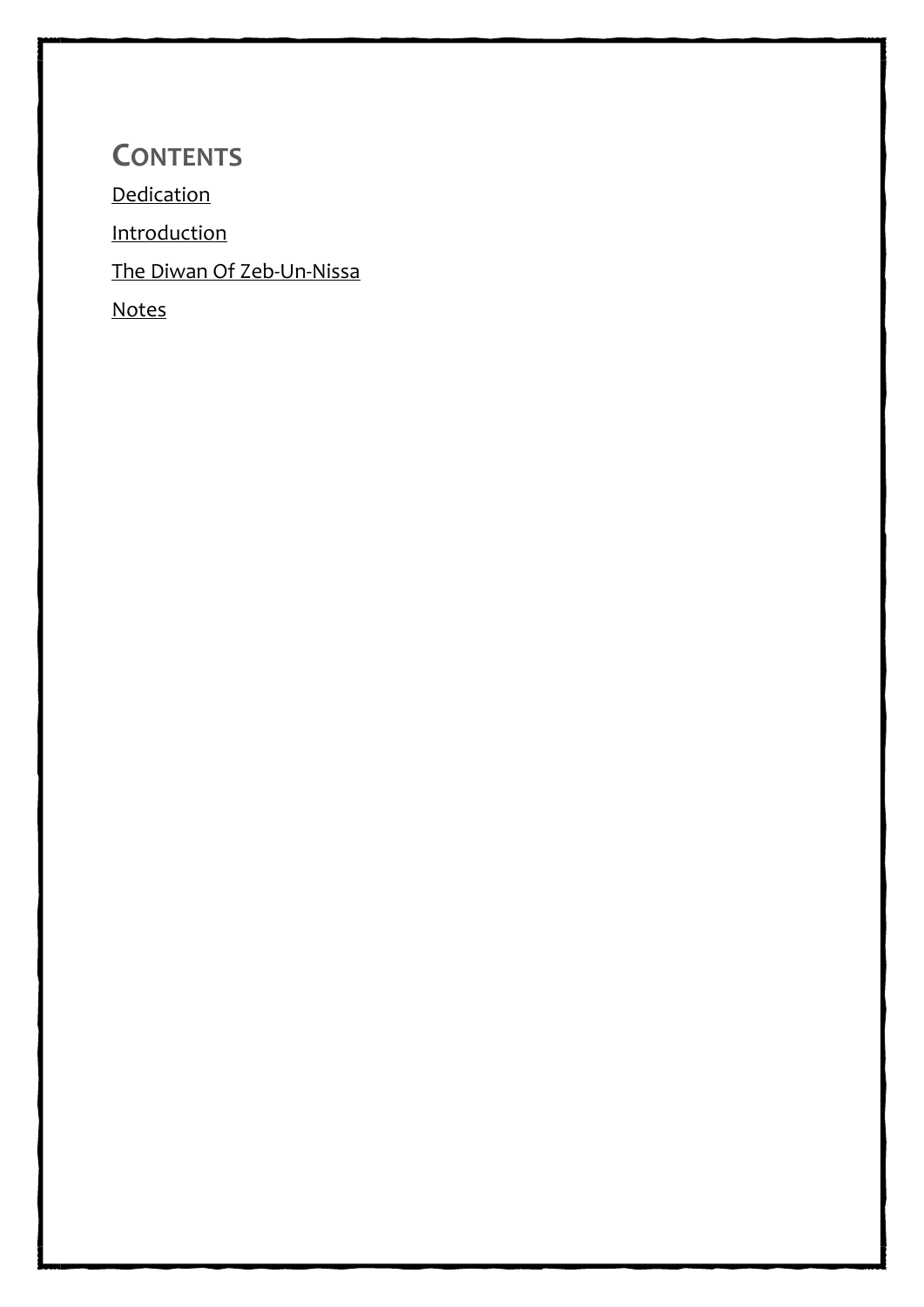## Contents

Dedication

Introduction

The Diwan Of Zeb-Un-Nissa

Notes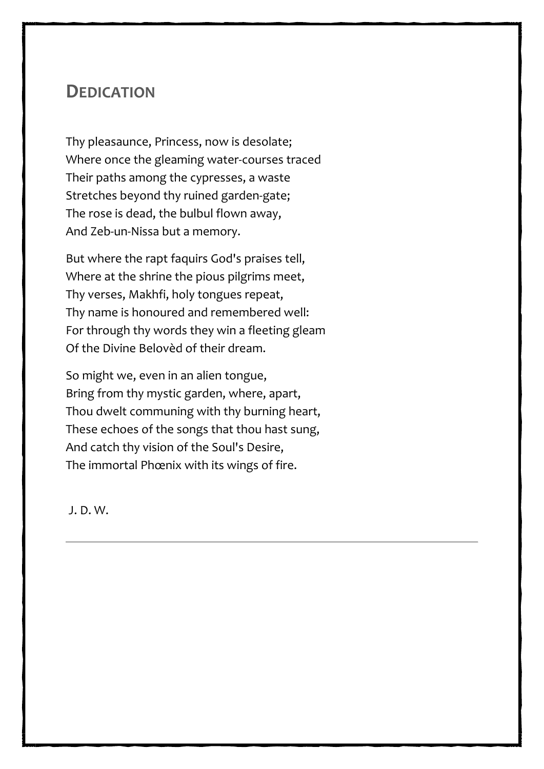## Dedication

Thy pleasaunce, Princess, now is desolate;  
Where once the gleaming water-courses traced  
Their paths among the cypresses, a waste  
Stretches beyond thy ruined garden-gate;  
The rose is dead, the bulbul flown away,  
And Zeb-un-Nissa but a memory.

But where the rapt faquirs God's praises tell,  
Where at the shrine the pious pilgrims meet,  
Thy verses, Makhfi, holy tongues repeat,  
Thy name is honoured and remembered well:  
For through thy words they win a fleeting gleam  
Of the Divine Belovèd of their dream.

So might we, even in an alien tongue,  
Bring from thy mystic garden, where, apart,  
Thou dwelt communing with thy burning heart,  
These echoes of the songs that thou hast sung,  
And catch thy vision of the Soul's Desire,  
The immortal Phœnix with its wings of fire.

J. D. W.

---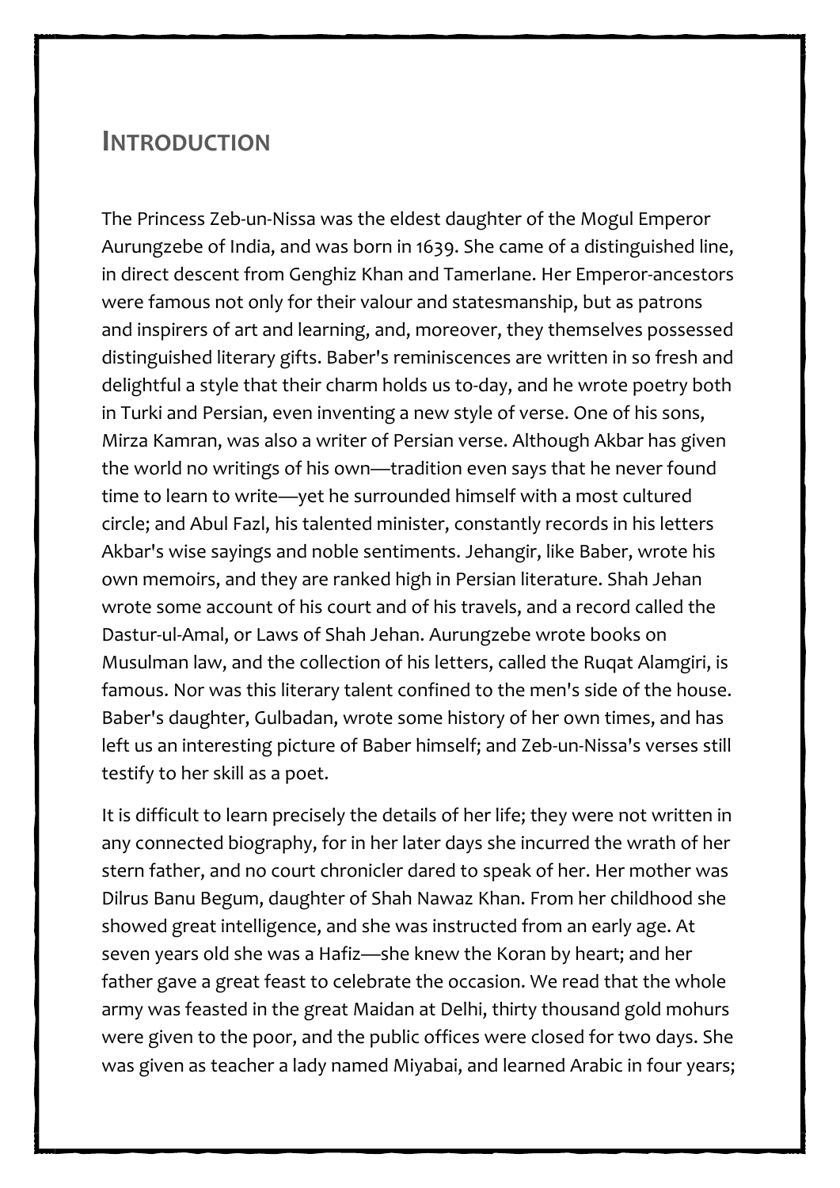## Introduction

The Princess Zeb-un-Nissa was the eldest daughter of the Mogul Emperor Aurungzebe of India, and was born in 1639. She came of a distinguished line, in direct descent from Genghiz Khan and Tamerlane. Her Emperor-ancestors were famous not only for their valour and statesmanship, but as patrons and inspirers of art and learning, and, moreover, they themselves possessed distinguished literary gifts. Baber's reminiscences are written in so fresh and delightful a style that their charm holds us to-day, and he wrote poetry both in Turki and Persian, even inventing a new style of verse. One of his sons, Mirza Kamran, was also a writer of Persian verse. Although Akbar has given the world no writings of his own—tradition even says that he never found time to learn to write—yet he surrounded himself with a most cultured circle; and Abul Fazl, his talented minister, constantly records in his letters Akbar's wise sayings and noble sentiments. Jehangir, like Baber, wrote his own memoirs, and they are ranked high in Persian literature. Shah Jehan wrote some account of his court and of his travels, and a record called the Dastur-ul-Amal, or Laws of Shah Jehan. Aurungzebe wrote books on Musulman law, and the collection of his letters, called the Ruqat Alamgiri, is famous. Nor was this literary talent confined to the men's side of the house. Baber's daughter, Gulbadan, wrote some history of her own times, and has left us an interesting picture of Baber himself; and Zeb-un-Nissa's verses still testify to her skill as a poet.

It is difficult to learn precisely the details of her life; they were not written in any connected biography, for in her later days she incurred the wrath of her stern father, and no court chronicler dared to speak of her. Her mother was Dilrus Banu Begum, daughter of Shah Nawaz Khan. From her childhood she showed great intelligence, and she was instructed from an early age. At seven years old she was a Hafiz—she knew the Koran by heart; and her father gave a great feast to celebrate the occasion. We read that the whole army was feasted in the great Maidan at Delhi, thirty thousand gold mohurs were given to the poor, and the public offices were closed for two days. She was given as teacher a lady named Miyabai, and learned Arabic in four years;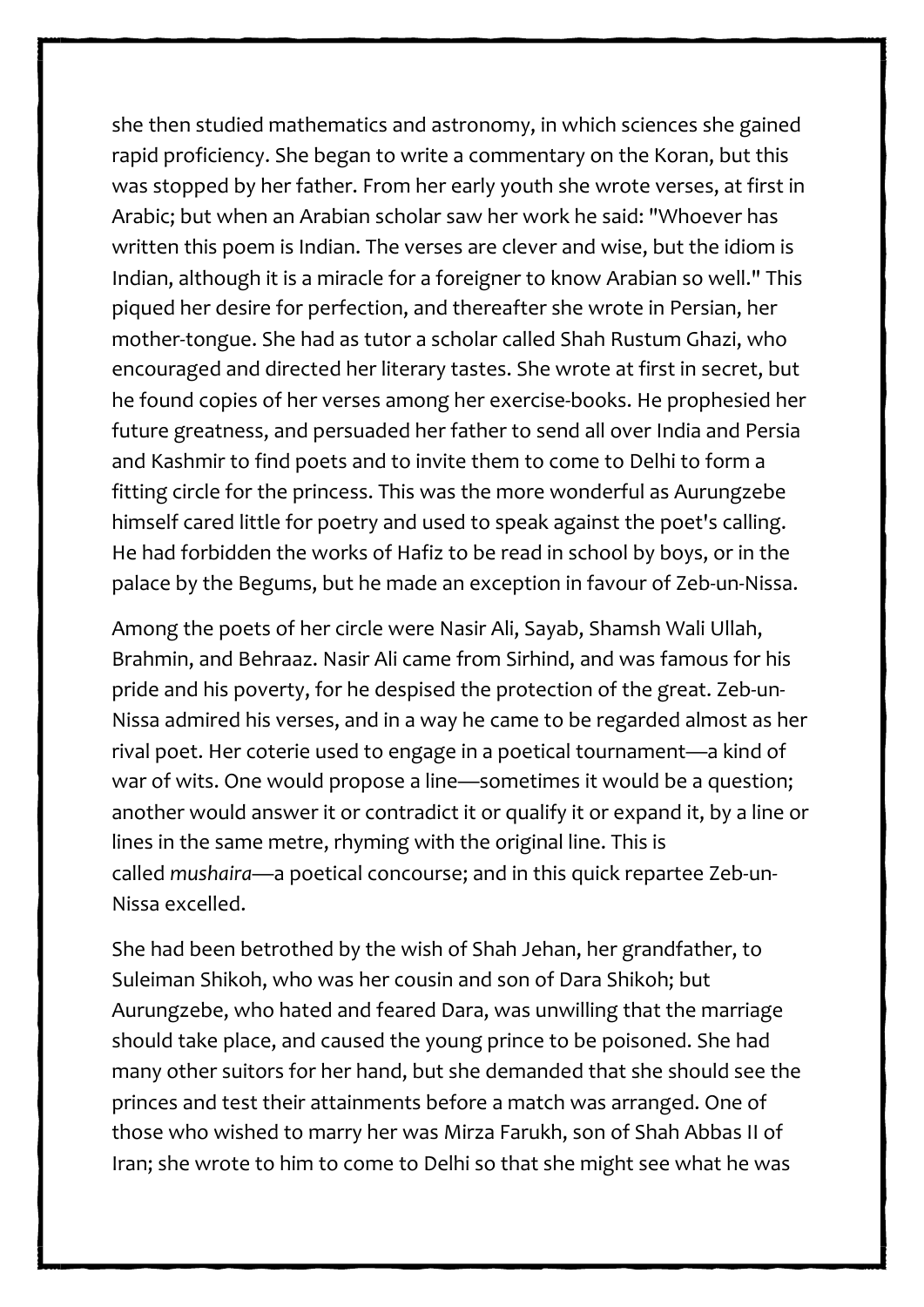she then studied mathematics and astronomy, in which sciences she gained rapid proficiency. She began to write a commentary on the Koran, but this was stopped by her father. From her early youth she wrote verses, at first in Arabic; but when an Arabian scholar saw her work he said: "Whoever has written this poem is Indian. The verses are clever and wise, but the idiom is Indian, although it is a miracle for a foreigner to know Arabian so well." This piqued her desire for perfection, and thereafter she wrote in Persian, her mother-tongue. She had as tutor a scholar called Shah Rustum Ghazi, who encouraged and directed her literary tastes. She wrote at first in secret, but he found copies of her verses among her exercise-books. He prophesied her future greatness, and persuaded her father to send all over India and Persia and Kashmir to find poets and to invite them to come to Delhi to form a fitting circle for the princess. This was the more wonderful as Aurungzebe himself cared little for poetry and used to speak against the poet's calling. He had forbidden the works of Hafiz to be read in school by boys, or in the palace by the Begums, but he made an exception in favour of Zeb-un-Nissa.

Among the poets of her circle were Nasir Ali, Sayab, Shamsh Wali Ullah, Brahmin, and Behraaz. Nasir Ali came from Sirhind, and was famous for his pride and his poverty, for he despised the protection of the great. Zeb-un-Nissa admired his verses, and in a way he came to be regarded almost as her rival poet. Her coterie used to engage in a poetical tournament—a kind of war of wits. One would propose a line—sometimes it would be a question; another would answer it or contradict it or qualify it or expand it, by a line or lines in the same metre, rhyming with the original line. This is called *mushaira*—a poetical concourse; and in this quick repartee Zeb-un-Nissa excelled.

She had been betrothed by the wish of Shah Jehan, her grandfather, to Suleiman Shikoh, who was her cousin and son of Dara Shikoh; but Aurungzebe, who hated and feared Dara, was unwilling that the marriage should take place, and caused the young prince to be poisoned. She had many other suitors for her hand, but she demanded that she should see the princes and test their attainments before a match was arranged. One of those who wished to marry her was Mirza Farukh, son of Shah Abbas II of Iran; she wrote to him to come to Delhi so that she might see what he was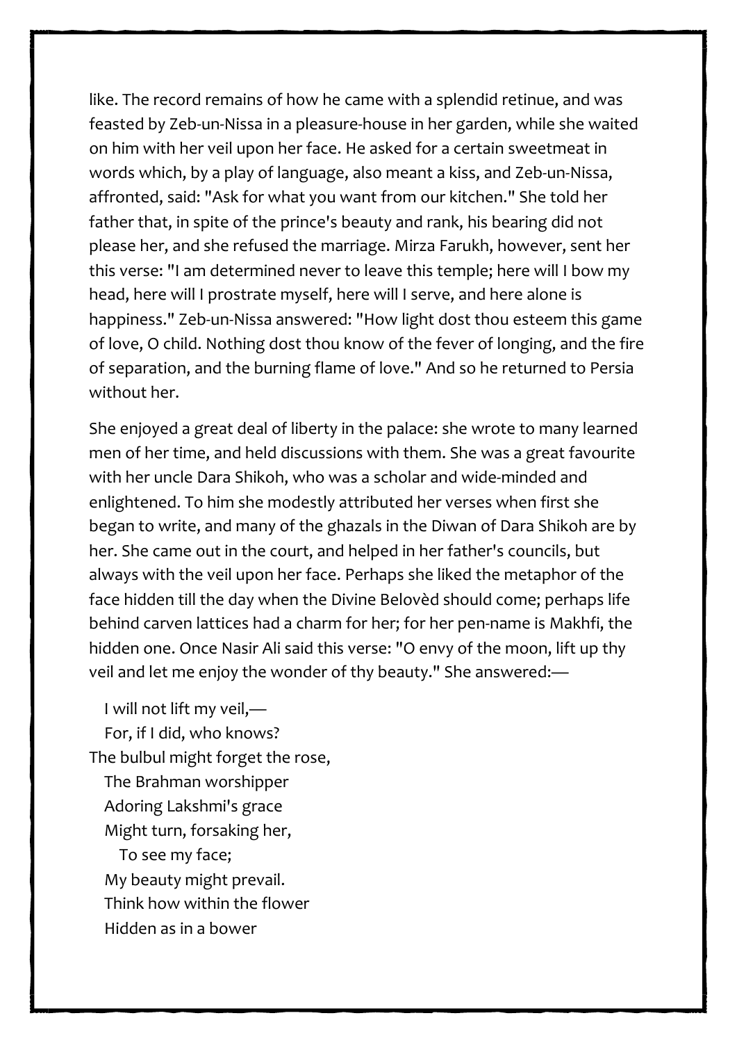like. The record remains of how he came with a splendid retinue, and was feasted by Zeb-un-Nissa in a pleasure-house in her garden, while she waited on him with her veil upon her face. He asked for a certain sweetmeat in words which, by a play of language, also meant a kiss, and Zeb-un-Nissa, affronted, said: "Ask for what you want from our kitchen." She told her father that, in spite of the prince's beauty and rank, his bearing did not please her, and she refused the marriage. Mirza Farukh, however, sent her this verse: "I am determined never to leave this temple; here will I bow my head, here will I prostrate myself, here will I serve, and here alone is happiness." Zeb-un-Nissa answered: "How light dost thou esteem this game of love, O child. Nothing dost thou know of the fever of longing, and the fire of separation, and the burning flame of love." And so he returned to Persia without her.

She enjoyed a great deal of liberty in the palace: she wrote to many learned men of her time, and held discussions with them. She was a great favourite with her uncle Dara Shikoh, who was a scholar and wide-minded and enlightened. To him she modestly attributed her verses when first she began to write, and many of the ghazals in the Diwan of Dara Shikoh are by her. She came out in the court, and helped in her father's councils, but always with the veil upon her face. Perhaps she liked the metaphor of the face hidden till the day when the Divine Belovèd should come; perhaps life behind carven lattices had a charm for her; for her pen-name is Makhfi, the hidden one. Once Nasir Ali said this verse: "O envy of the moon, lift up thy veil and let me enjoy the wonder of thy beauty." She answered:—

I will not lift my veil,—  
For, if I did, who knows?  
The bulbul might forget the rose,  
The Brahman worshipper  
Adoring Lakshmi's grace  
Might turn, forsaking her,  
To see my face;  
My beauty might prevail.  
Think how within the flower  
Hidden as in a bower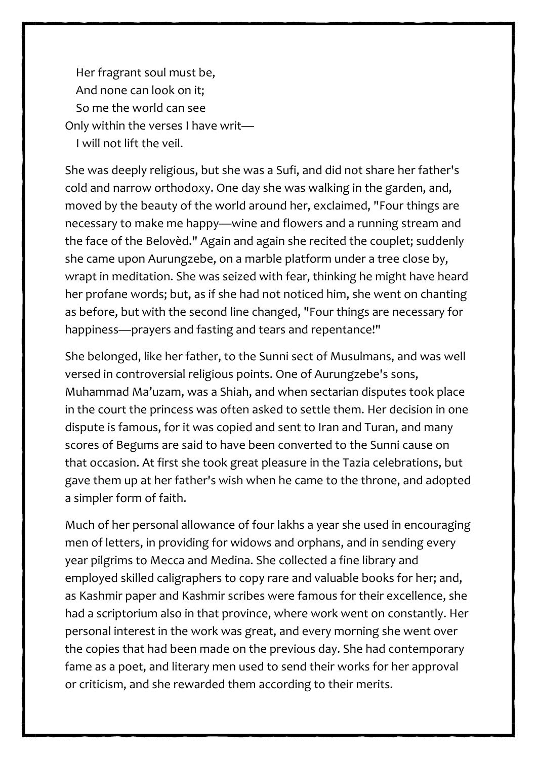Her fragrant soul must be,  
And none can look on it;  
So me the world can see  
Only within the verses I have writ—  
I will not lift the veil.

She was deeply religious, but she was a Sufi, and did not share her father's cold and narrow orthodoxy. One day she was walking in the garden, and, moved by the beauty of the world around her, exclaimed, "Four things are necessary to make me happy—wine and flowers and a running stream and the face of the Belovèd." Again and again she recited the couplet; suddenly she came upon Aurungzebe, on a marble platform under a tree close by, wrapt in meditation. She was seized with fear, thinking he might have heard her profane words; but, as if she had not noticed him, she went on chanting as before, but with the second line changed, "Four things are necessary for happiness—prayers and fasting and tears and repentance!"

She belonged, like her father, to the Sunni sect of Musulmans, and was well versed in controversial religious points. One of Aurungzebe's sons, Muhammad Ma'uzam, was a Shiah, and when sectarian disputes took place in the court the princess was often asked to settle them. Her decision in one dispute is famous, for it was copied and sent to Iran and Turan, and many scores of Begums are said to have been converted to the Sunni cause on that occasion. At first she took great pleasure in the Tazia celebrations, but gave them up at her father's wish when he came to the throne, and adopted a simpler form of faith.

Much of her personal allowance of four lakhs a year she used in encouraging men of letters, in providing for widows and orphans, and in sending every year pilgrims to Mecca and Medina. She collected a fine library and employed skilled caligraphers to copy rare and valuable books for her; and, as Kashmir paper and Kashmir scribes were famous for their excellence, she had a scriptorium also in that province, where work went on constantly. Her personal interest in the work was great, and every morning she went over the copies that had been made on the previous day. She had contemporary fame as a poet, and literary men used to send their works for her approval or criticism, and she rewarded them according to their merits.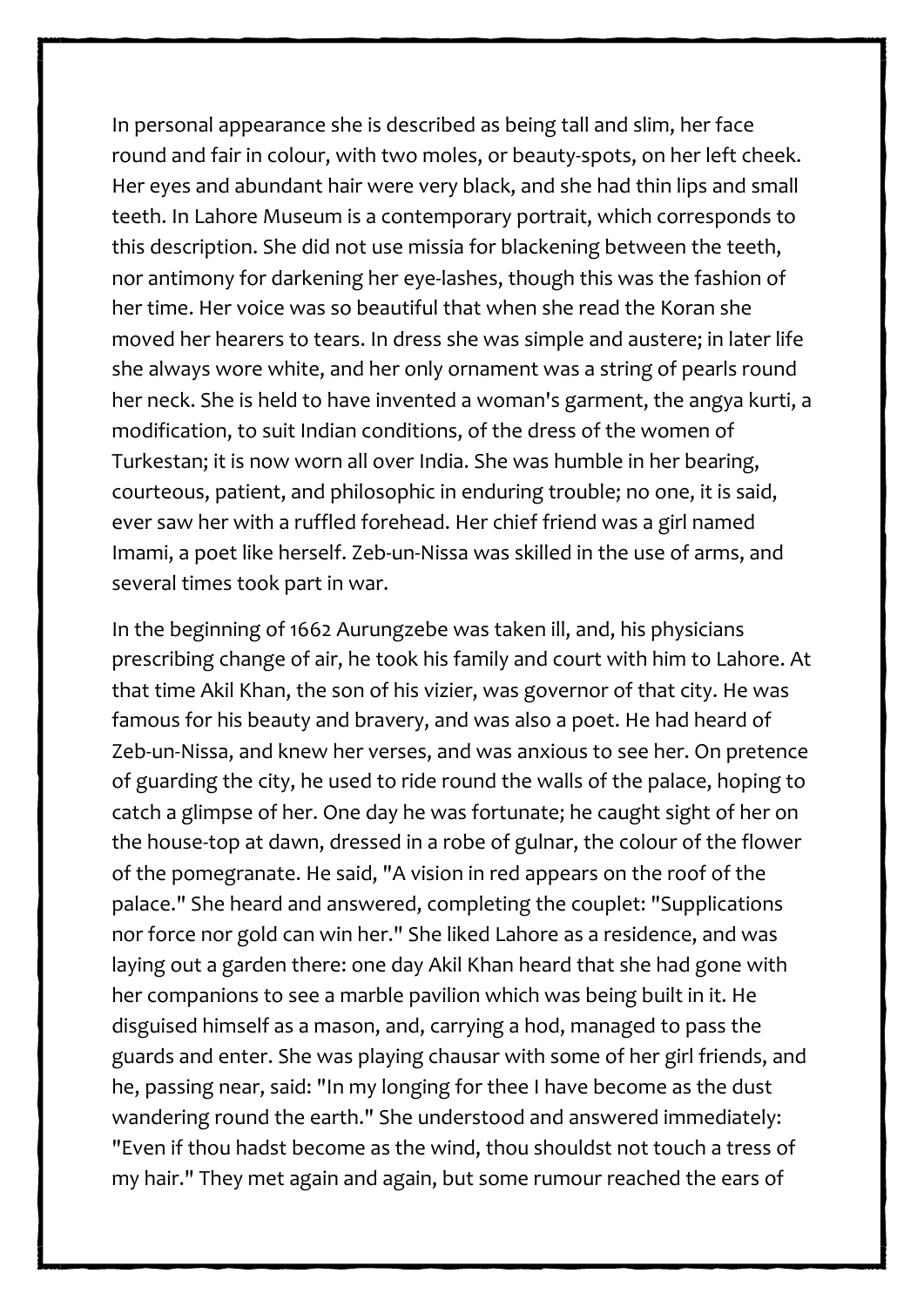In personal appearance she is described as being tall and slim, her face round and fair in colour, with two moles, or beauty-spots, on her left cheek. Her eyes and abundant hair were very black, and she had thin lips and small teeth. In Lahore Museum is a contemporary portrait, which corresponds to this description. She did not use missia for blackening between the teeth, nor antimony for darkening her eye-lashes, though this was the fashion of her time. Her voice was so beautiful that when she read the Koran she moved her hearers to tears. In dress she was simple and austere; in later life she always wore white, and her only ornament was a string of pearls round her neck. She is held to have invented a woman's garment, the angya kurti, a modification, to suit Indian conditions, of the dress of the women of Turkestan; it is now worn all over India. She was humble in her bearing, courteous, patient, and philosophic in enduring trouble; no one, it is said, ever saw her with a ruffled forehead. Her chief friend was a girl named Imami, a poet like herself. Zeb-un-Nissa was skilled in the use of arms, and several times took part in war.

In the beginning of 1662 Aurungzebe was taken ill, and, his physicians prescribing change of air, he took his family and court with him to Lahore. At that time Akil Khan, the son of his vizier, was governor of that city. He was famous for his beauty and bravery, and was also a poet. He had heard of Zeb-un-Nissa, and knew her verses, and was anxious to see her. On pretence of guarding the city, he used to ride round the walls of the palace, hoping to catch a glimpse of her. One day he was fortunate; he caught sight of her on the house-top at dawn, dressed in a robe of gulnar, the colour of the flower of the pomegranate. He said, "A vision in red appears on the roof of the palace." She heard and answered, completing the couplet: "Supplications nor force nor gold can win her." She liked Lahore as a residence, and was laying out a garden there: one day Akil Khan heard that she had gone with her companions to see a marble pavilion which was being built in it. He disguised himself as a mason, and, carrying a hod, managed to pass the guards and enter. She was playing chausar with some of her girl friends, and he, passing near, said: "In my longing for thee I have become as the dust wandering round the earth." She understood and answered immediately: "Even if thou hadst become as the wind, thou shouldst not touch a tress of my hair." They met again and again, but some rumour reached the ears of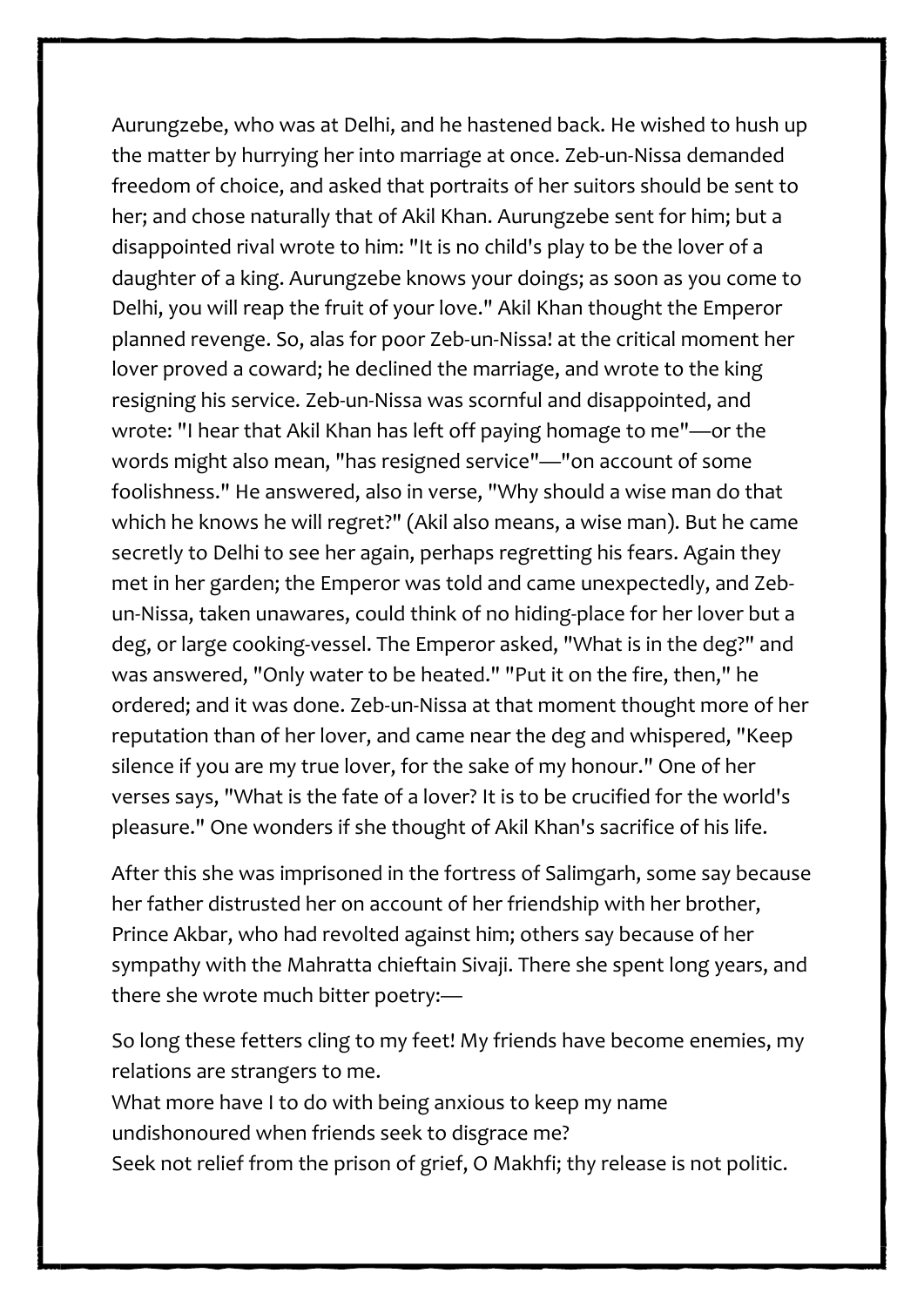Aurungzebe, who was at Delhi, and he hastened back. He wished to hush up the matter by hurrying her into marriage at once. Zeb-un-Nissa demanded freedom of choice, and asked that portraits of her suitors should be sent to her; and chose naturally that of Akil Khan. Aurungzebe sent for him; but a disappointed rival wrote to him: "It is no child's play to be the lover of a daughter of a king. Aurungzebe knows your doings; as soon as you come to Delhi, you will reap the fruit of your love." Akil Khan thought the Emperor planned revenge. So, alas for poor Zeb-un-Nissa! at the critical moment her lover proved a coward; he declined the marriage, and wrote to the king resigning his service. Zeb-un-Nissa was scornful and disappointed, and wrote: "I hear that Akil Khan has left off paying homage to me"—or the words might also mean, "has resigned service"—"on account of some foolishness." He answered, also in verse, "Why should a wise man do that which he knows he will regret?" (Akil also means, a wise man). But he came secretly to Delhi to see her again, perhaps regretting his fears. Again they met in her garden; the Emperor was told and came unexpectedly, and Zeb-un-Nissa, taken unawares, could think of no hiding-place for her lover but a deg, or large cooking-vessel. The Emperor asked, "What is in the deg?" and was answered, "Only water to be heated." "Put it on the fire, then," he ordered; and it was done. Zeb-un-Nissa at that moment thought more of her reputation than of her lover, and came near the deg and whispered, "Keep silence if you are my true lover, for the sake of my honour." One of her verses says, "What is the fate of a lover? It is to be crucified for the world's pleasure." One wonders if she thought of Akil Khan's sacrifice of his life.

After this she was imprisoned in the fortress of Salimgarh, some say because her father distrusted her on account of her friendship with her brother, Prince Akbar, who had revolted against him; others say because of her sympathy with the Mahratta chieftain Sivaji. There she spent long years, and there she wrote much bitter poetry:—

So long these fetters cling to my feet! My friends have become enemies, my relations are strangers to me.  
What more have I to do with being anxious to keep my name undishonoured when friends seek to disgrace me?  
Seek not relief from the prison of grief, O Makhfi; thy release is not politic.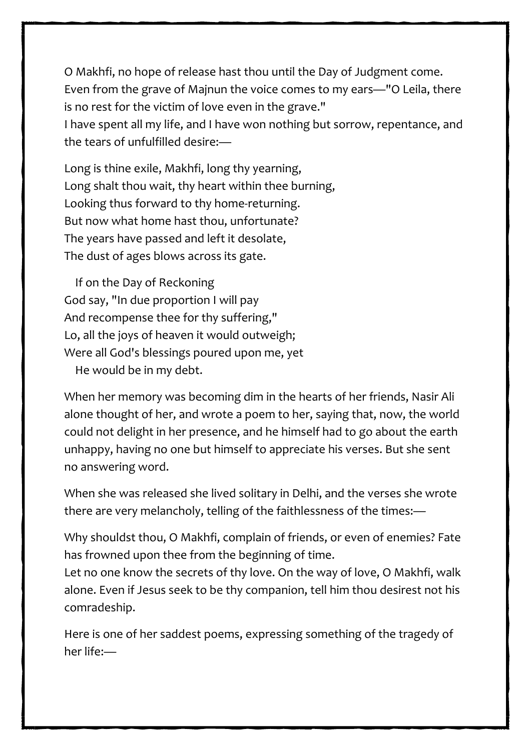O Makhfi, no hope of release hast thou until the Day of Judgment come.
Even from the grave of Majnun the voice comes to my ears—"O Leila, there is no rest for the victim of love even in the grave."
I have spent all my life, and I have won nothing but sorrow, repentance, and the tears of unfulfilled desire:—

Long is thine exile, Makhfi, long thy yearning,
Long shalt thou wait, thy heart within thee burning,
Looking thus forward to thy home-returning.
But now what home hast thou, unfortunate?
The years have passed and left it desolate,
The dust of ages blows across its gate.

If on the Day of Reckoning
God say, "In due proportion I will pay
And recompense thee for thy suffering,"
Lo, all the joys of heaven it would outweigh;
Were all God's blessings poured upon me, yet
He would be in my debt.

When her memory was becoming dim in the hearts of her friends, Nasir Ali alone thought of her, and wrote a poem to her, saying that, now, the world could not delight in her presence, and he himself had to go about the earth unhappy, having no one but himself to appreciate his verses. But she sent no answering word.

When she was released she lived solitary in Delhi, and the verses she wrote there are very melancholy, telling of the faithlessness of the times:—

Why shouldst thou, O Makhfi, complain of friends, or even of enemies? Fate has frowned upon thee from the beginning of time.
Let no one know the secrets of thy love. On the way of love, O Makhfi, walk alone. Even if Jesus seek to be thy companion, tell him thou desirest not his comradeship.

Here is one of her saddest poems, expressing something of the tragedy of her life:—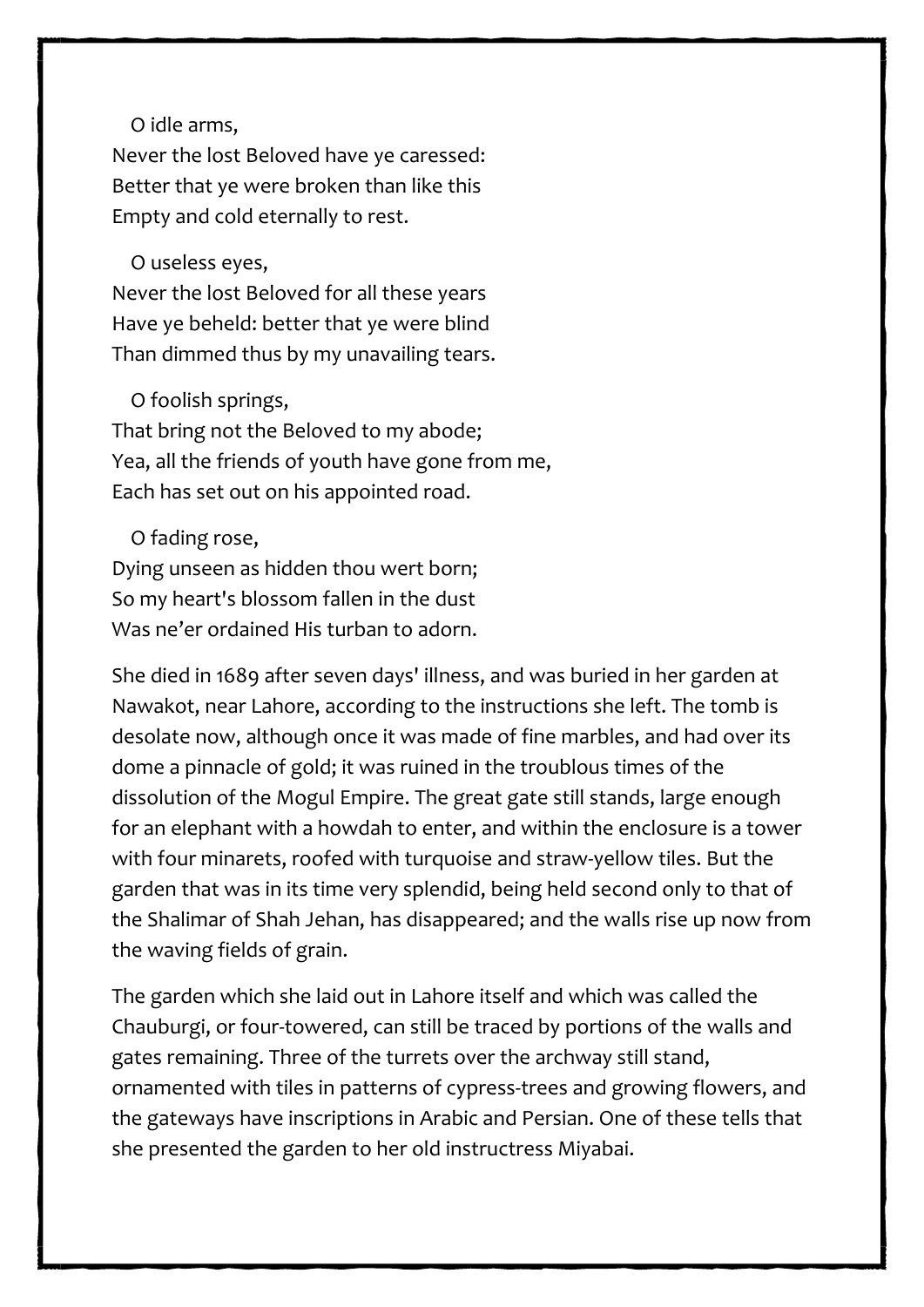O idle arms,  
Never the lost Beloved have ye caressed:  
Better that ye were broken than like this  
Empty and cold eternally to rest.

O useless eyes,  
Never the lost Beloved for all these years  
Have ye beheld: better that ye were blind  
Than dimmed thus by my unavailing tears.

O foolish springs,  
That bring not the Beloved to my abode;  
Yea, all the friends of youth have gone from me,  
Each has set out on his appointed road.

O fading rose,  
Dying unseen as hidden thou wert born;  
So my heart's blossom fallen in the dust  
Was ne'er ordained His turban to adorn.

She died in 1689 after seven days' illness, and was buried in her garden at Nawakot, near Lahore, according to the instructions she left. The tomb is desolate now, although once it was made of fine marbles, and had over its dome a pinnacle of gold; it was ruined in the troublous times of the dissolution of the Mogul Empire. The great gate still stands, large enough for an elephant with a howdah to enter, and within the enclosure is a tower with four minarets, roofed with turquoise and straw-yellow tiles. But the garden that was in its time very splendid, being held second only to that of the Shalimar of Shah Jehan, has disappeared; and the walls rise up now from the waving fields of grain.

The garden which she laid out in Lahore itself and which was called the Chauburgi, or four-towered, can still be traced by portions of the walls and gates remaining. Three of the turrets over the archway still stand, ornamented with tiles in patterns of cypress-trees and growing flowers, and the gateways have inscriptions in Arabic and Persian. One of these tells that she presented the garden to her old instructress Miyabai.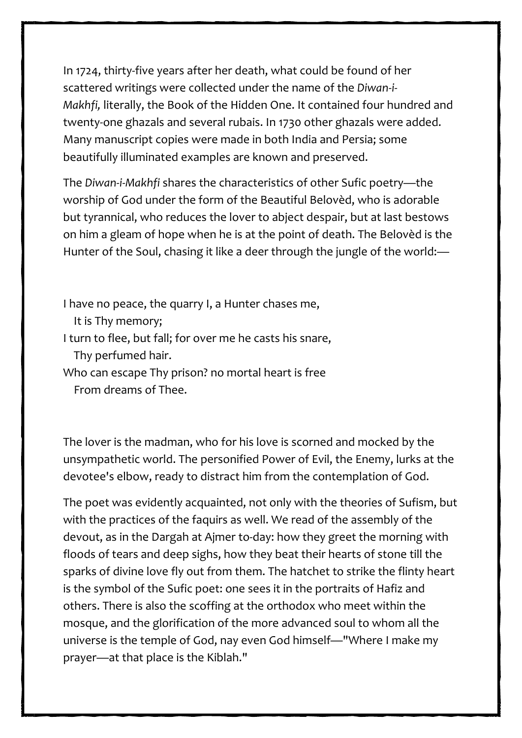In 1724, thirty-five years after her death, what could be found of her scattered writings were collected under the name of the *Diwan-i-Makhfi,* literally, the Book of the Hidden One. It contained four hundred and twenty-one ghazals and several rubais. In 1730 other ghazals were added. Many manuscript copies were made in both India and Persia; some beautifully illuminated examples are known and preserved.

The *Diwan-i-Makhfi* shares the characteristics of other Sufic poetry—the worship of God under the form of the Beautiful Belovèd, who is adorable but tyrannical, who reduces the lover to abject despair, but at last bestows on him a gleam of hope when he is at the point of death. The Belovèd is the Hunter of the Soul, chasing it like a deer through the jungle of the world:—

I have no peace, the quarry I, a Hunter chases me,  
   It is Thy memory;  
I turn to flee, but fall; for over me he casts his snare,  
   Thy perfumed hair.  
Who can escape Thy prison? no mortal heart is free  
   From dreams of Thee.

The lover is the madman, who for his love is scorned and mocked by the unsympathetic world. The personified Power of Evil, the Enemy, lurks at the devotee's elbow, ready to distract him from the contemplation of God.

The poet was evidently acquainted, not only with the theories of Sufism, but with the practices of the faquirs as well. We read of the assembly of the devout, as in the Dargah at Ajmer to-day: how they greet the morning with floods of tears and deep sighs, how they beat their hearts of stone till the sparks of divine love fly out from them. The hatchet to strike the flinty heart is the symbol of the Sufic poet: one sees it in the portraits of Hafiz and others. There is also the scoffing at the orthodox who meet within the mosque, and the glorification of the more advanced soul to whom all the universe is the temple of God, nay even God himself—"Where I make my prayer—at that place is the Kiblah."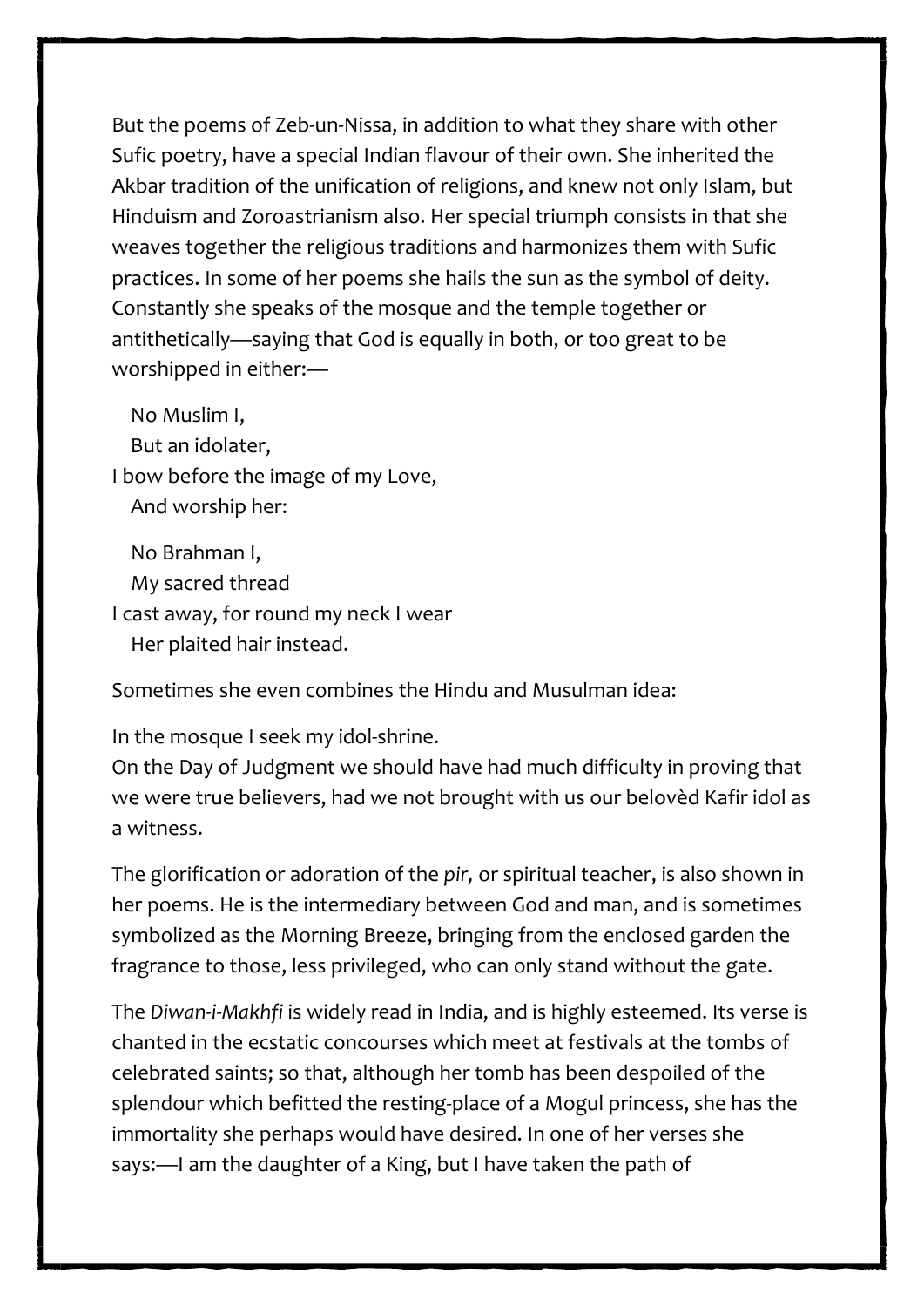But the poems of Zeb-un-Nissa, in addition to what they share with other Sufic poetry, have a special Indian flavour of their own. She inherited the Akbar tradition of the unification of religions, and knew not only Islam, but Hinduism and Zoroastrianism also. Her special triumph consists in that she weaves together the religious traditions and harmonizes them with Sufic practices. In some of her poems she hails the sun as the symbol of deity. Constantly she speaks of the mosque and the temple together or antithetically—saying that God is equally in both, or too great to be worshipped in either:—

No Muslim I,  
But an idolater,  
I bow before the image of my Love,  
And worship her:

No Brahman I,  
My sacred thread  
I cast away, for round my neck I wear  
Her plaited hair instead.

Sometimes she even combines the Hindu and Musulman idea:

In the mosque I seek my idol-shrine.  
On the Day of Judgment we should have had much difficulty in proving that we were true believers, had we not brought with us our belovèd Kafir idol as a witness.

The glorification or adoration of the *pir,* or spiritual teacher, is also shown in her poems. He is the intermediary between God and man, and is sometimes symbolized as the Morning Breeze, bringing from the enclosed garden the fragrance to those, less privileged, who can only stand without the gate.

The *Diwan-i-Makhfi* is widely read in India, and is highly esteemed. Its verse is chanted in the ecstatic concourses which meet at festivals at the tombs of celebrated saints; so that, although her tomb has been despoiled of the splendour which befitted the resting-place of a Mogul princess, she has the immortality she perhaps would have desired. In one of her verses she says:—I am the daughter of a King, but I have taken the path of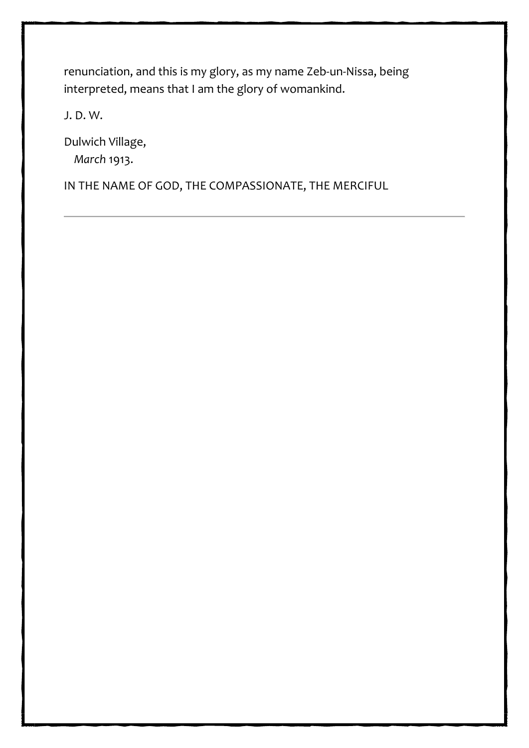renunciation, and this is my glory, as my name Zeb-un-Nissa, being interpreted, means that I am the glory of womankind.

J. D. W.

Dulwich Village,
*March* 1913.

IN THE NAME OF GOD, THE COMPASSIONATE, THE MERCIFUL

---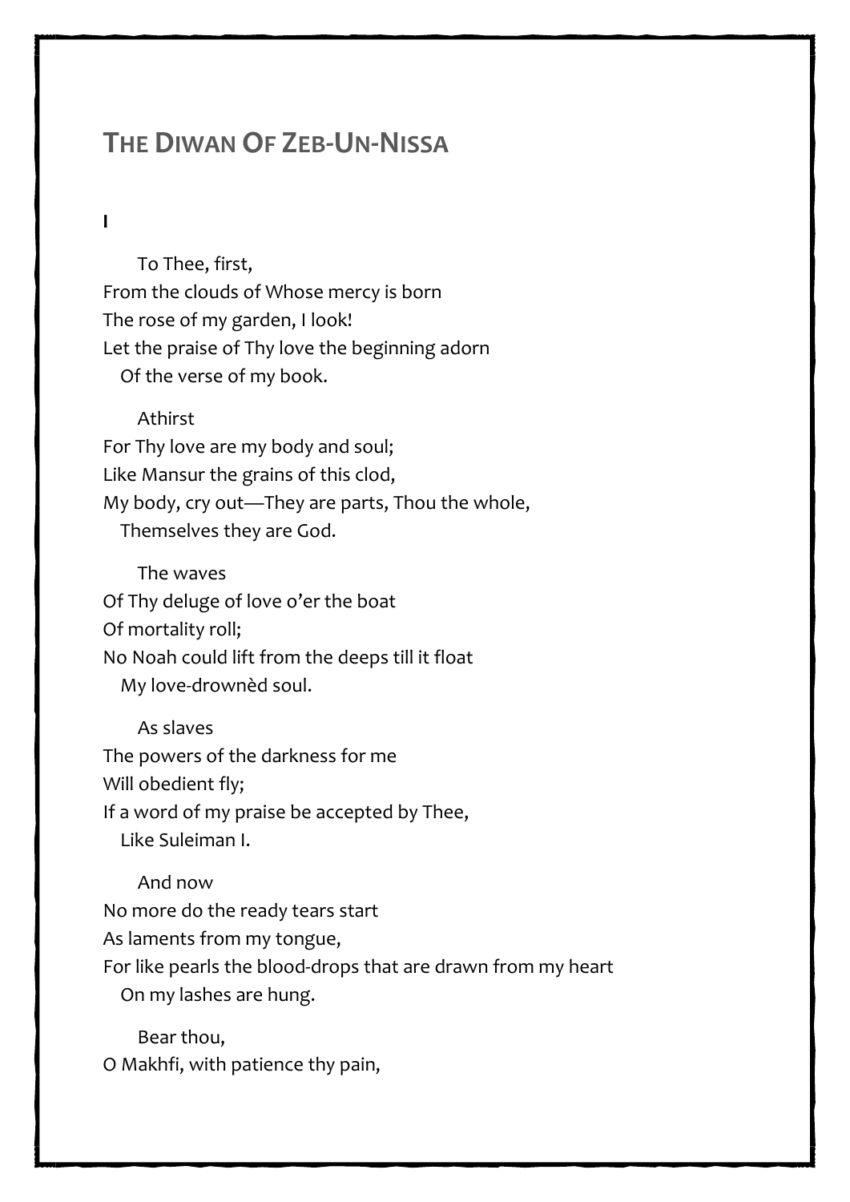## The Diwan Of Zeb-Un-Nissa

### I

To Thee, first,
From the clouds of Whose mercy is born
The rose of my garden, I look!
Let the praise of Thy love the beginning adorn
Of the verse of my book.

Athirst
For Thy love are my body and soul;
Like Mansur the grains of this clod,
My body, cry out—They are parts, Thou the whole,
Themselves they are God.

The waves
Of Thy deluge of love o'er the boat
Of mortality roll;
No Noah could lift from the deeps till it float
My love-drownèd soul.

As slaves
The powers of the darkness for me
Will obedient fly;
If a word of my praise be accepted by Thee,
Like Suleiman I.

And now
No more do the ready tears start
As laments from my tongue,
For like pearls the blood-drops that are drawn from my heart
On my lashes are hung.

Bear thou,
O Makhfi, with patience thy pain,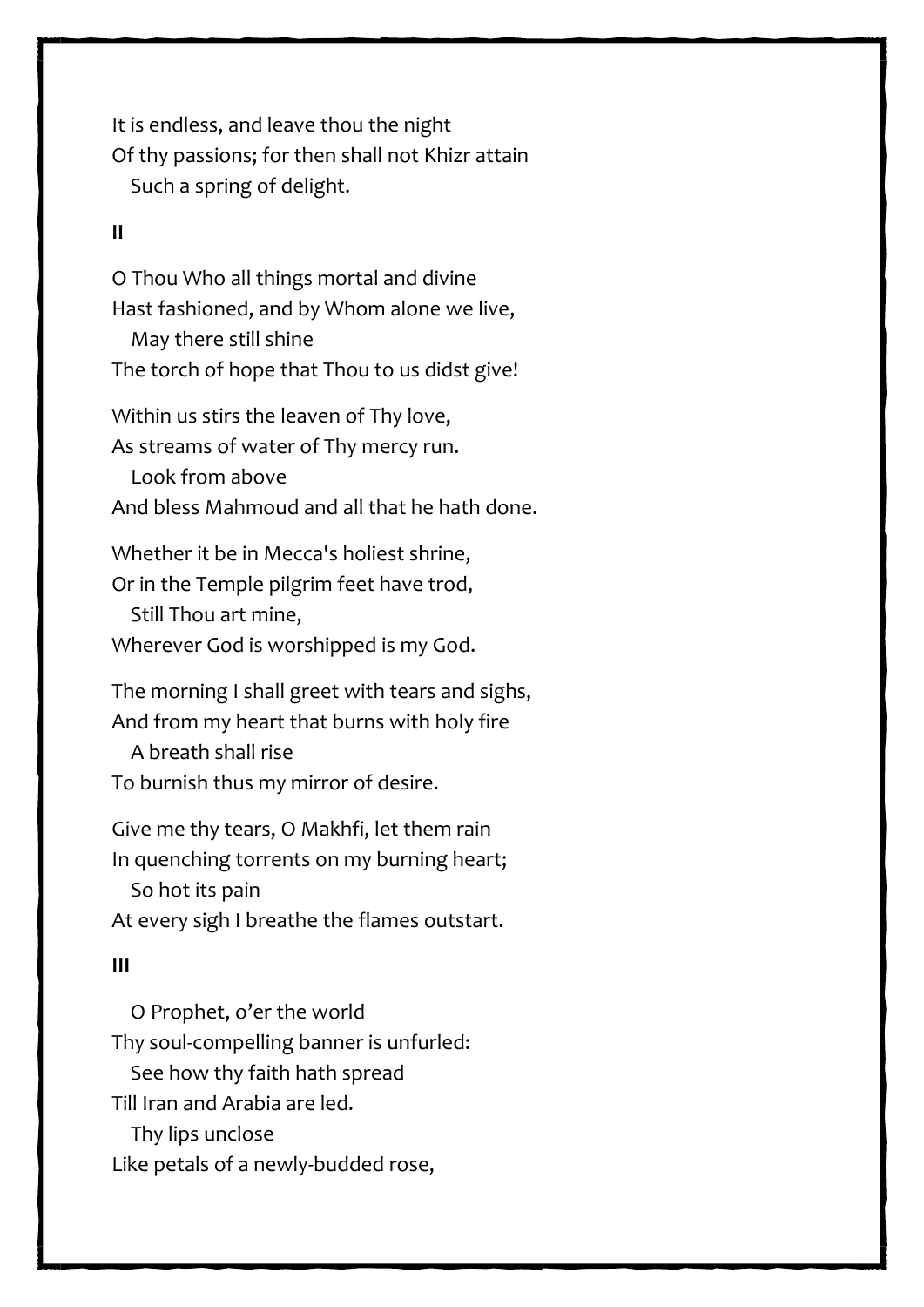It is endless, and leave thou the night  
Of thy passions; for then shall not Khizr attain  
   Such a spring of delight.

**II**

O Thou Who all things mortal and divine  
Hast fashioned, and by Whom alone we live,  
   May there still shine  
The torch of hope that Thou to us didst give!

Within us stirs the leaven of Thy love,  
As streams of water of Thy mercy run.  
   Look from above  
And bless Mahmoud and all that he hath done.

Whether it be in Mecca's holiest shrine,  
Or in the Temple pilgrim feet have trod,  
   Still Thou art mine,  
Wherever God is worshipped is my God.

The morning I shall greet with tears and sighs,  
And from my heart that burns with holy fire  
   A breath shall rise  
To burnish thus my mirror of desire.

Give me thy tears, O Makhfi, let them rain  
In quenching torrents on my burning heart;  
   So hot its pain  
At every sigh I breathe the flames outstart.

**III**

   O Prophet, o'er the world  
Thy soul-compelling banner is unfurled:  
   See how thy faith hath spread  
Till Iran and Arabia are led.  
   Thy lips unclose  
Like petals of a newly-budded rose,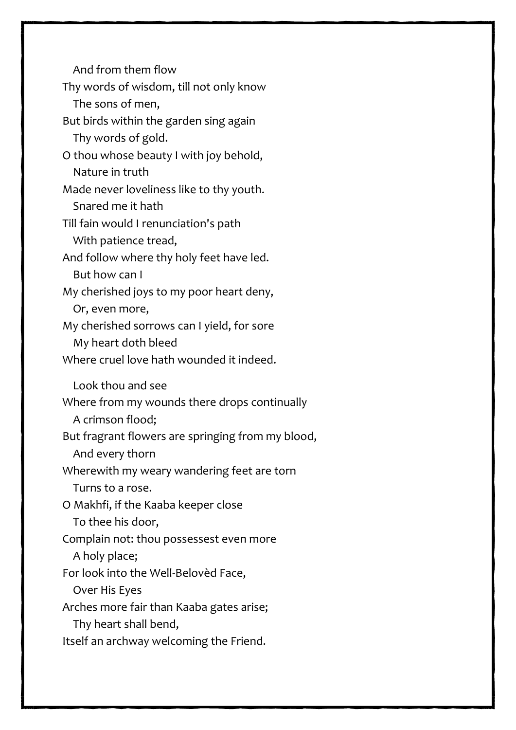And from them flow  
Thy words of wisdom, till not only know  
The sons of men,  
But birds within the garden sing again  
Thy words of gold.  
O thou whose beauty I with joy behold,  
Nature in truth  
Made never loveliness like to thy youth.  
Snared me it hath  
Till fain would I renunciation's path  
With patience tread,  
And follow where thy holy feet have led.  
But how can I  
My cherished joys to my poor heart deny,  
Or, even more,  
My cherished sorrows can I yield, for sore  
My heart doth bleed  
Where cruel love hath wounded it indeed.

Look thou and see  
Where from my wounds there drops continually  
A crimson flood;  
But fragrant flowers are springing from my blood,  
And every thorn  
Wherewith my weary wandering feet are torn  
Turns to a rose.  
O Makhfi, if the Kaaba keeper close  
To thee his door,  
Complain not: thou possessest even more  
A holy place;  
For look into the Well-Belovèd Face,  
Over His Eyes  
Arches more fair than Kaaba gates arise;  
Thy heart shall bend,  
Itself an archway welcoming the Friend.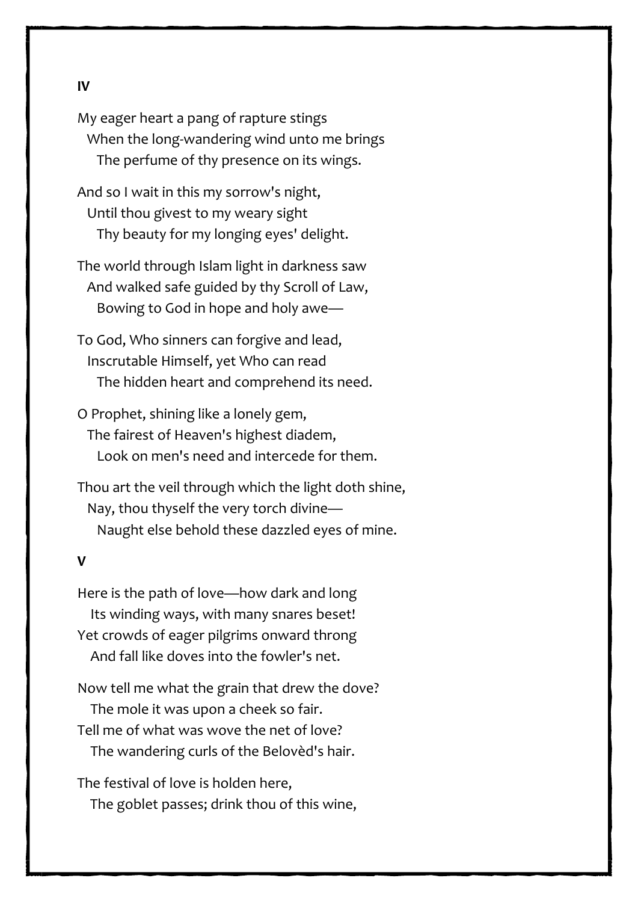**IV**

My eager heart a pang of rapture stings
  When the long-wandering wind unto me brings
    The perfume of thy presence on its wings.

And so I wait in this my sorrow's night,
  Until thou givest to my weary sight
    Thy beauty for my longing eyes' delight.

The world through Islam light in darkness saw
  And walked safe guided by thy Scroll of Law,
    Bowing to God in hope and holy awe—

To God, Who sinners can forgive and lead,
  Inscrutable Himself, yet Who can read
    The hidden heart and comprehend its need.

O Prophet, shining like a lonely gem,
  The fairest of Heaven's highest diadem,
    Look on men's need and intercede for them.

Thou art the veil through which the light doth shine,
  Nay, thou thyself the very torch divine—
    Naught else behold these dazzled eyes of mine.

**V**

Here is the path of love—how dark and long
  Its winding ways, with many snares beset!
Yet crowds of eager pilgrims onward throng
  And fall like doves into the fowler's net.

Now tell me what the grain that drew the dove?
  The mole it was upon a cheek so fair.
Tell me of what was wove the net of love?
  The wandering curls of the Belovèd's hair.

The festival of love is holden here,
  The goblet passes; drink thou of this wine,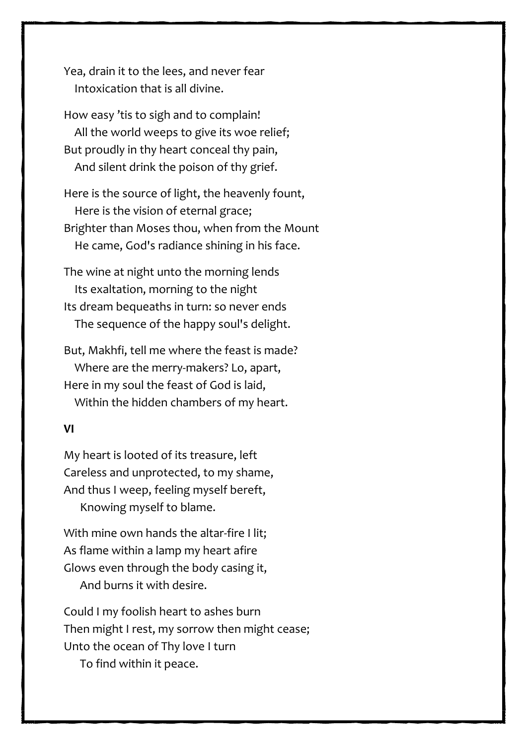Yea, drain it to the lees, and never fear
   Intoxication that is all divine.

How easy 'tis to sigh and to complain!
   All the world weeps to give its woe relief;
But proudly in thy heart conceal thy pain,
   And silent drink the poison of thy grief.

Here is the source of light, the heavenly fount,
   Here is the vision of eternal grace;
Brighter than Moses thou, when from the Mount
   He came, God's radiance shining in his face.

The wine at night unto the morning lends
   Its exaltation, morning to the night
Its dream bequeaths in turn: so never ends
   The sequence of the happy soul's delight.

But, Makhfi, tell me where the feast is made?
   Where are the merry-makers? Lo, apart,
Here in my soul the feast of God is laid,
   Within the hidden chambers of my heart.

**VI**

My heart is looted of its treasure, left
Careless and unprotected, to my shame,
And thus I weep, feeling myself bereft,
   Knowing myself to blame.

With mine own hands the altar-fire I lit;
As flame within a lamp my heart afire
Glows even through the body casing it,
   And burns it with desire.

Could I my foolish heart to ashes burn
Then might I rest, my sorrow then might cease;
Unto the ocean of Thy love I turn
   To find within it peace.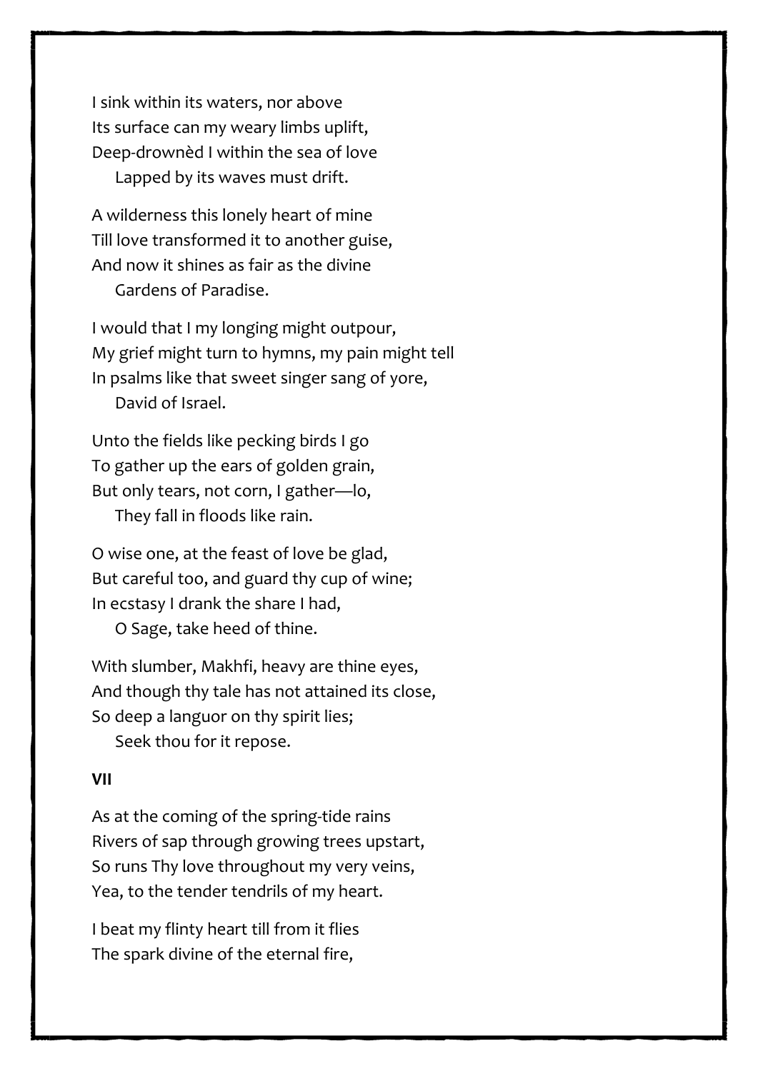I sink within its waters, nor above
Its surface can my weary limbs uplift,
Deep-drownèd I within the sea of love
    Lapped by its waves must drift.

A wilderness this lonely heart of mine
Till love transformed it to another guise,
And now it shines as fair as the divine
    Gardens of Paradise.

I would that I my longing might outpour,
My grief might turn to hymns, my pain might tell
In psalms like that sweet singer sang of yore,
    David of Israel.

Unto the fields like pecking birds I go
To gather up the ears of golden grain,
But only tears, not corn, I gather—lo,
    They fall in floods like rain.

O wise one, at the feast of love be glad,
But careful too, and guard thy cup of wine;
In ecstasy I drank the share I had,
    O Sage, take heed of thine.

With slumber, Makhfi, heavy are thine eyes,
And though thy tale has not attained its close,
So deep a languor on thy spirit lies;
    Seek thou for it repose.

**VII**

As at the coming of the spring-tide rains
Rivers of sap through growing trees upstart,
So runs Thy love throughout my very veins,
Yea, to the tender tendrils of my heart.

I beat my flinty heart till from it flies
The spark divine of the eternal fire,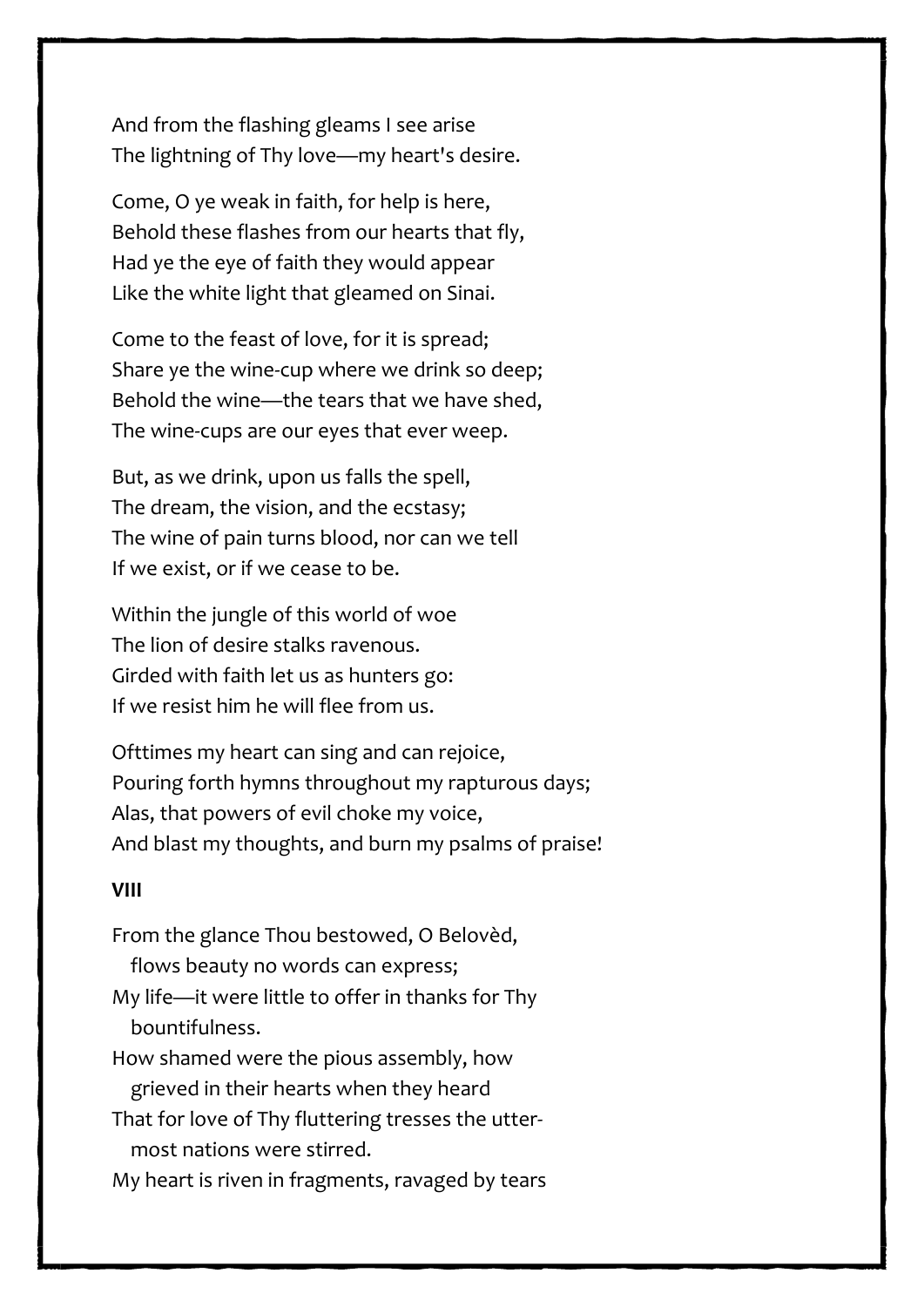And from the flashing gleams I see arise
The lightning of Thy love—my heart's desire.

Come, O ye weak in faith, for help is here,
Behold these flashes from our hearts that fly,
Had ye the eye of faith they would appear
Like the white light that gleamed on Sinai.

Come to the feast of love, for it is spread;
Share ye the wine-cup where we drink so deep;
Behold the wine—the tears that we have shed,
The wine-cups are our eyes that ever weep.

But, as we drink, upon us falls the spell,
The dream, the vision, and the ecstasy;
The wine of pain turns blood, nor can we tell
If we exist, or if we cease to be.

Within the jungle of this world of woe
The lion of desire stalks ravenous.
Girded with faith let us as hunters go:
If we resist him he will flee from us.

Ofttimes my heart can sing and can rejoice,
Pouring forth hymns throughout my rapturous days;
Alas, that powers of evil choke my voice,
And blast my thoughts, and burn my psalms of praise!

**VIII**

From the glance Thou bestowed, O Belovèd,
flows beauty no words can express;
My life—it were little to offer in thanks for Thy
bountifulness.
How shamed were the pious assembly, how
grieved in their hearts when they heard
That for love of Thy fluttering tresses the utter-
most nations were stirred.
My heart is riven in fragments, ravaged by tears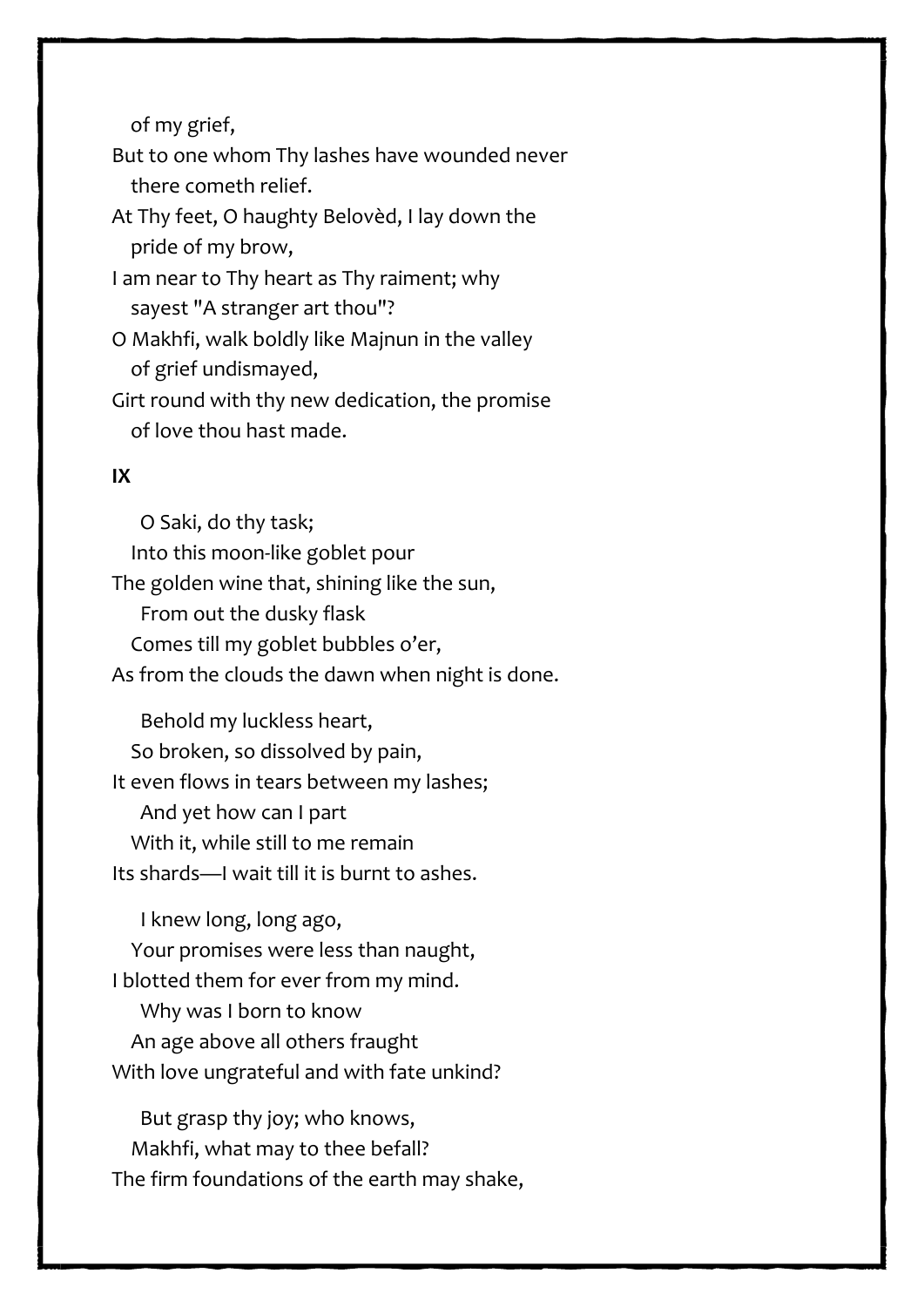of my grief,  
But to one whom Thy lashes have wounded never  
there cometh relief.  
At Thy feet, O haughty Belovèd, I lay down the  
pride of my brow,  
I am near to Thy heart as Thy raiment; why  
sayest "A stranger art thou"?  
O Makhfi, walk boldly like Majnun in the valley  
of grief undismayed,  
Girt round with thy new dedication, the promise  
of love thou hast made.

**IX**

O Saki, do thy task;  
Into this moon-like goblet pour  
The golden wine that, shining like the sun,  
From out the dusky flask  
Comes till my goblet bubbles o'er,  
As from the clouds the dawn when night is done.

Behold my luckless heart,  
So broken, so dissolved by pain,  
It even flows in tears between my lashes;  
And yet how can I part  
With it, while still to me remain  
Its shards—I wait till it is burnt to ashes.

I knew long, long ago,  
Your promises were less than naught,  
I blotted them for ever from my mind.  
Why was I born to know  
An age above all others fraught  
With love ungrateful and with fate unkind?

But grasp thy joy; who knows,  
Makhfi, what may to thee befall?  
The firm foundations of the earth may shake,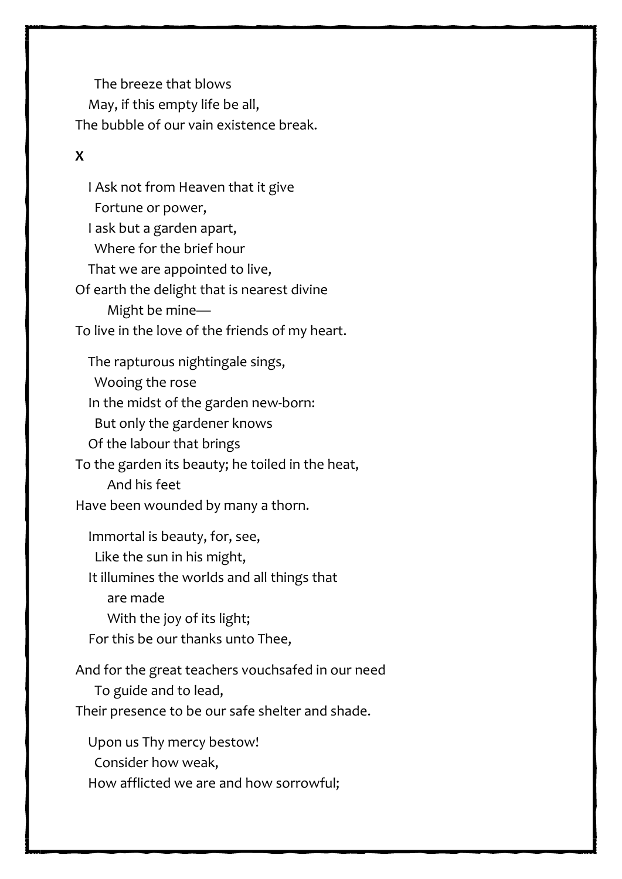The breeze that blows  
May, if this empty life be all,  
The bubble of our vain existence break.

### X

I Ask not from Heaven that it give  
Fortune or power,  
I ask but a garden apart,  
Where for the brief hour  
That we are appointed to live,  
Of earth the delight that is nearest divine  
Might be mine—  
To live in the love of the friends of my heart.

The rapturous nightingale sings,  
Wooing the rose  
In the midst of the garden new-born:  
But only the gardener knows  
Of the labour that brings  
To the garden its beauty; he toiled in the heat,  
And his feet  
Have been wounded by many a thorn.

Immortal is beauty, for, see,  
Like the sun in his might,  
It illumines the worlds and all things that  
are made  
With the joy of its light;  
For this be our thanks unto Thee,

And for the great teachers vouchsafed in our need  
To guide and to lead,  
Their presence to be our safe shelter and shade.

Upon us Thy mercy bestow!  
Consider how weak,  
How afflicted we are and how sorrowful;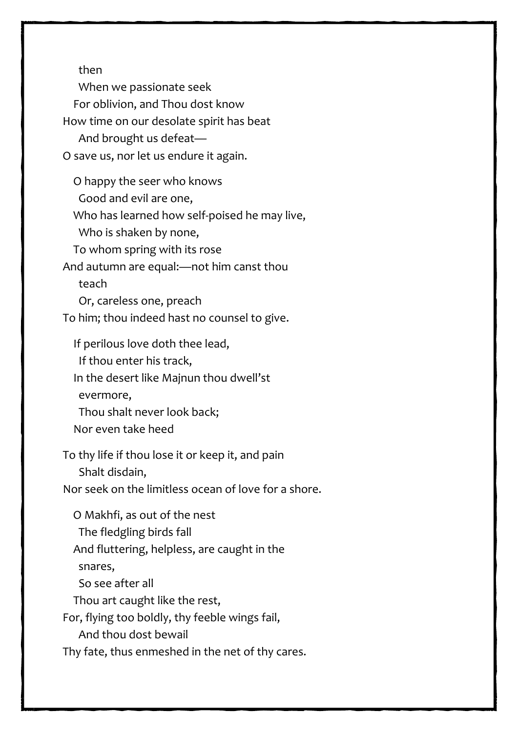then
When we passionate seek
For oblivion, and Thou dost know
How time on our desolate spirit has beat
And brought us defeat—
O save us, nor let us endure it again.

O happy the seer who knows
Good and evil are one,
Who has learned how self-poised he may live,
Who is shaken by none,
To whom spring with its rose
And autumn are equal:—not him canst thou
teach
Or, careless one, preach
To him; thou indeed hast no counsel to give.

If perilous love doth thee lead,
If thou enter his track,
In the desert like Majnun thou dwell'st
evermore,
Thou shalt never look back;
Nor even take heed

To thy life if thou lose it or keep it, and pain
Shalt disdain,
Nor seek on the limitless ocean of love for a shore.

O Makhfi, as out of the nest
The fledgling birds fall
And fluttering, helpless, are caught in the
snares,
So see after all
Thou art caught like the rest,
For, flying too boldly, thy feeble wings fail,
And thou dost bewail
Thy fate, thus enmeshed in the net of thy cares.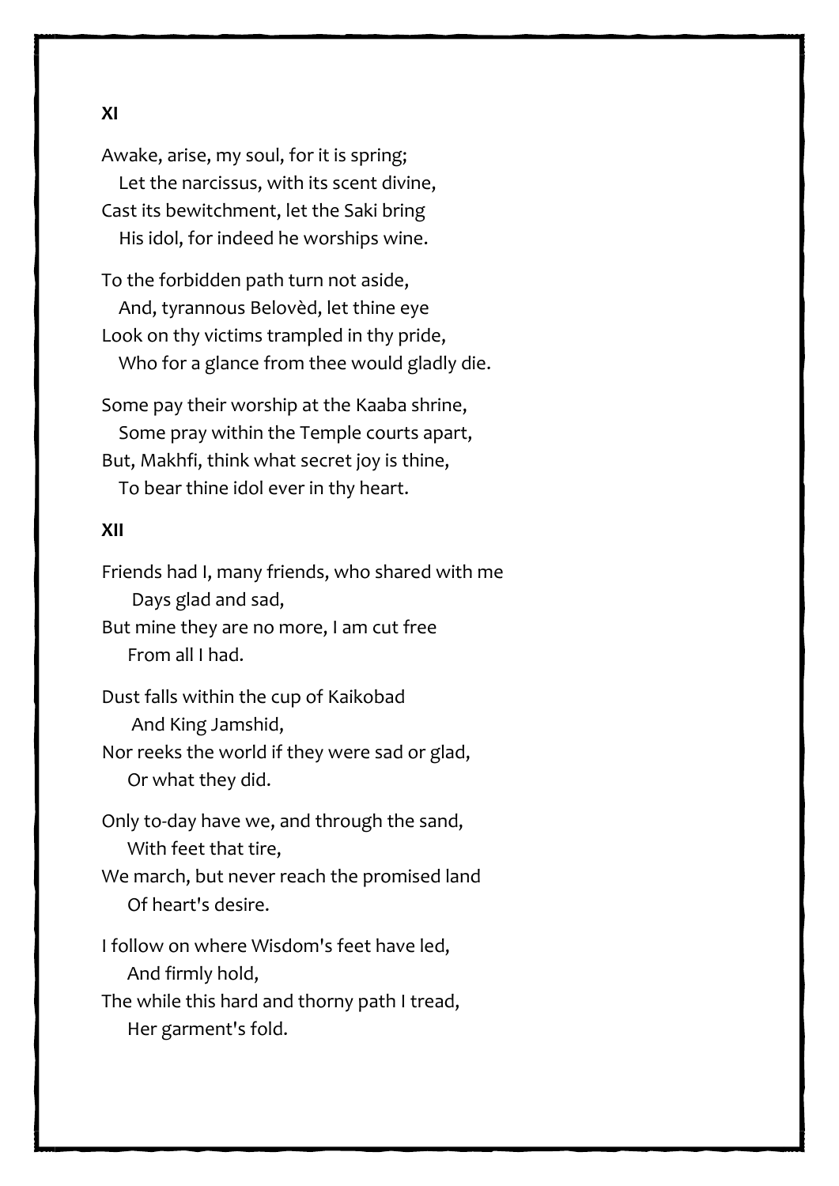## XI

Awake, arise, my soul, for it is spring;
Let the narcissus, with its scent divine,
Cast its bewitchment, let the Saki bring
His idol, for indeed he worships wine.

To the forbidden path turn not aside,
And, tyrannous Belovèd, let thine eye
Look on thy victims trampled in thy pride,
Who for a glance from thee would gladly die.

Some pay their worship at the Kaaba shrine,
Some pray within the Temple courts apart,
But, Makhfi, think what secret joy is thine,
To bear thine idol ever in thy heart.

## XII

Friends had I, many friends, who shared with me
Days glad and sad,
But mine they are no more, I am cut free
From all I had.

Dust falls within the cup of Kaikobad
And King Jamshid,
Nor reeks the world if they were sad or glad,
Or what they did.

Only to-day have we, and through the sand,
With feet that tire,
We march, but never reach the promised land
Of heart's desire.

I follow on where Wisdom's feet have led,
And firmly hold,
The while this hard and thorny path I tread,
Her garment's fold.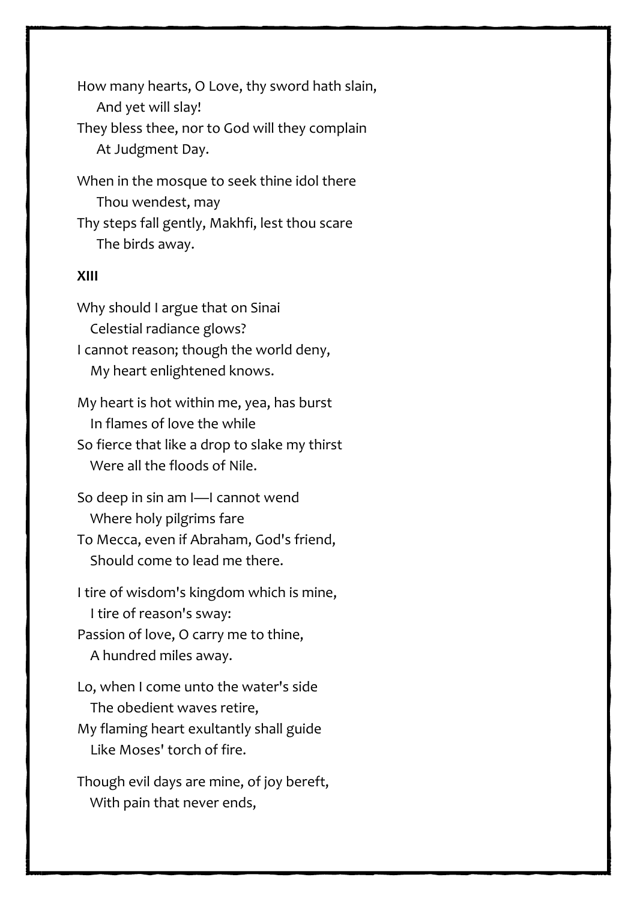How many hearts, O Love, thy sword hath slain,
  And yet will slay!
They bless thee, nor to God will they complain
  At Judgment Day.

When in the mosque to seek thine idol there
  Thou wendest, may
Thy steps fall gently, Makhfi, lest thou scare
  The birds away.

### XIII

Why should I argue that on Sinai
  Celestial radiance glows?
I cannot reason; though the world deny,
  My heart enlightened knows.

My heart is hot within me, yea, has burst
  In flames of love the while
So fierce that like a drop to slake my thirst
  Were all the floods of Nile.

So deep in sin am I—I cannot wend
  Where holy pilgrims fare
To Mecca, even if Abraham, God's friend,
  Should come to lead me there.

I tire of wisdom's kingdom which is mine,
  I tire of reason's sway:
Passion of love, O carry me to thine,
  A hundred miles away.

Lo, when I come unto the water's side
  The obedient waves retire,
My flaming heart exultantly shall guide
  Like Moses' torch of fire.

Though evil days are mine, of joy bereft,
  With pain that never ends,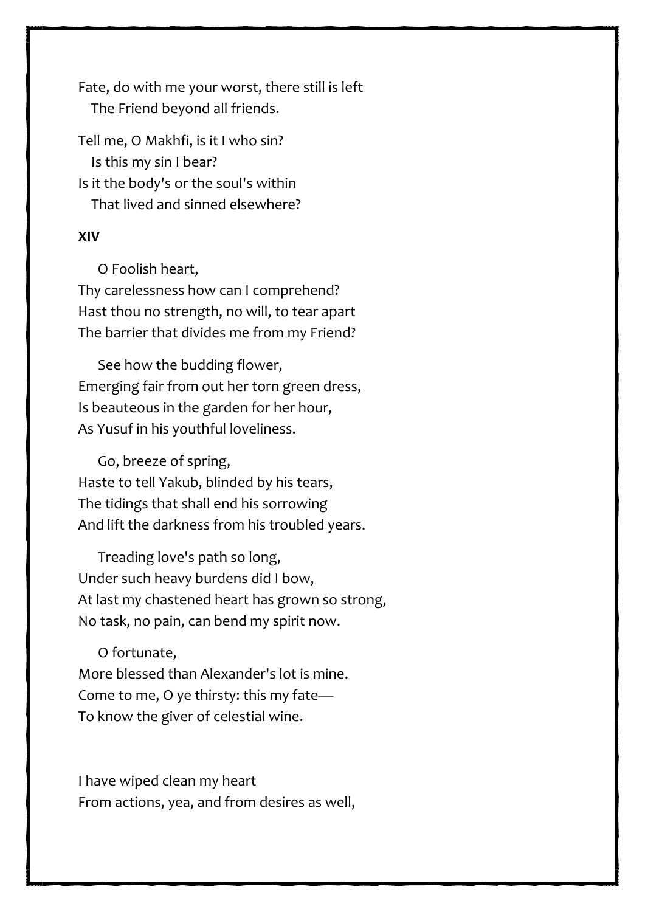Fate, do with me your worst, there still is left
   The Friend beyond all friends.

Tell me, O Makhfi, is it I who sin?
   Is this my sin I bear?
Is it the body's or the soul's within
   That lived and sinned elsewhere?

**XIV**

     O Foolish heart,
Thy carelessness how can I comprehend?
Hast thou no strength, no will, to tear apart
The barrier that divides me from my Friend?

     See how the budding flower,
Emerging fair from out her torn green dress,
Is beauteous in the garden for her hour,
As Yusuf in his youthful loveliness.

     Go, breeze of spring,
Haste to tell Yakub, blinded by his tears,
The tidings that shall end his sorrowing
And lift the darkness from his troubled years.

     Treading love's path so long,
Under such heavy burdens did I bow,
At last my chastened heart has grown so strong,
No task, no pain, can bend my spirit now.

     O fortunate,
More blessed than Alexander's lot is mine.
Come to me, O ye thirsty: this my fate—
To know the giver of celestial wine.

I have wiped clean my heart
From actions, yea, and from desires as well,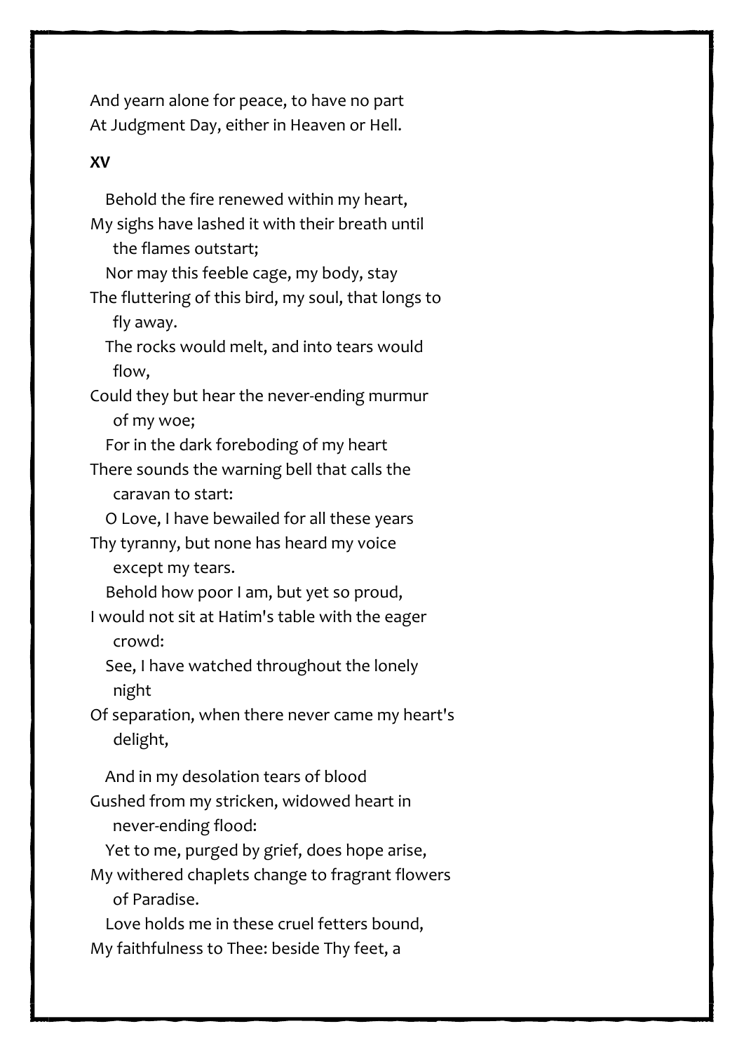And yearn alone for peace, to have no part
At Judgment Day, either in Heaven or Hell.

**XV**

Behold the fire renewed within my heart,
My sighs have lashed it with their breath until the flames outstart;
Nor may this feeble cage, my body, stay
The fluttering of this bird, my soul, that longs to fly away.
The rocks would melt, and into tears would flow,
Could they but hear the never-ending murmur of my woe;
For in the dark foreboding of my heart
There sounds the warning bell that calls the caravan to start:
O Love, I have bewailed for all these years
Thy tyranny, but none has heard my voice except my tears.
Behold how poor I am, but yet so proud,
I would not sit at Hatim's table with the eager crowd:
See, I have watched throughout the lonely night
Of separation, when there never came my heart's delight,

And in my desolation tears of blood
Gushed from my stricken, widowed heart in never-ending flood:
Yet to me, purged by grief, does hope arise,
My withered chaplets change to fragrant flowers of Paradise.
Love holds me in these cruel fetters bound,
My faithfulness to Thee: beside Thy feet, a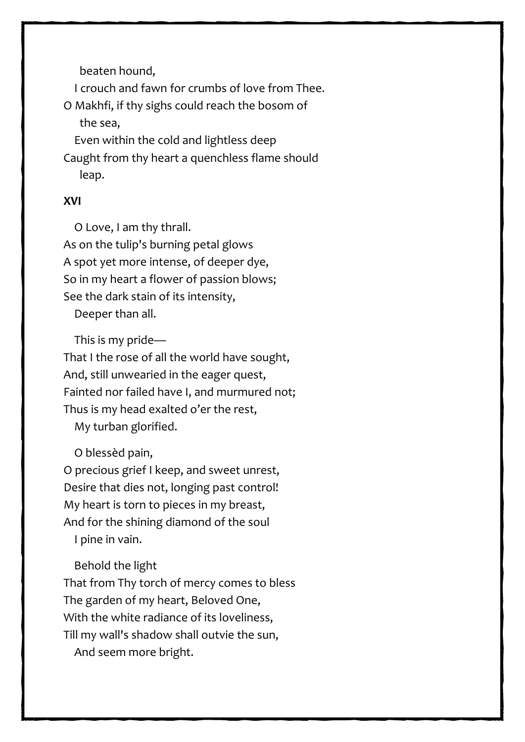beaten hound,
I crouch and fawn for crumbs of love from Thee.
O Makhfi, if thy sighs could reach the bosom of the sea,
Even within the cold and lightless deep
Caught from thy heart a quenchless flame should leap.

**XVI**

O Love, I am thy thrall.
As on the tulip's burning petal glows
A spot yet more intense, of deeper dye,
So in my heart a flower of passion blows;
See the dark stain of its intensity,
Deeper than all.

This is my pride—
That I the rose of all the world have sought,
And, still unwearied in the eager quest,
Fainted nor failed have I, and murmured not;
Thus is my head exalted o'er the rest,
My turban glorified.

O blessèd pain,
O precious grief I keep, and sweet unrest,
Desire that dies not, longing past control!
My heart is torn to pieces in my breast,
And for the shining diamond of the soul
I pine in vain.

Behold the light
That from Thy torch of mercy comes to bless
The garden of my heart, Beloved One,
With the white radiance of its loveliness,
Till my wall's shadow shall outvie the sun,
And seem more bright.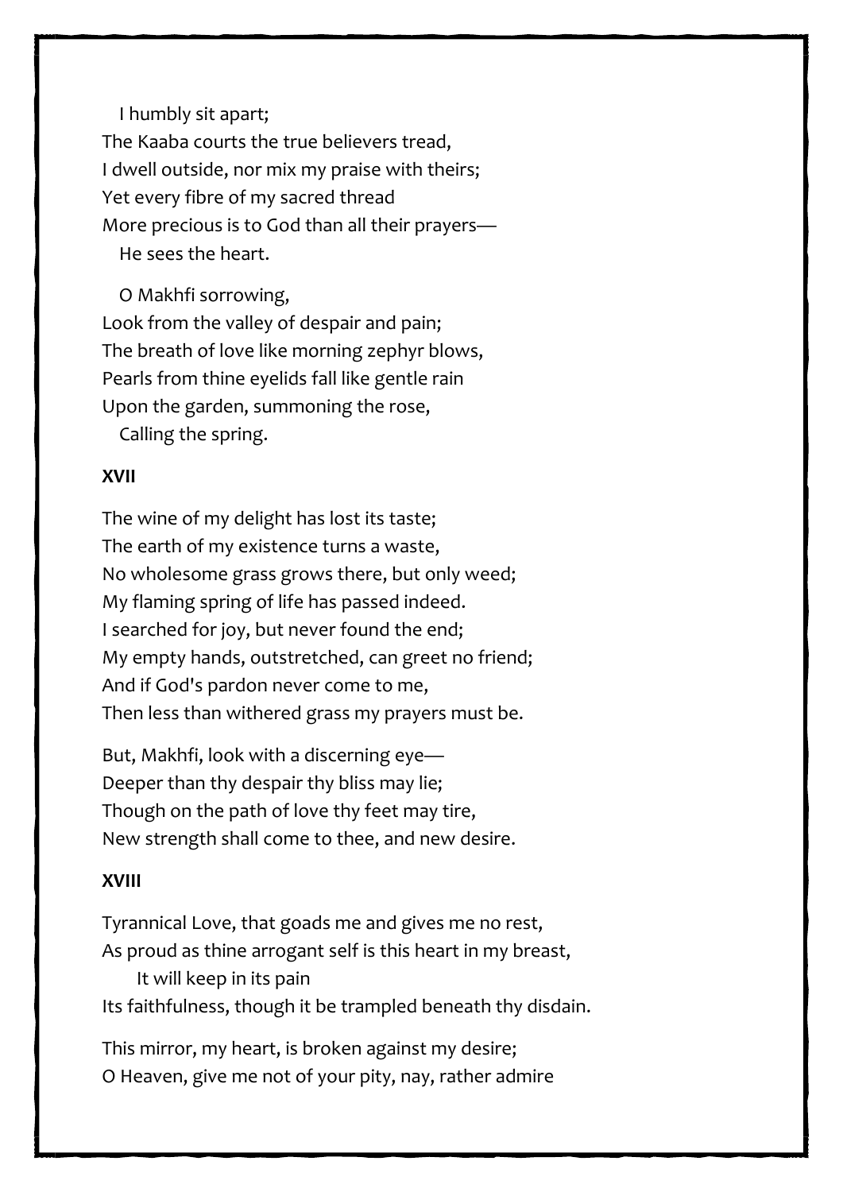I humbly sit apart;  
The Kaaba courts the true believers tread,  
I dwell outside, nor mix my praise with theirs;  
Yet every fibre of my sacred thread  
More precious is to God than all their prayers—  
He sees the heart.

O Makhfi sorrowing,  
Look from the valley of despair and pain;  
The breath of love like morning zephyr blows,  
Pearls from thine eyelids fall like gentle rain  
Upon the garden, summoning the rose,  
Calling the spring.

**XVII**

The wine of my delight has lost its taste;  
The earth of my existence turns a waste,  
No wholesome grass grows there, but only weed;  
My flaming spring of life has passed indeed.  
I searched for joy, but never found the end;  
My empty hands, outstretched, can greet no friend;  
And if God's pardon never come to me,  
Then less than withered grass my prayers must be.

But, Makhfi, look with a discerning eye—  
Deeper than thy despair thy bliss may lie;  
Though on the path of love thy feet may tire,  
New strength shall come to thee, and new desire.

**XVIII**

Tyrannical Love, that goads me and gives me no rest,  
As proud as thine arrogant self is this heart in my breast,  
It will keep in its pain  
Its faithfulness, though it be trampled beneath thy disdain.

This mirror, my heart, is broken against my desire;  
O Heaven, give me not of your pity, nay, rather admire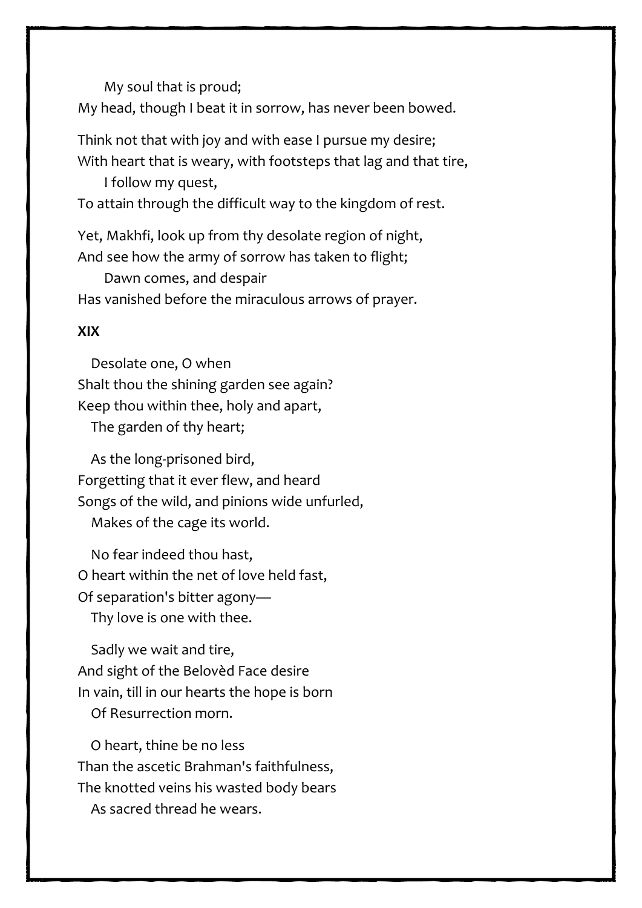My soul that is proud;  
My head, though I beat it in sorrow, has never been bowed.

Think not that with joy and with ease I pursue my desire;  
With heart that is weary, with footsteps that lag and that tire,  
I follow my quest,  
To attain through the difficult way to the kingdom of rest.

Yet, Makhfi, look up from thy desolate region of night,  
And see how the army of sorrow has taken to flight;  
Dawn comes, and despair  
Has vanished before the miraculous arrows of prayer.

**XIX**

Desolate one, O when  
Shalt thou the shining garden see again?  
Keep thou within thee, holy and apart,  
The garden of thy heart;

As the long-prisoned bird,  
Forgetting that it ever flew, and heard  
Songs of the wild, and pinions wide unfurled,  
Makes of the cage its world.

No fear indeed thou hast,  
O heart within the net of love held fast,  
Of separation's bitter agony—  
Thy love is one with thee.

Sadly we wait and tire,  
And sight of the Belovèd Face desire  
In vain, till in our hearts the hope is born  
Of Resurrection morn.

O heart, thine be no less  
Than the ascetic Brahman's faithfulness,  
The knotted veins his wasted body bears  
As sacred thread he wears.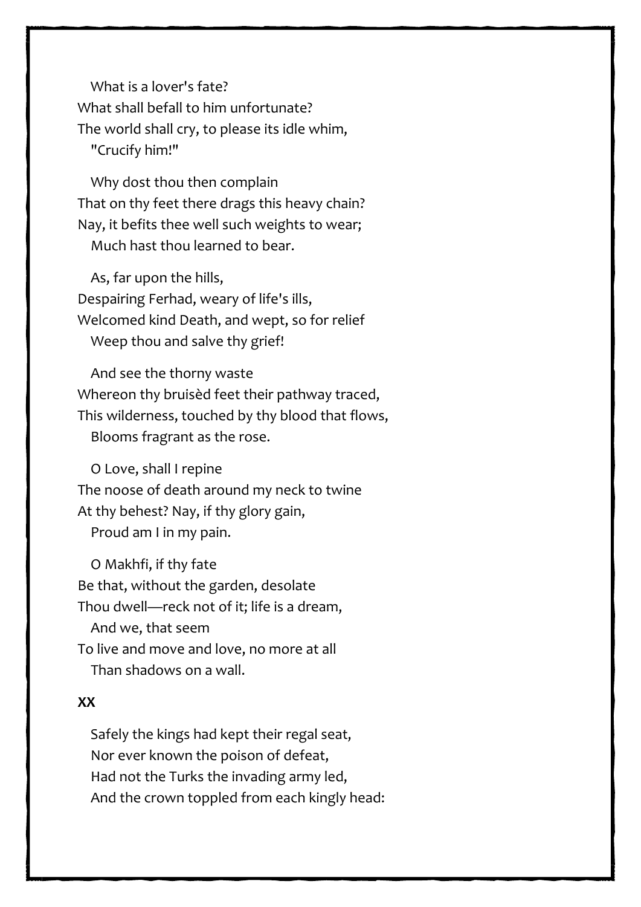What is a lover's fate?
What shall befall to him unfortunate?
The world shall cry, to please its idle whim,
"Crucify him!"

Why dost thou then complain
That on thy feet there drags this heavy chain?
Nay, it befits thee well such weights to wear;
Much hast thou learned to bear.

As, far upon the hills,
Despairing Ferhad, weary of life's ills,
Welcomed kind Death, and wept, so for relief
Weep thou and salve thy grief!

And see the thorny waste
Whereon thy bruisèd feet their pathway traced,
This wilderness, touched by thy blood that flows,
Blooms fragrant as the rose.

O Love, shall I repine
The noose of death around my neck to twine
At thy behest? Nay, if thy glory gain,
Proud am I in my pain.

O Makhfi, if thy fate
Be that, without the garden, desolate
Thou dwell—reck not of it; life is a dream,
And we, that seem
To live and move and love, no more at all
Than shadows on a wall.

## XX

Safely the kings had kept their regal seat,
Nor ever known the poison of defeat,
Had not the Turks the invading army led,
And the crown toppled from each kingly head: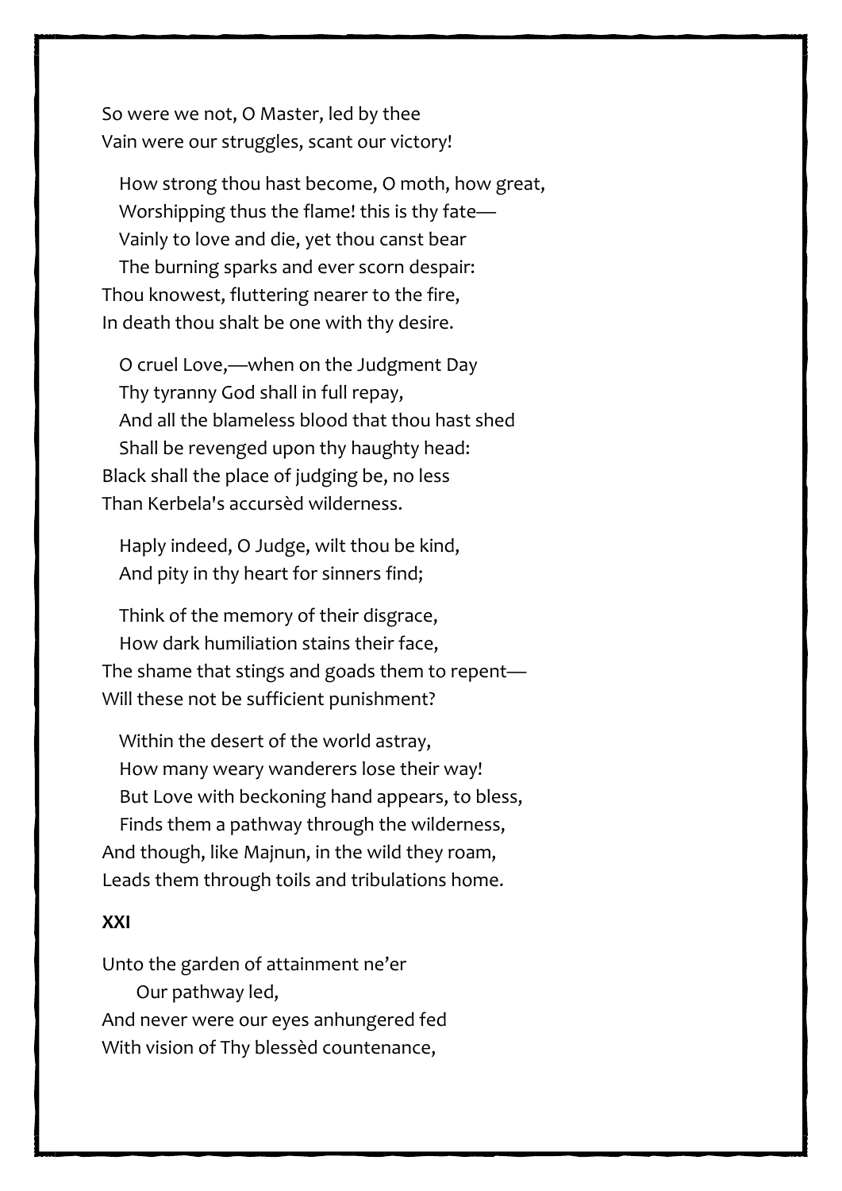So were we not, O Master, led by thee  
Vain were our struggles, scant our victory!

   How strong thou hast become, O moth, how great,  
   Worshipping thus the flame! this is thy fate—  
   Vainly to love and die, yet thou canst bear  
   The burning sparks and ever scorn despair:  
Thou knowest, fluttering nearer to the fire,  
In death thou shalt be one with thy desire.

   O cruel Love,—when on the Judgment Day  
   Thy tyranny God shall in full repay,  
   And all the blameless blood that thou hast shed  
   Shall be revenged upon thy haughty head:  
Black shall the place of judging be, no less  
Than Kerbela's accursèd wilderness.

   Haply indeed, O Judge, wilt thou be kind,  
   And pity in thy heart for sinners find;

   Think of the memory of their disgrace,  
   How dark humiliation stains their face,  
The shame that stings and goads them to repent—  
Will these not be sufficient punishment?

   Within the desert of the world astray,  
   How many weary wanderers lose their way!  
   But Love with beckoning hand appears, to bless,  
   Finds them a pathway through the wilderness,  
And though, like Majnun, in the wild they roam,  
Leads them through toils and tribulations home.

**XXI**

Unto the garden of attainment ne'er  
      Our pathway led,  
And never were our eyes anhungered fed  
With vision of Thy blessèd countenance,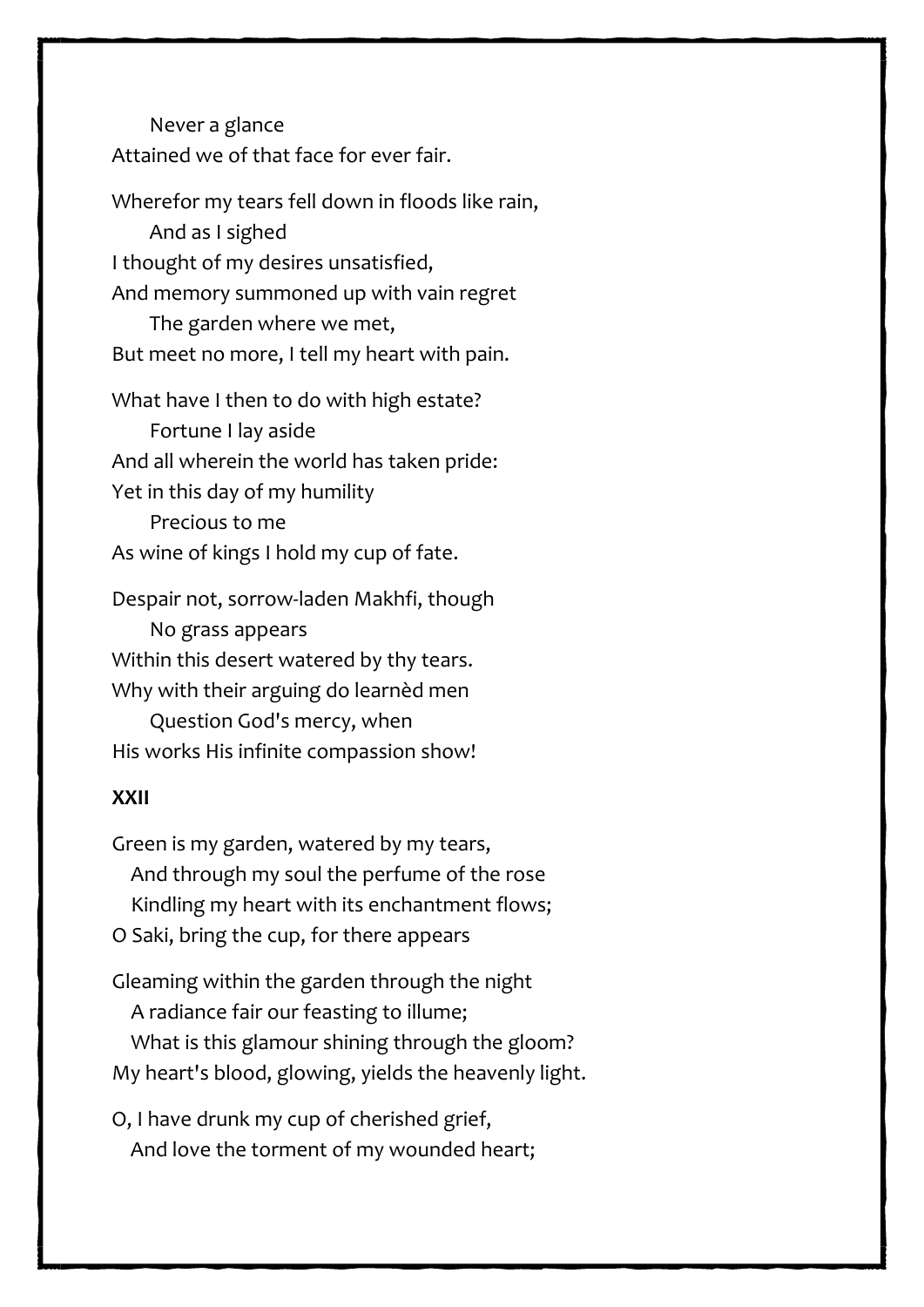Never a glance
Attained we of that face for ever fair.

Wherefor my tears fell down in floods like rain,
And as I sighed
I thought of my desires unsatisfied,
And memory summoned up with vain regret
The garden where we met,
But meet no more, I tell my heart with pain.

What have I then to do with high estate?
Fortune I lay aside
And all wherein the world has taken pride:
Yet in this day of my humility
Precious to me
As wine of kings I hold my cup of fate.

Despair not, sorrow-laden Makhfi, though
No grass appears
Within this desert watered by thy tears.
Why with their arguing do learnèd men
Question God's mercy, when
His works His infinite compassion show!

**XXII**

Green is my garden, watered by my tears,
And through my soul the perfume of the rose
Kindling my heart with its enchantment flows;
O Saki, bring the cup, for there appears

Gleaming within the garden through the night
A radiance fair our feasting to illume;
What is this glamour shining through the gloom?
My heart's blood, glowing, yields the heavenly light.

O, I have drunk my cup of cherished grief,
And love the torment of my wounded heart;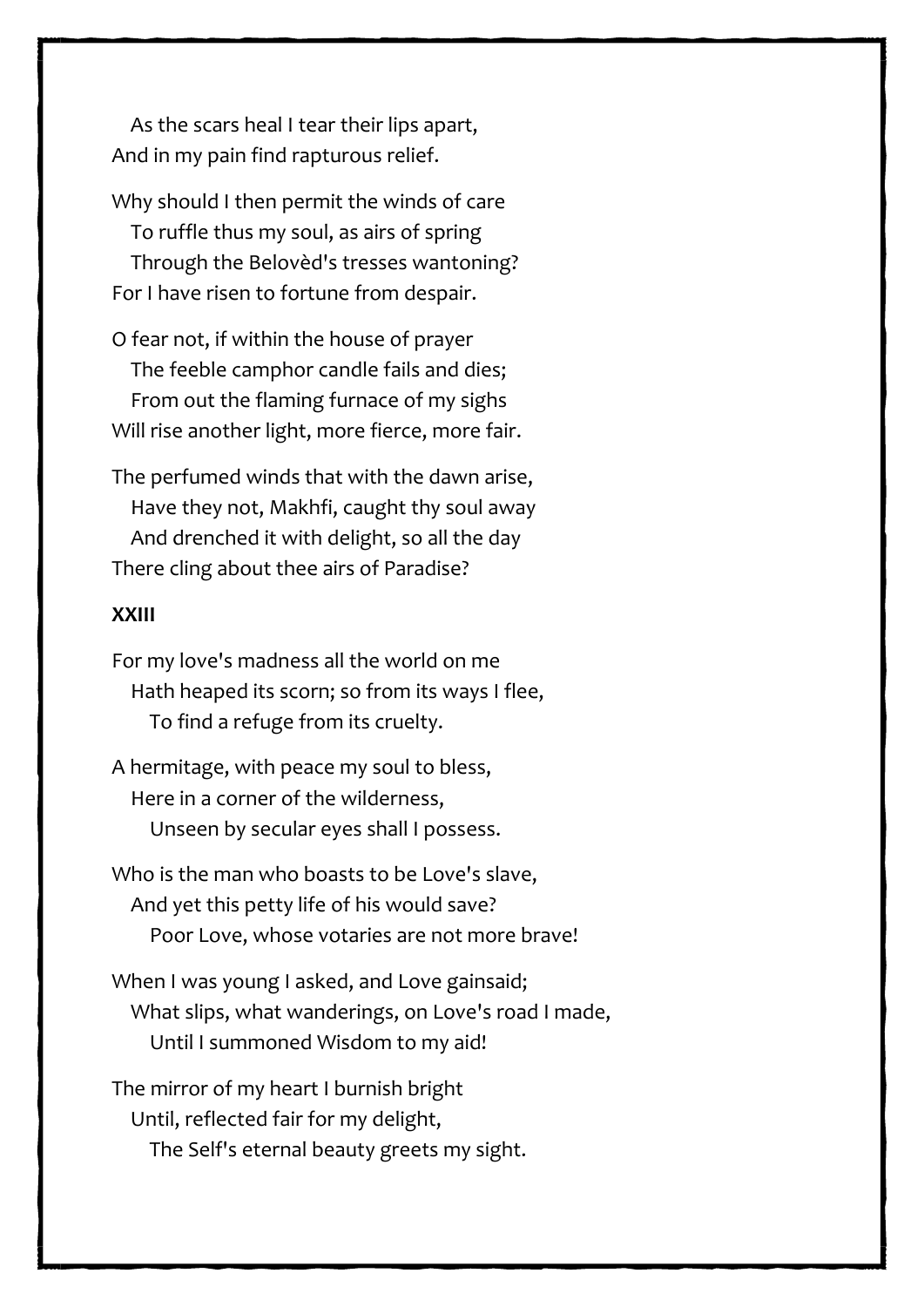As the scars heal I tear their lips apart,  
And in my pain find rapturous relief.

Why should I then permit the winds of care  
To ruffle thus my soul, as airs of spring  
Through the Belovèd's tresses wantoning?  
For I have risen to fortune from despair.

O fear not, if within the house of prayer  
The feeble camphor candle fails and dies;  
From out the flaming furnace of my sighs  
Will rise another light, more fierce, more fair.

The perfumed winds that with the dawn arise,  
Have they not, Makhfi, caught thy soul away  
And drenched it with delight, so all the day  
There cling about thee airs of Paradise?

**XXIII**

For my love's madness all the world on me  
Hath heaped its scorn; so from its ways I flee,  
To find a refuge from its cruelty.

A hermitage, with peace my soul to bless,  
Here in a corner of the wilderness,  
Unseen by secular eyes shall I possess.

Who is the man who boasts to be Love's slave,  
And yet this petty life of his would save?  
Poor Love, whose votaries are not more brave!

When I was young I asked, and Love gainsaid;  
What slips, what wanderings, on Love's road I made,  
Until I summoned Wisdom to my aid!

The mirror of my heart I burnish bright  
Until, reflected fair for my delight,  
The Self's eternal beauty greets my sight.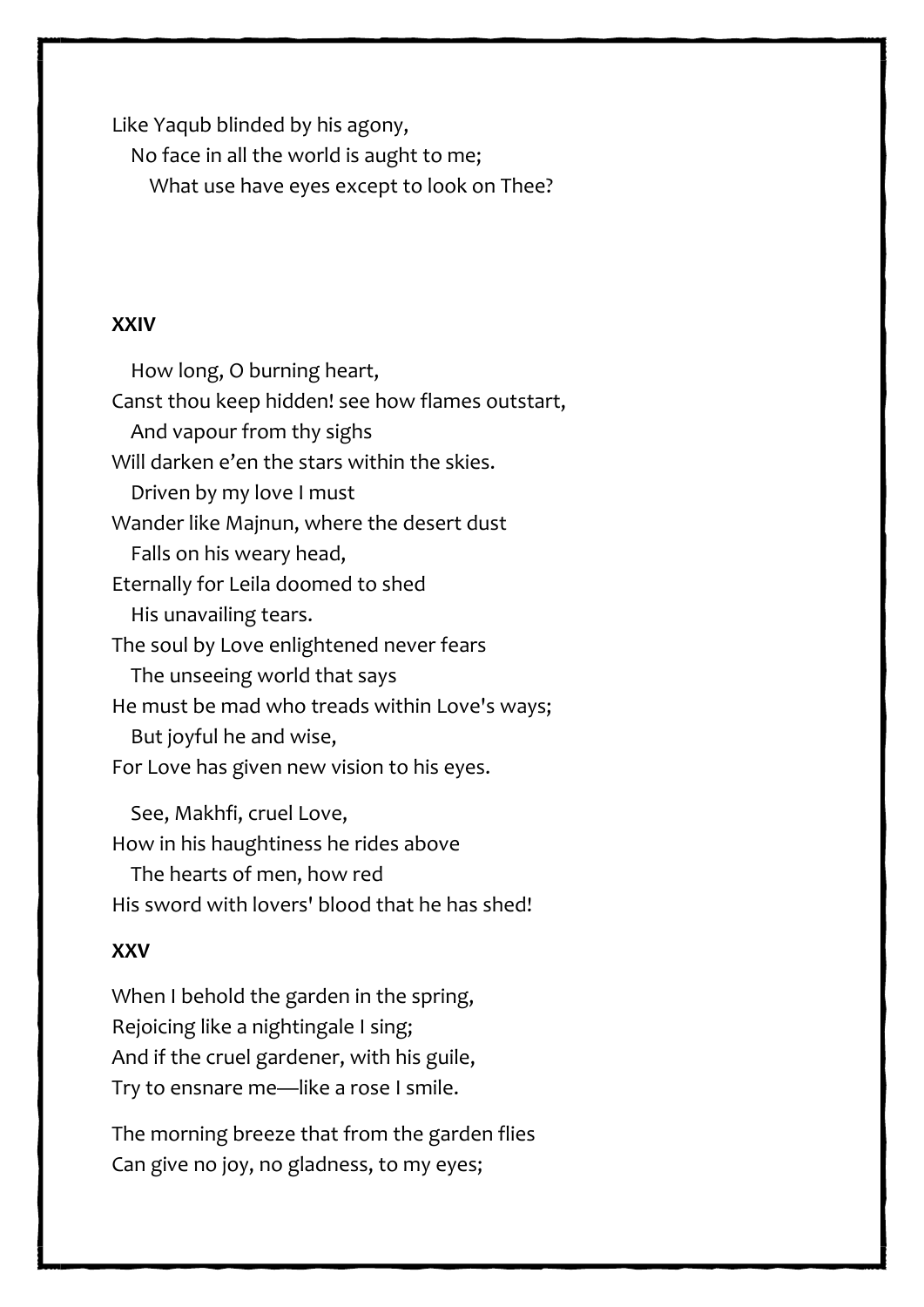Like Yaqub blinded by his agony,
No face in all the world is aught to me;
What use have eyes except to look on Thee?

### XXIV

How long, O burning heart,
Canst thou keep hidden! see how flames outstart,
And vapour from thy sighs
Will darken e'en the stars within the skies.
Driven by my love I must
Wander like Majnun, where the desert dust
Falls on his weary head,
Eternally for Leila doomed to shed
His unavailing tears.
The soul by Love enlightened never fears
The unseeing world that says
He must be mad who treads within Love's ways;
But joyful he and wise,
For Love has given new vision to his eyes.

See, Makhfi, cruel Love,
How in his haughtiness he rides above
The hearts of men, how red
His sword with lovers' blood that he has shed!

### XXV

When I behold the garden in the spring,
Rejoicing like a nightingale I sing;
And if the cruel gardener, with his guile,
Try to ensnare me—like a rose I smile.

The morning breeze that from the garden flies
Can give no joy, no gladness, to my eyes;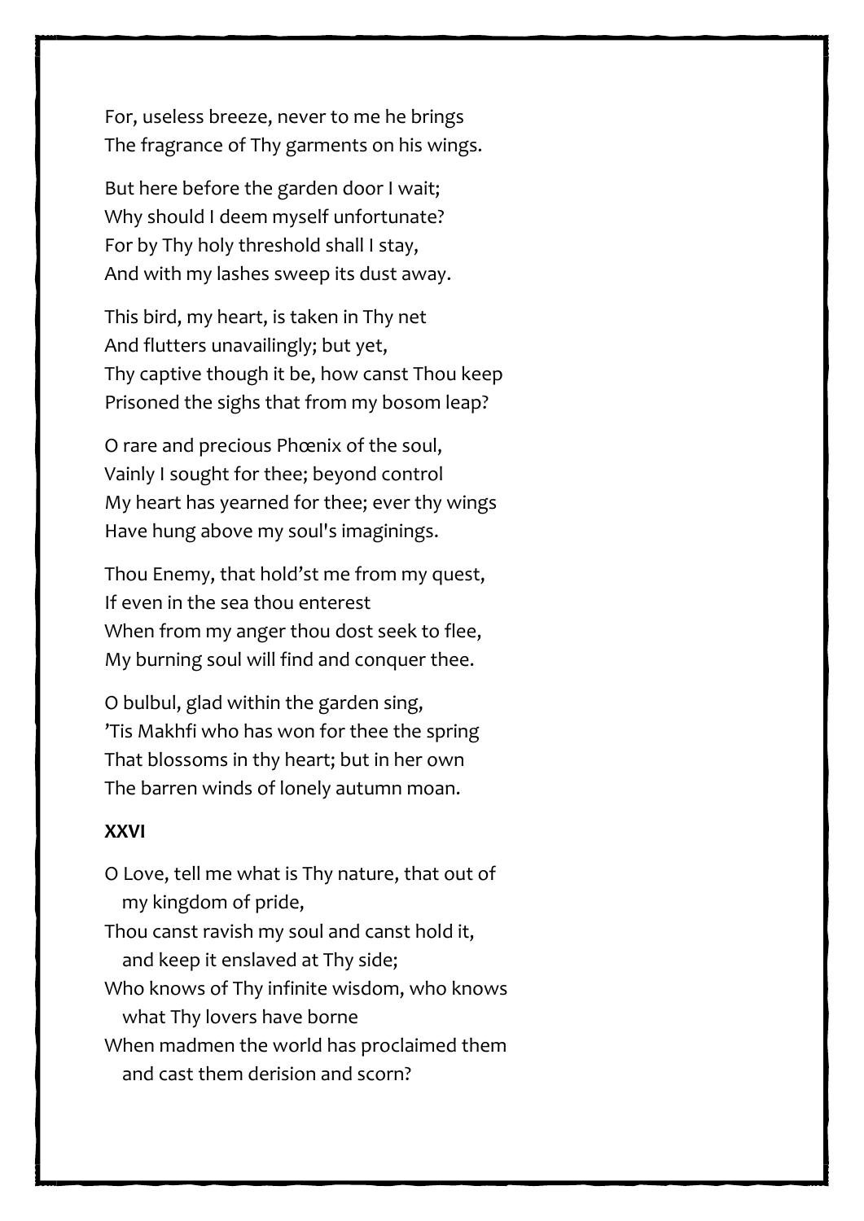For, useless breeze, never to me he brings  
The fragrance of Thy garments on his wings.

But here before the garden door I wait;  
Why should I deem myself unfortunate?  
For by Thy holy threshold shall I stay,  
And with my lashes sweep its dust away.

This bird, my heart, is taken in Thy net  
And flutters unavailingly; but yet,  
Thy captive though it be, how canst Thou keep  
Prisoned the sighs that from my bosom leap?

O rare and precious Phœnix of the soul,  
Vainly I sought for thee; beyond control  
My heart has yearned for thee; ever thy wings  
Have hung above my soul's imaginings.

Thou Enemy, that hold'st me from my quest,  
If even in the sea thou enterest  
When from my anger thou dost seek to flee,  
My burning soul will find and conquer thee.

O bulbul, glad within the garden sing,  
'Tis Makhfi who has won for thee the spring  
That blossoms in thy heart; but in her own  
The barren winds of lonely autumn moan.

**XXVI**

O Love, tell me what is Thy nature, that out of my kingdom of pride,  
Thou canst ravish my soul and canst hold it, and keep it enslaved at Thy side;  
Who knows of Thy infinite wisdom, who knows what Thy lovers have borne  
When madmen the world has proclaimed them and cast them derision and scorn?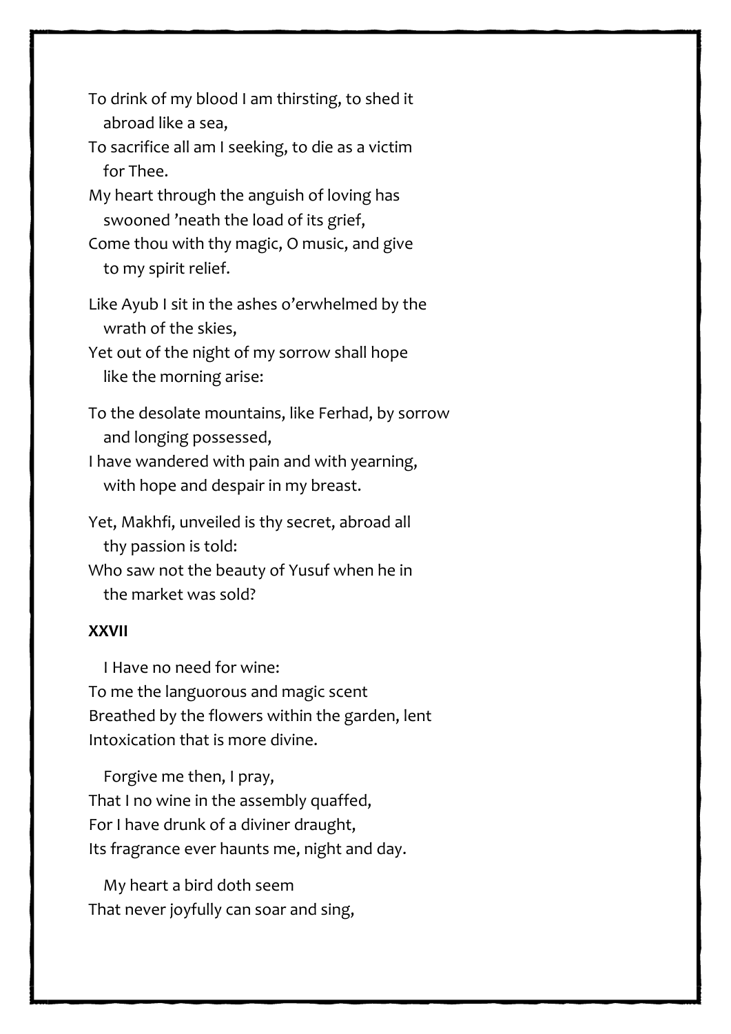To drink of my blood I am thirsting, to shed it
  abroad like a sea,
To sacrifice all am I seeking, to die as a victim
  for Thee.
My heart through the anguish of loving has
  swooned 'neath the load of its grief,
Come thou with thy magic, O music, and give
  to my spirit relief.

Like Ayub I sit in the ashes o'erwhelmed by the
  wrath of the skies,
Yet out of the night of my sorrow shall hope
  like the morning arise:

To the desolate mountains, like Ferhad, by sorrow
  and longing possessed,
I have wandered with pain and with yearning,
  with hope and despair in my breast.

Yet, Makhfi, unveiled is thy secret, abroad all
  thy passion is told:
Who saw not the beauty of Yusuf when he in
  the market was sold?

**XXVII**

  I Have no need for wine:
To me the languorous and magic scent
Breathed by the flowers within the garden, lent
Intoxication that is more divine.

  Forgive me then, I pray,
That I no wine in the assembly quaffed,
For I have drunk of a diviner draught,
Its fragrance ever haunts me, night and day.

  My heart a bird doth seem
That never joyfully can soar and sing,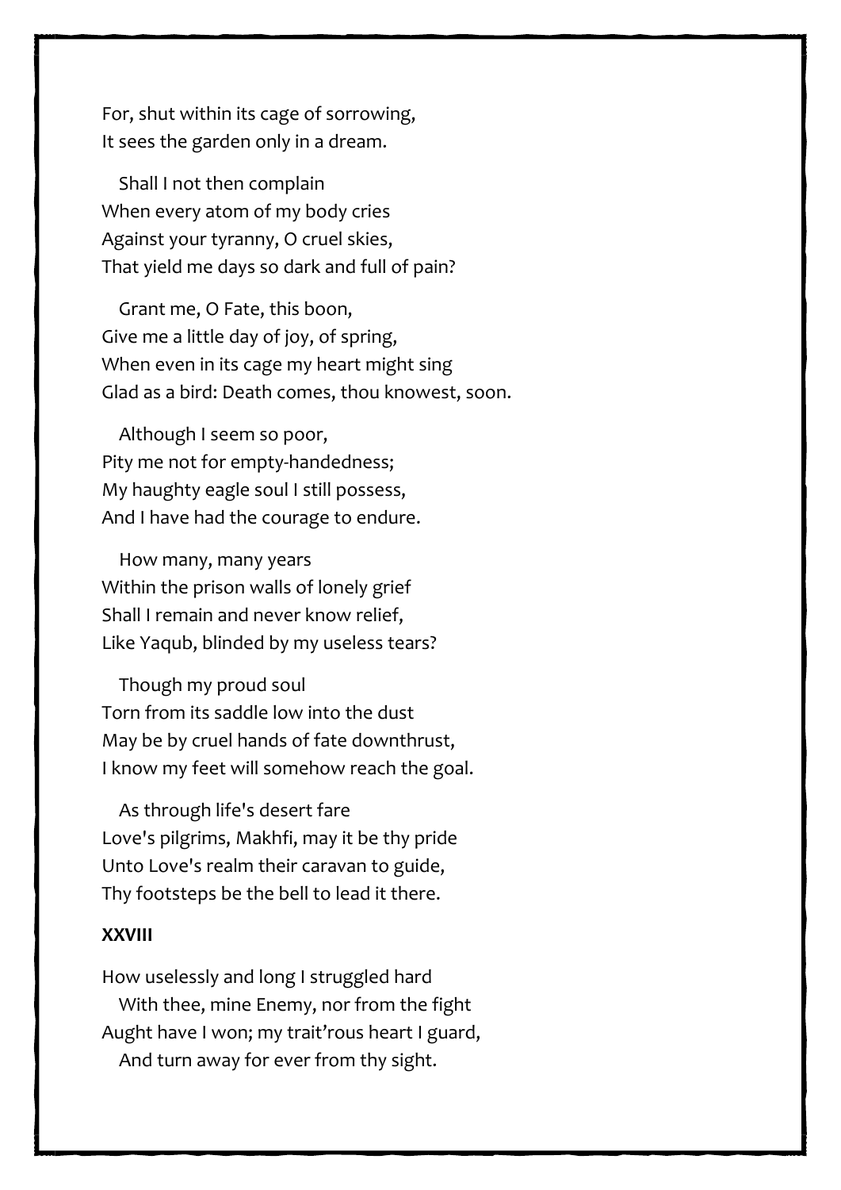For, shut within its cage of sorrowing,
It sees the garden only in a dream.

Shall I not then complain
When every atom of my body cries
Against your tyranny, O cruel skies,
That yield me days so dark and full of pain?

Grant me, O Fate, this boon,
Give me a little day of joy, of spring,
When even in its cage my heart might sing
Glad as a bird: Death comes, thou knowest, soon.

Although I seem so poor,
Pity me not for empty-handedness;
My haughty eagle soul I still possess,
And I have had the courage to endure.

How many, many years
Within the prison walls of lonely grief
Shall I remain and never know relief,
Like Yaqub, blinded by my useless tears?

Though my proud soul
Torn from its saddle low into the dust
May be by cruel hands of fate downthrust,
I know my feet will somehow reach the goal.

As through life's desert fare
Love's pilgrims, Makhfi, may it be thy pride
Unto Love's realm their caravan to guide,
Thy footsteps be the bell to lead it there.

**XXVIII**

How uselessly and long I struggled hard
With thee, mine Enemy, nor from the fight
Aught have I won; my trait'rous heart I guard,
And turn away for ever from thy sight.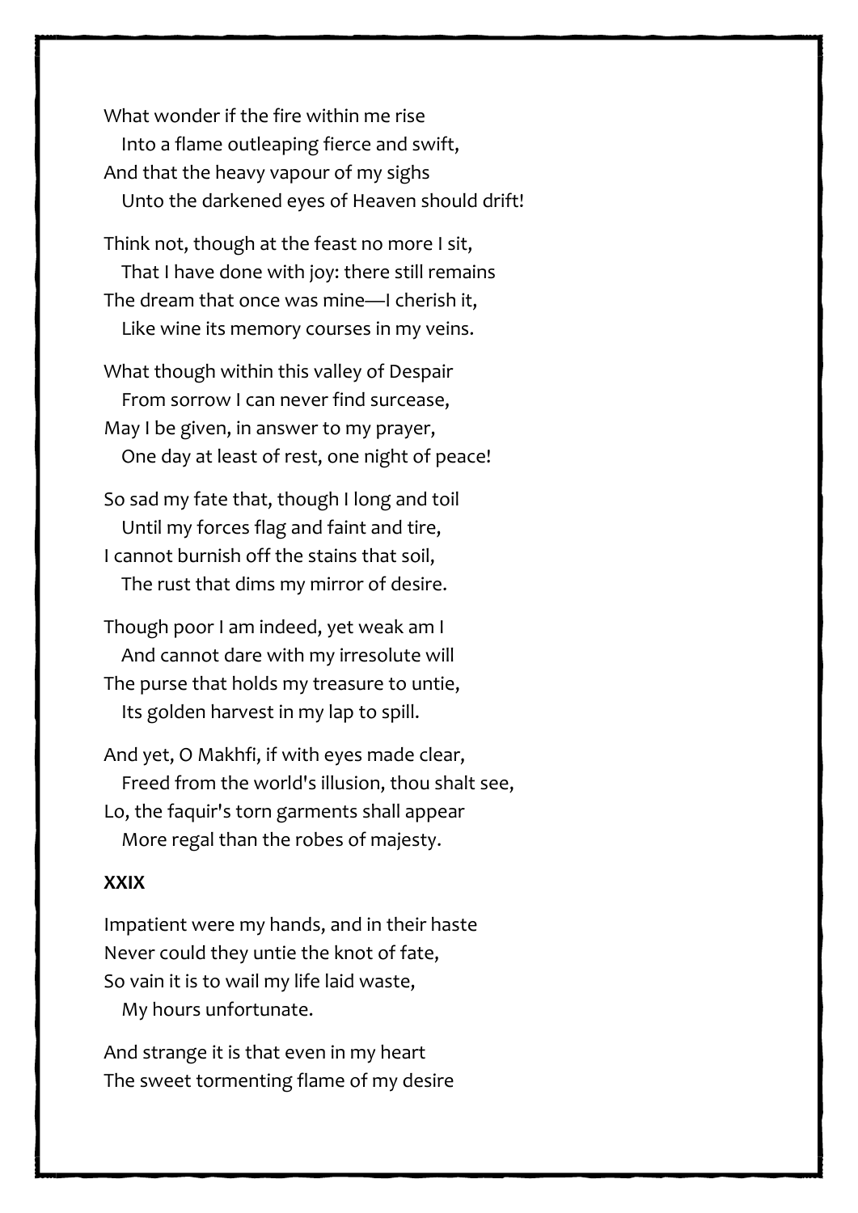What wonder if the fire within me rise
   Into a flame outleaping fierce and swift,
And that the heavy vapour of my sighs
   Unto the darkened eyes of Heaven should drift!

Think not, though at the feast no more I sit,
   That I have done with joy: there still remains
The dream that once was mine—I cherish it,
   Like wine its memory courses in my veins.

What though within this valley of Despair
   From sorrow I can never find surcease,
May I be given, in answer to my prayer,
   One day at least of rest, one night of peace!

So sad my fate that, though I long and toil
   Until my forces flag and faint and tire,
I cannot burnish off the stains that soil,
   The rust that dims my mirror of desire.

Though poor I am indeed, yet weak am I
   And cannot dare with my irresolute will
The purse that holds my treasure to untie,
   Its golden harvest in my lap to spill.

And yet, O Makhfi, if with eyes made clear,
   Freed from the world's illusion, thou shalt see,
Lo, the faquir's torn garments shall appear
   More regal than the robes of majesty.

### XXIX

Impatient were my hands, and in their haste
Never could they untie the knot of fate,
So vain it is to wail my life laid waste,
   My hours unfortunate.

And strange it is that even in my heart
The sweet tormenting flame of my desire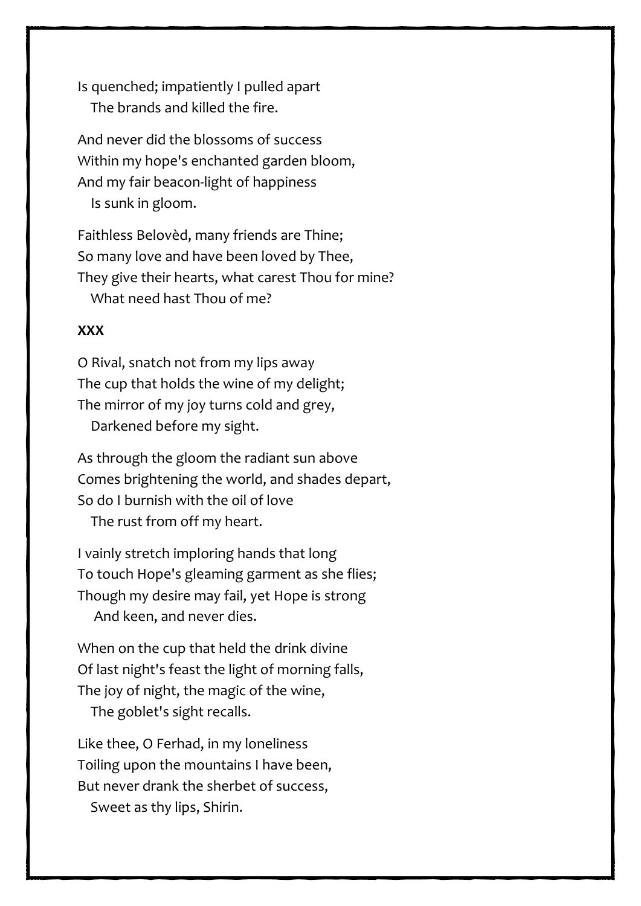Is quenched; impatiently I pulled apart
   The brands and killed the fire.

And never did the blossoms of success
Within my hope's enchanted garden bloom,
And my fair beacon-light of happiness
   Is sunk in gloom.

Faithless Belovèd, many friends are Thine;
So many love and have been loved by Thee,
They give their hearts, what carest Thou for mine?
   What need hast Thou of me?

### XXX

O Rival, snatch not from my lips away
The cup that holds the wine of my delight;
The mirror of my joy turns cold and grey,
   Darkened before my sight.

As through the gloom the radiant sun above
Comes brightening the world, and shades depart,
So do I burnish with the oil of love
   The rust from off my heart.

I vainly stretch imploring hands that long
To touch Hope's gleaming garment as she flies;
Though my desire may fail, yet Hope is strong
   And keen, and never dies.

When on the cup that held the drink divine
Of last night's feast the light of morning falls,
The joy of night, the magic of the wine,
   The goblet's sight recalls.

Like thee, O Ferhad, in my loneliness
Toiling upon the mountains I have been,
But never drank the sherbet of success,
   Sweet as thy lips, Shirin.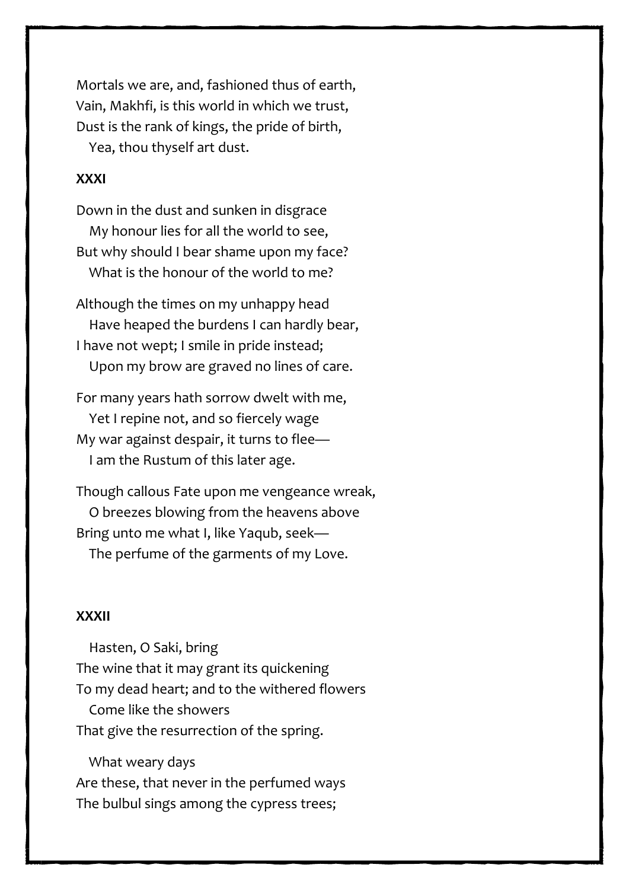Mortals we are, and, fashioned thus of earth,
Vain, Makhfi, is this world in which we trust,
Dust is the rank of kings, the pride of birth,
   Yea, thou thyself art dust.

### XXXI

Down in the dust and sunken in disgrace
   My honour lies for all the world to see,
But why should I bear shame upon my face?
   What is the honour of the world to me?

Although the times on my unhappy head
   Have heaped the burdens I can hardly bear,
I have not wept; I smile in pride instead;
   Upon my brow are graved no lines of care.

For many years hath sorrow dwelt with me,
   Yet I repine not, and so fiercely wage
My war against despair, it turns to flee—
   I am the Rustum of this later age.

Though callous Fate upon me vengeance wreak,
   O breezes blowing from the heavens above
Bring unto me what I, like Yaqub, seek—
   The perfume of the garments of my Love.

### XXXII

   Hasten, O Saki, bring
The wine that it may grant its quickening
To my dead heart; and to the withered flowers
   Come like the showers
That give the resurrection of the spring.

   What weary days
Are these, that never in the perfumed ways
The bulbul sings among the cypress trees;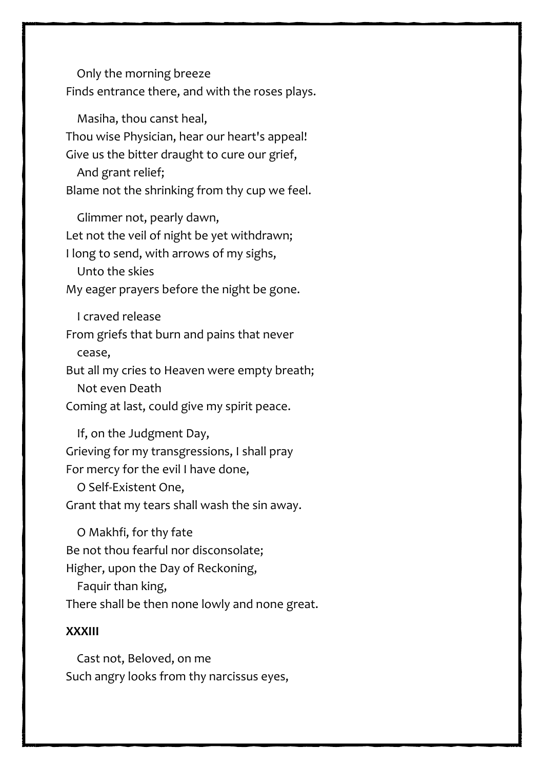Only the morning breeze
Finds entrance there, and with the roses plays.

Masiha, thou canst heal,
Thou wise Physician, hear our heart's appeal!
Give us the bitter draught to cure our grief,
And grant relief;
Blame not the shrinking from thy cup we feel.

Glimmer not, pearly dawn,
Let not the veil of night be yet withdrawn;
I long to send, with arrows of my sighs,
Unto the skies
My eager prayers before the night be gone.

I craved release
From griefs that burn and pains that never cease,
But all my cries to Heaven were empty breath;
Not even Death
Coming at last, could give my spirit peace.

If, on the Judgment Day,
Grieving for my transgressions, I shall pray
For mercy for the evil I have done,
O Self-Existent One,
Grant that my tears shall wash the sin away.

O Makhfi, for thy fate
Be not thou fearful nor disconsolate;
Higher, upon the Day of Reckoning,
Faquir than king,
There shall be then none lowly and none great.

**XXXIII**

Cast not, Beloved, on me
Such angry looks from thy narcissus eyes,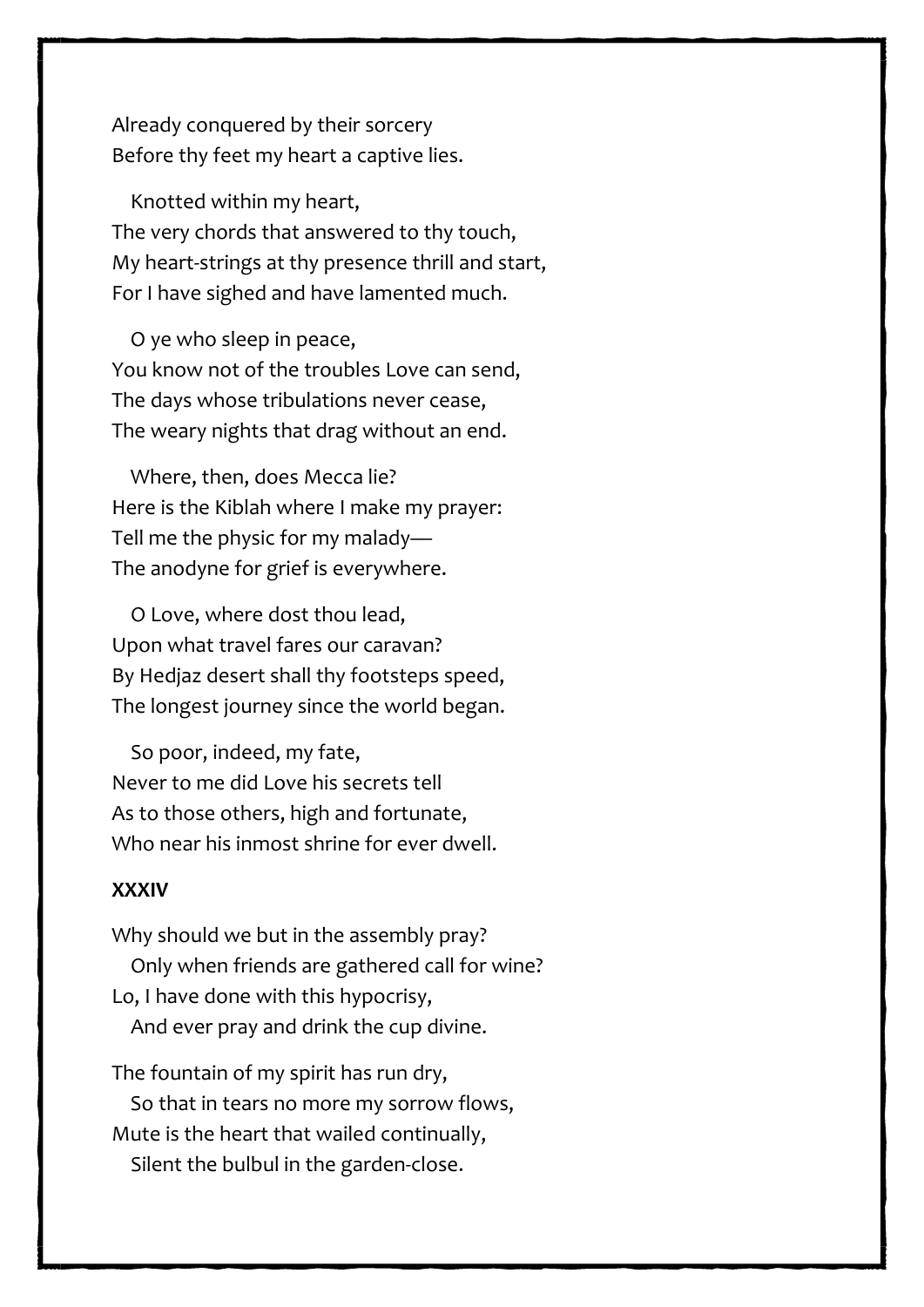Already conquered by their sorcery
Before thy feet my heart a captive lies.

   Knotted within my heart,
The very chords that answered to thy touch,
My heart-strings at thy presence thrill and start,
For I have sighed and have lamented much.

   O ye who sleep in peace,
You know not of the troubles Love can send,
The days whose tribulations never cease,
The weary nights that drag without an end.

   Where, then, does Mecca lie?
Here is the Kiblah where I make my prayer:
Tell me the physic for my malady—
The anodyne for grief is everywhere.

   O Love, where dost thou lead,
Upon what travel fares our caravan?
By Hedjaz desert shall thy footsteps speed,
The longest journey since the world began.

   So poor, indeed, my fate,
Never to me did Love his secrets tell
As to those others, high and fortunate,
Who near his inmost shrine for ever dwell.

### XXXIV

Why should we but in the assembly pray?
   Only when friends are gathered call for wine?
Lo, I have done with this hypocrisy,
   And ever pray and drink the cup divine.

The fountain of my spirit has run dry,
   So that in tears no more my sorrow flows,
Mute is the heart that wailed continually,
   Silent the bulbul in the garden-close.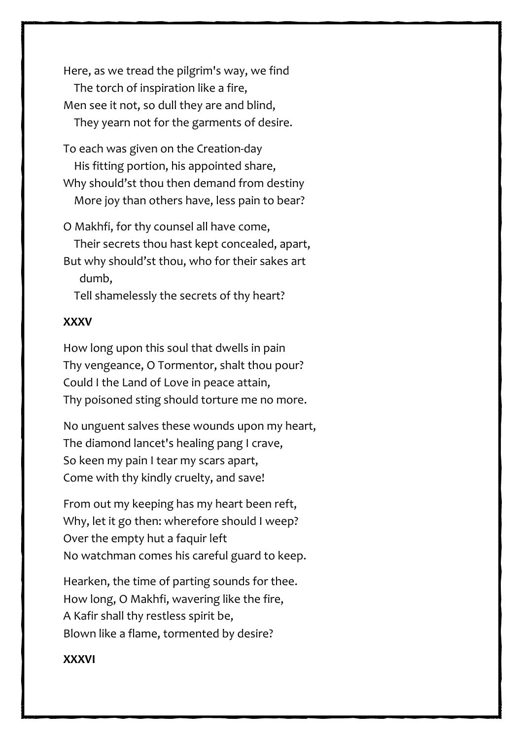Here, as we tread the pilgrim's way, we find
   The torch of inspiration like a fire,
Men see it not, so dull they are and blind,
   They yearn not for the garments of desire.

To each was given on the Creation-day
   His fitting portion, his appointed share,
Why should'st thou then demand from destiny
   More joy than others have, less pain to bear?

O Makhfi, for thy counsel all have come,
   Their secrets thou hast kept concealed, apart,
But why should'st thou, who for their sakes art
      dumb,
   Tell shamelessly the secrets of thy heart?

**XXXV**

How long upon this soul that dwells in pain
Thy vengeance, O Tormentor, shalt thou pour?
Could I the Land of Love in peace attain,
Thy poisoned sting should torture me no more.

No unguent salves these wounds upon my heart,
The diamond lancet's healing pang I crave,
So keen my pain I tear my scars apart,
Come with thy kindly cruelty, and save!

From out my keeping has my heart been reft,
Why, let it go then: wherefore should I weep?
Over the empty hut a faquir left
No watchman comes his careful guard to keep.

Hearken, the time of parting sounds for thee.
How long, O Makhfi, wavering like the fire,
A Kafir shall thy restless spirit be,
Blown like a flame, tormented by desire?

**XXXVI**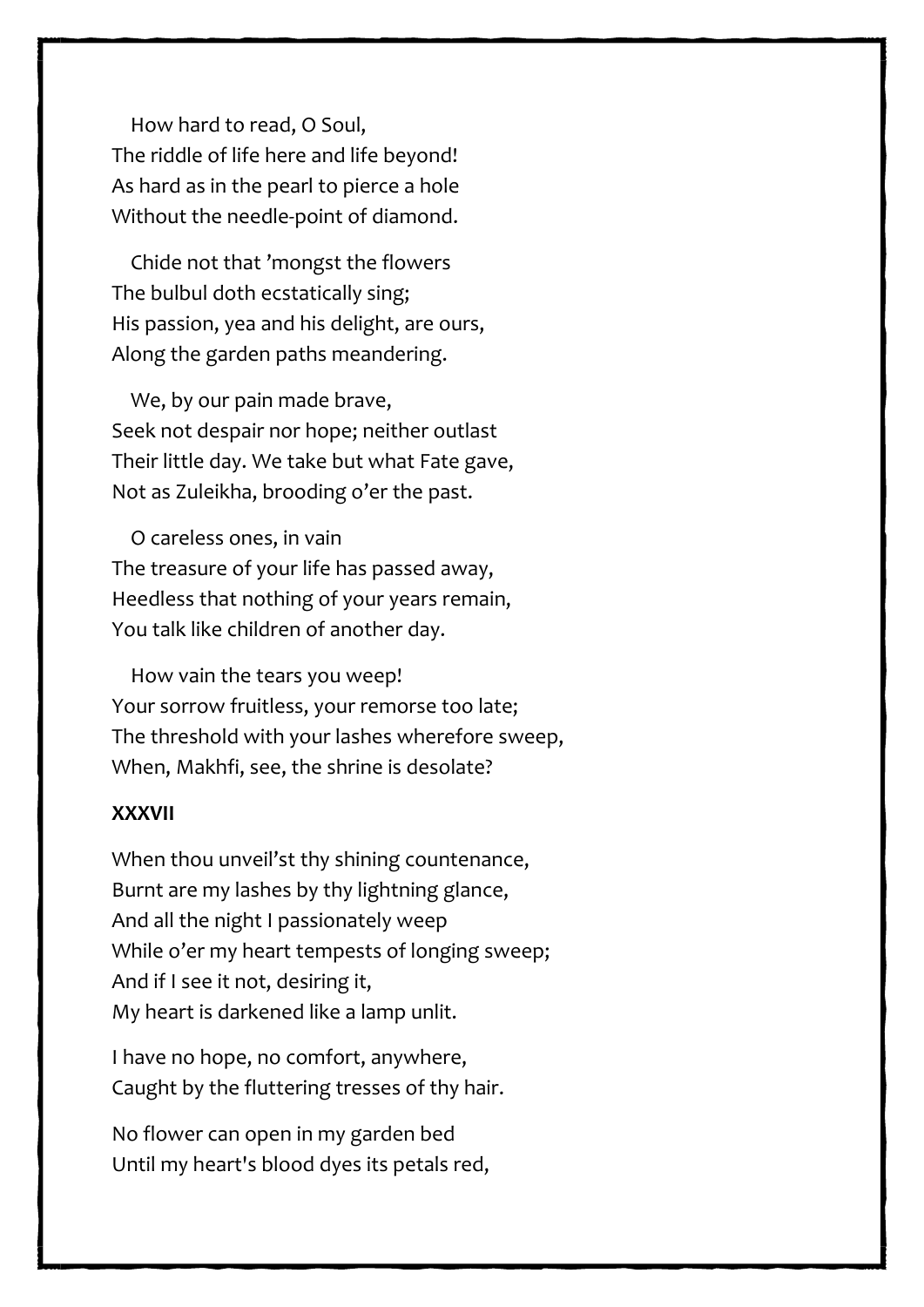How hard to read, O Soul,
The riddle of life here and life beyond!
As hard as in the pearl to pierce a hole
Without the needle-point of diamond.

Chide not that ’mongst the flowers
The bulbul doth ecstatically sing;
His passion, yea and his delight, are ours,
Along the garden paths meandering.

We, by our pain made brave,
Seek not despair nor hope; neither outlast
Their little day. We take but what Fate gave,
Not as Zuleikha, brooding o’er the past.

O careless ones, in vain
The treasure of your life has passed away,
Heedless that nothing of your years remain,
You talk like children of another day.

How vain the tears you weep!
Your sorrow fruitless, your remorse too late;
The threshold with your lashes wherefore sweep,
When, Makhfi, see, the shrine is desolate?

**XXXVII**

When thou unveil’st thy shining countenance,
Burnt are my lashes by thy lightning glance,
And all the night I passionately weep
While o’er my heart tempests of longing sweep;
And if I see it not, desiring it,
My heart is darkened like a lamp unlit.

I have no hope, no comfort, anywhere,
Caught by the fluttering tresses of thy hair.

No flower can open in my garden bed
Until my heart's blood dyes its petals red,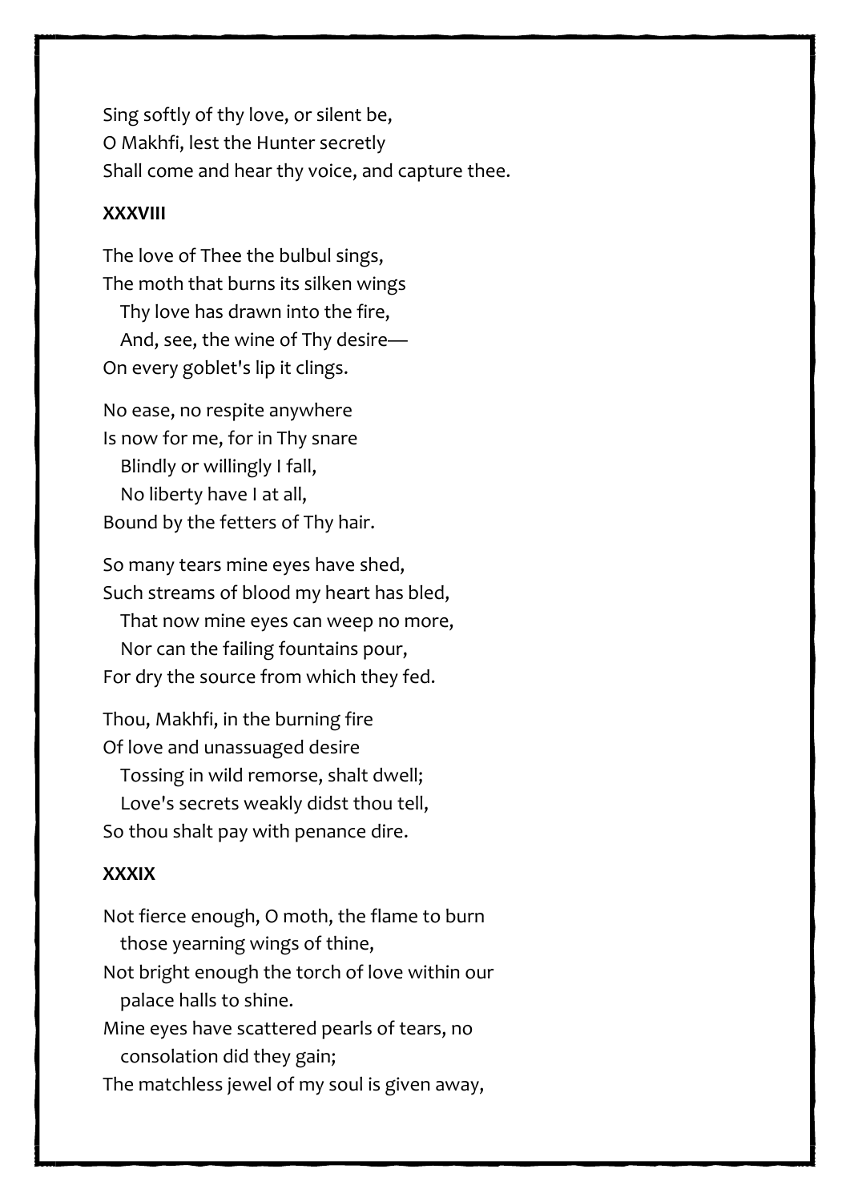Sing softly of thy love, or silent be,
O Makhfi, lest the Hunter secretly
Shall come and hear thy voice, and capture thee.

**XXXVIII**

The love of Thee the bulbul sings,
The moth that burns its silken wings
   Thy love has drawn into the fire,
   And, see, the wine of Thy desire—
On every goblet's lip it clings.

No ease, no respite anywhere
Is now for me, for in Thy snare
   Blindly or willingly I fall,
   No liberty have I at all,
Bound by the fetters of Thy hair.

So many tears mine eyes have shed,
Such streams of blood my heart has bled,
   That now mine eyes can weep no more,
   Nor can the failing fountains pour,
For dry the source from which they fed.

Thou, Makhfi, in the burning fire
Of love and unassuaged desire
   Tossing in wild remorse, shalt dwell;
   Love's secrets weakly didst thou tell,
So thou shalt pay with penance dire.

**XXXIX**

Not fierce enough, O moth, the flame to burn
   those yearning wings of thine,
Not bright enough the torch of love within our
   palace halls to shine.
Mine eyes have scattered pearls of tears, no
   consolation did they gain;
The matchless jewel of my soul is given away,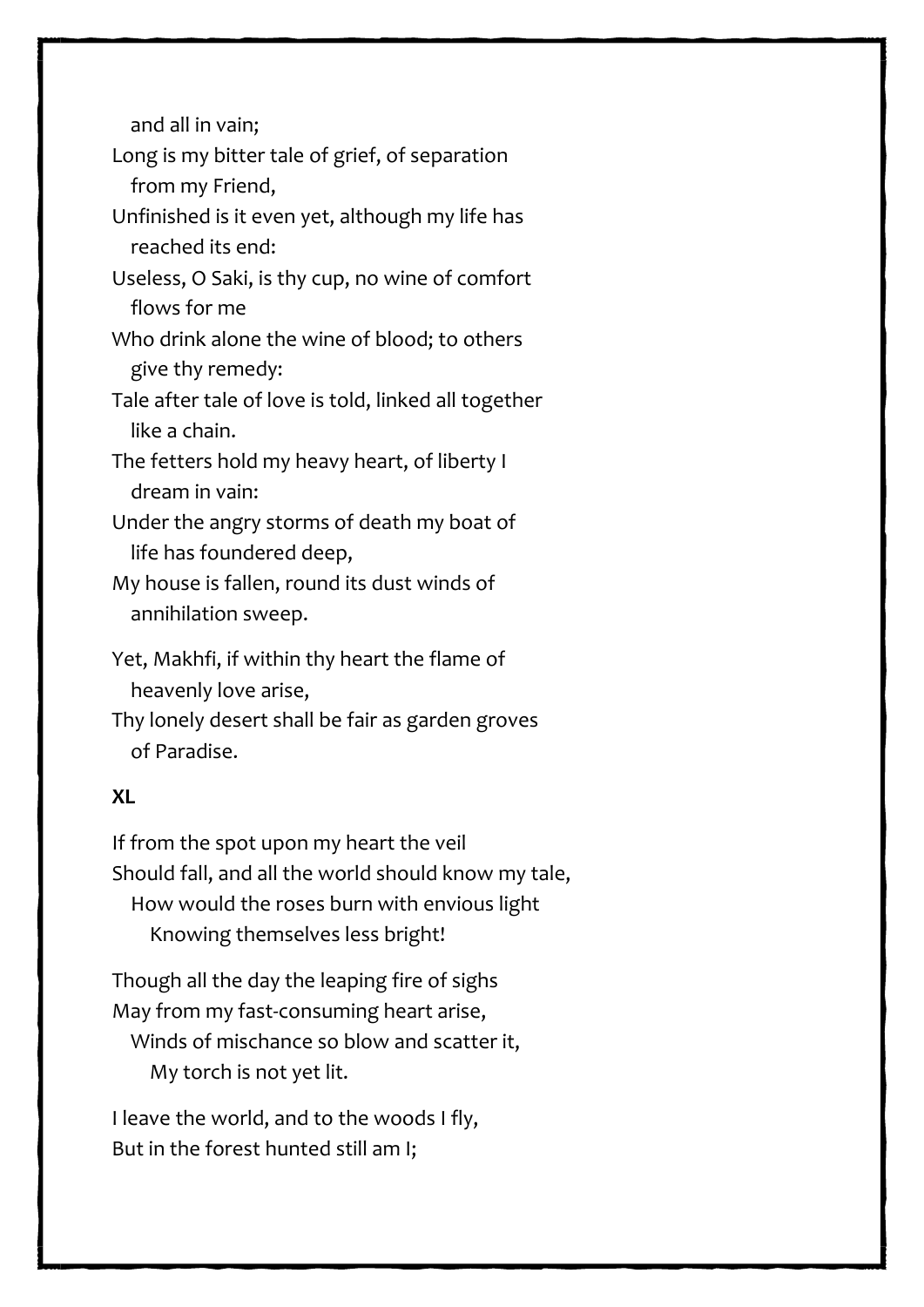and all in vain;
Long is my bitter tale of grief, of separation
from my Friend,
Unfinished is it even yet, although my life has
reached its end:
Useless, O Saki, is thy cup, no wine of comfort
flows for me
Who drink alone the wine of blood; to others
give thy remedy:
Tale after tale of love is told, linked all together
like a chain.
The fetters hold my heavy heart, of liberty I
dream in vain:
Under the angry storms of death my boat of
life has foundered deep,
My house is fallen, round its dust winds of
annihilation sweep.

Yet, Makhfi, if within thy heart the flame of
heavenly love arise,
Thy lonely desert shall be fair as garden groves
of Paradise.

**XL**

If from the spot upon my heart the veil
Should fall, and all the world should know my tale,
How would the roses burn with envious light
Knowing themselves less bright!

Though all the day the leaping fire of sighs
May from my fast-consuming heart arise,
Winds of mischance so blow and scatter it,
My torch is not yet lit.

I leave the world, and to the woods I fly,
But in the forest hunted still am I;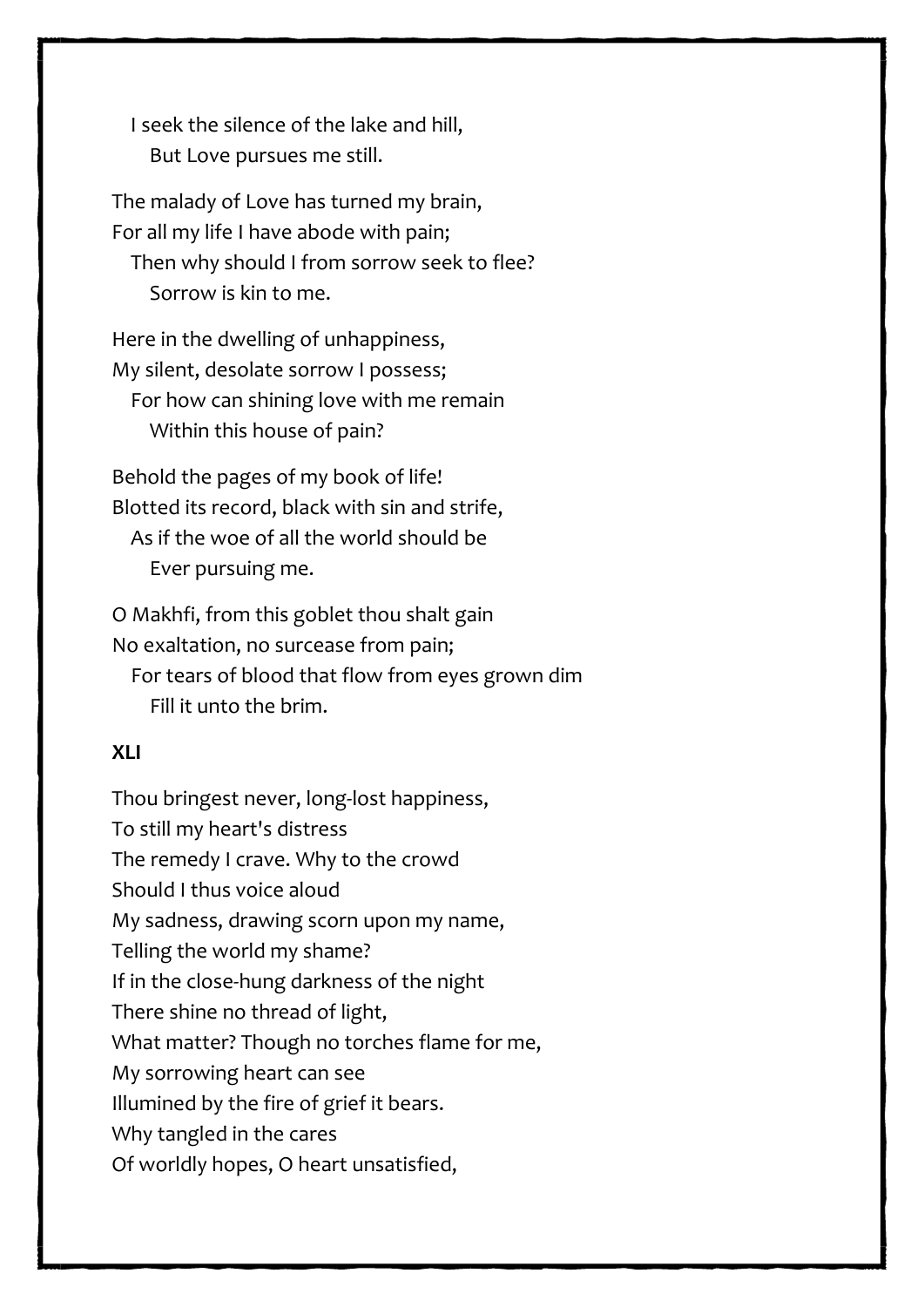I seek the silence of the lake and hill,  
But Love pursues me still.

The malady of Love has turned my brain,  
For all my life I have abode with pain;  
Then why should I from sorrow seek to flee?  
Sorrow is kin to me.

Here in the dwelling of unhappiness,  
My silent, desolate sorrow I possess;  
For how can shining love with me remain  
Within this house of pain?

Behold the pages of my book of life!  
Blotted its record, black with sin and strife,  
As if the woe of all the world should be  
Ever pursuing me.

O Makhfi, from this goblet thou shalt gain  
No exaltation, no surcease from pain;  
For tears of blood that flow from eyes grown dim  
Fill it unto the brim.

**XLI**

Thou bringest never, long-lost happiness,  
To still my heart's distress  
The remedy I crave. Why to the crowd  
Should I thus voice aloud  
My sadness, drawing scorn upon my name,  
Telling the world my shame?  
If in the close-hung darkness of the night  
There shine no thread of light,  
What matter? Though no torches flame for me,  
My sorrowing heart can see  
Illumined by the fire of grief it bears.  
Why tangled in the cares  
Of worldly hopes, O heart unsatisfied,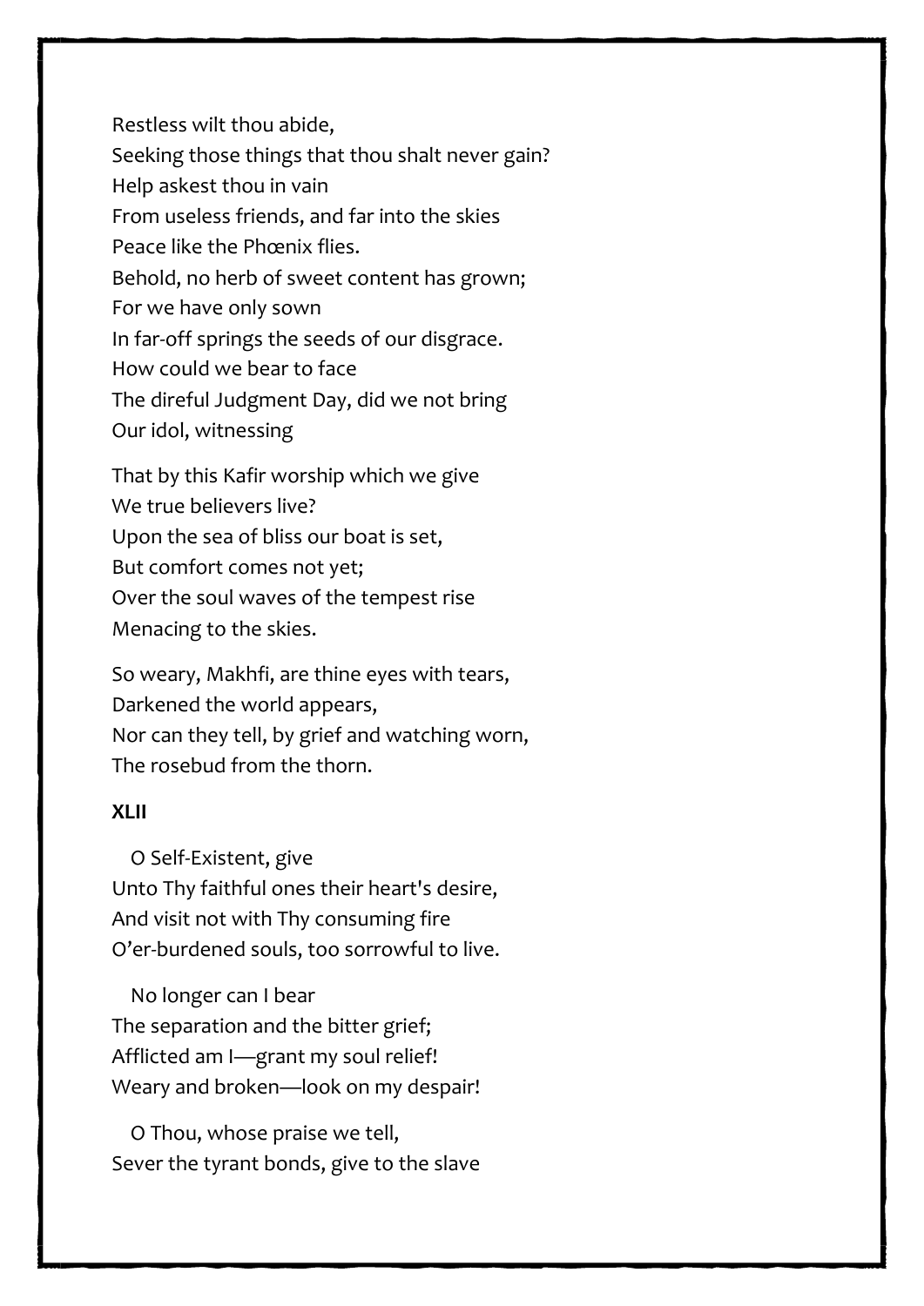Restless wilt thou abide,  
Seeking those things that thou shalt never gain?  
Help askest thou in vain  
From useless friends, and far into the skies  
Peace like the Phœnix flies.  
Behold, no herb of sweet content has grown;  
For we have only sown  
In far-off springs the seeds of our disgrace.  
How could we bear to face  
The direful Judgment Day, did we not bring  
Our idol, witnessing

That by this Kafir worship which we give  
We true believers live?  
Upon the sea of bliss our boat is set,  
But comfort comes not yet;  
Over the soul waves of the tempest rise  
Menacing to the skies.

So weary, Makhfi, are thine eyes with tears,  
Darkened the world appears,  
Nor can they tell, by grief and watching worn,  
The rosebud from the thorn.

**XLII**

O Self-Existent, give  
Unto Thy faithful ones their heart's desire,  
And visit not with Thy consuming fire  
O'er-burdened souls, too sorrowful to live.

No longer can I bear  
The separation and the bitter grief;  
Afflicted am I—grant my soul relief!  
Weary and broken—look on my despair!

O Thou, whose praise we tell,  
Sever the tyrant bonds, give to the slave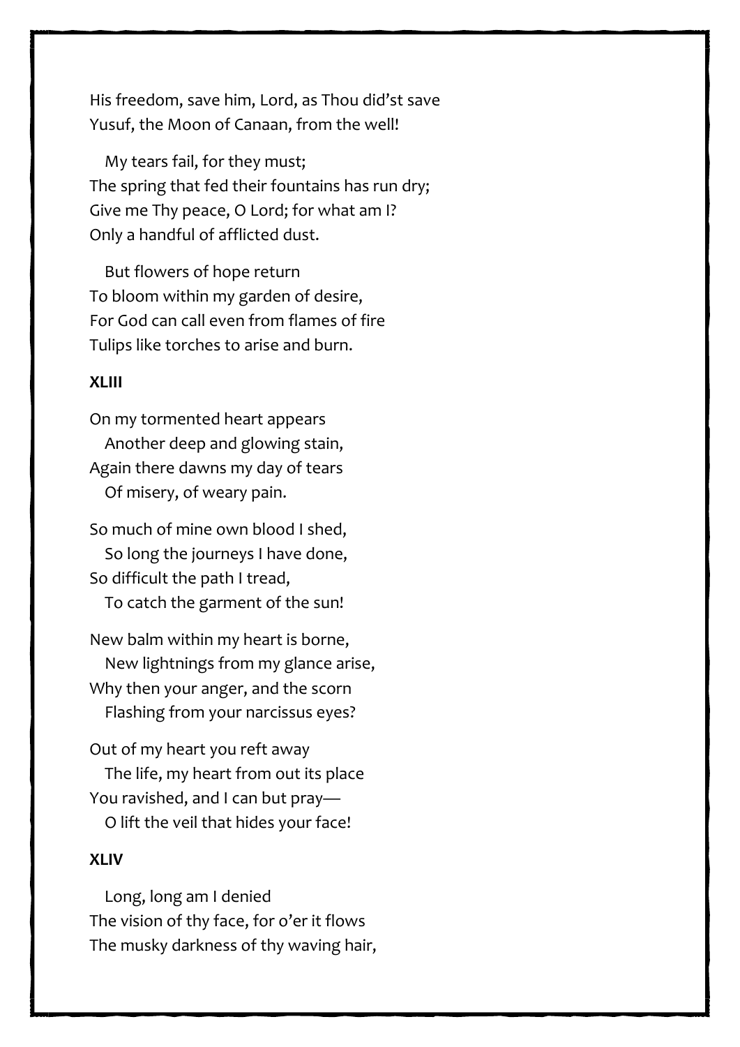His freedom, save him, Lord, as Thou did'st save
Yusuf, the Moon of Canaan, from the well!

   My tears fail, for they must;
The spring that fed their fountains has run dry;
Give me Thy peace, O Lord; for what am I?
Only a handful of afflicted dust.

   But flowers of hope return
To bloom within my garden of desire,
For God can call even from flames of fire
Tulips like torches to arise and burn.

**XLIII**

On my tormented heart appears
   Another deep and glowing stain,
Again there dawns my day of tears
   Of misery, of weary pain.

So much of mine own blood I shed,
   So long the journeys I have done,
So difficult the path I tread,
   To catch the garment of the sun!

New balm within my heart is borne,
   New lightnings from my glance arise,
Why then your anger, and the scorn
   Flashing from your narcissus eyes?

Out of my heart you reft away
   The life, my heart from out its place
You ravished, and I can but pray—
   O lift the veil that hides your face!

**XLIV**

   Long, long am I denied
The vision of thy face, for o'er it flows
The musky darkness of thy waving hair,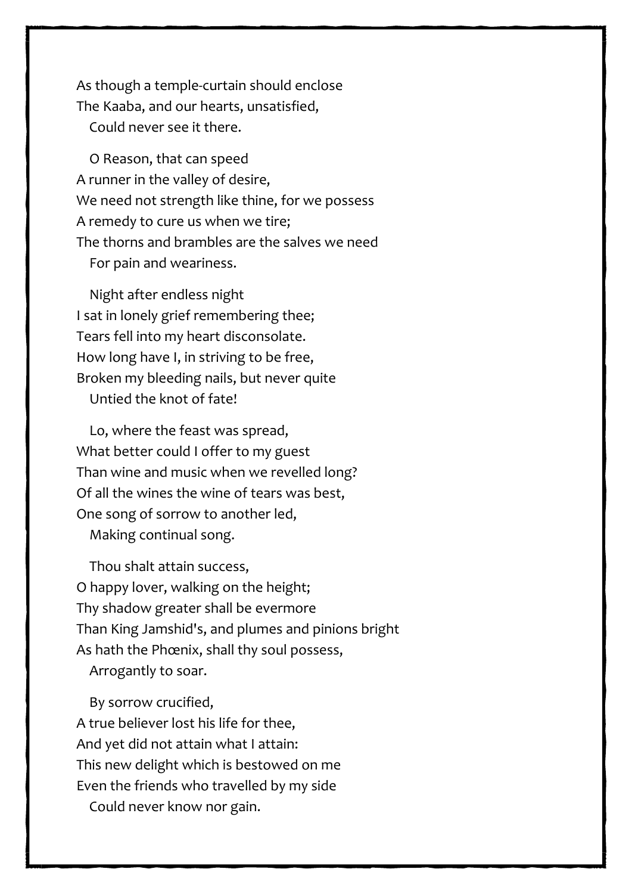As though a temple-curtain should enclose
The Kaaba, and our hearts, unsatisfied,
   Could never see it there.

   O Reason, that can speed
A runner in the valley of desire,
We need not strength like thine, for we possess
A remedy to cure us when we tire;
The thorns and brambles are the salves we need
   For pain and weariness.

   Night after endless night
I sat in lonely grief remembering thee;
Tears fell into my heart disconsolate.
How long have I, in striving to be free,
Broken my bleeding nails, but never quite
   Untied the knot of fate!

   Lo, where the feast was spread,
What better could I offer to my guest
Than wine and music when we revelled long?
Of all the wines the wine of tears was best,
One song of sorrow to another led,
   Making continual song.

   Thou shalt attain success,
O happy lover, walking on the height;
Thy shadow greater shall be evermore
Than King Jamshid's, and plumes and pinions bright
As hath the Phœnix, shall thy soul possess,
   Arrogantly to soar.

   By sorrow crucified,
A true believer lost his life for thee,
And yet did not attain what I attain:
This new delight which is bestowed on me
Even the friends who travelled by my side
   Could never know nor gain.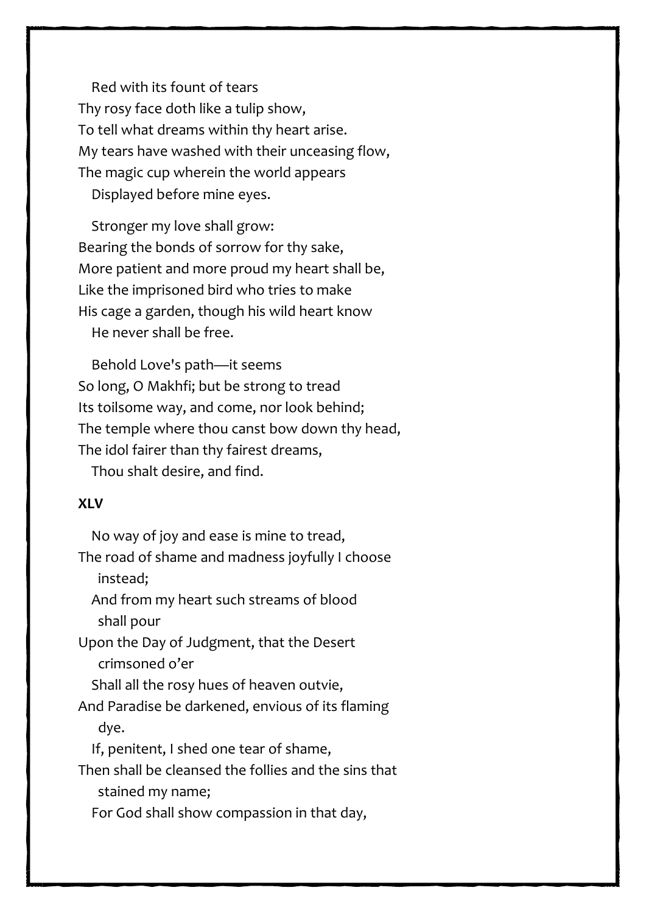Red with its fount of tears  
Thy rosy face doth like a tulip show,  
To tell what dreams within thy heart arise.  
My tears have washed with their unceasing flow,  
The magic cup wherein the world appears  
Displayed before mine eyes.

Stronger my love shall grow:  
Bearing the bonds of sorrow for thy sake,  
More patient and more proud my heart shall be,  
Like the imprisoned bird who tries to make  
His cage a garden, though his wild heart know  
He never shall be free.

Behold Love's path—it seems  
So long, O Makhfi; but be strong to tread  
Its toilsome way, and come, nor look behind;  
The temple where thou canst bow down thy head,  
The idol fairer than thy fairest dreams,  
Thou shalt desire, and find.

**XLV**

No way of joy and ease is mine to tread,  
The road of shame and madness joyfully I choose instead;  
And from my heart such streams of blood shall pour  
Upon the Day of Judgment, that the Desert crimsoned o'er  
Shall all the rosy hues of heaven outvie,  
And Paradise be darkened, envious of its flaming dye.  
If, penitent, I shed one tear of shame,  
Then shall be cleansed the follies and the sins that stained my name;  
For God shall show compassion in that day,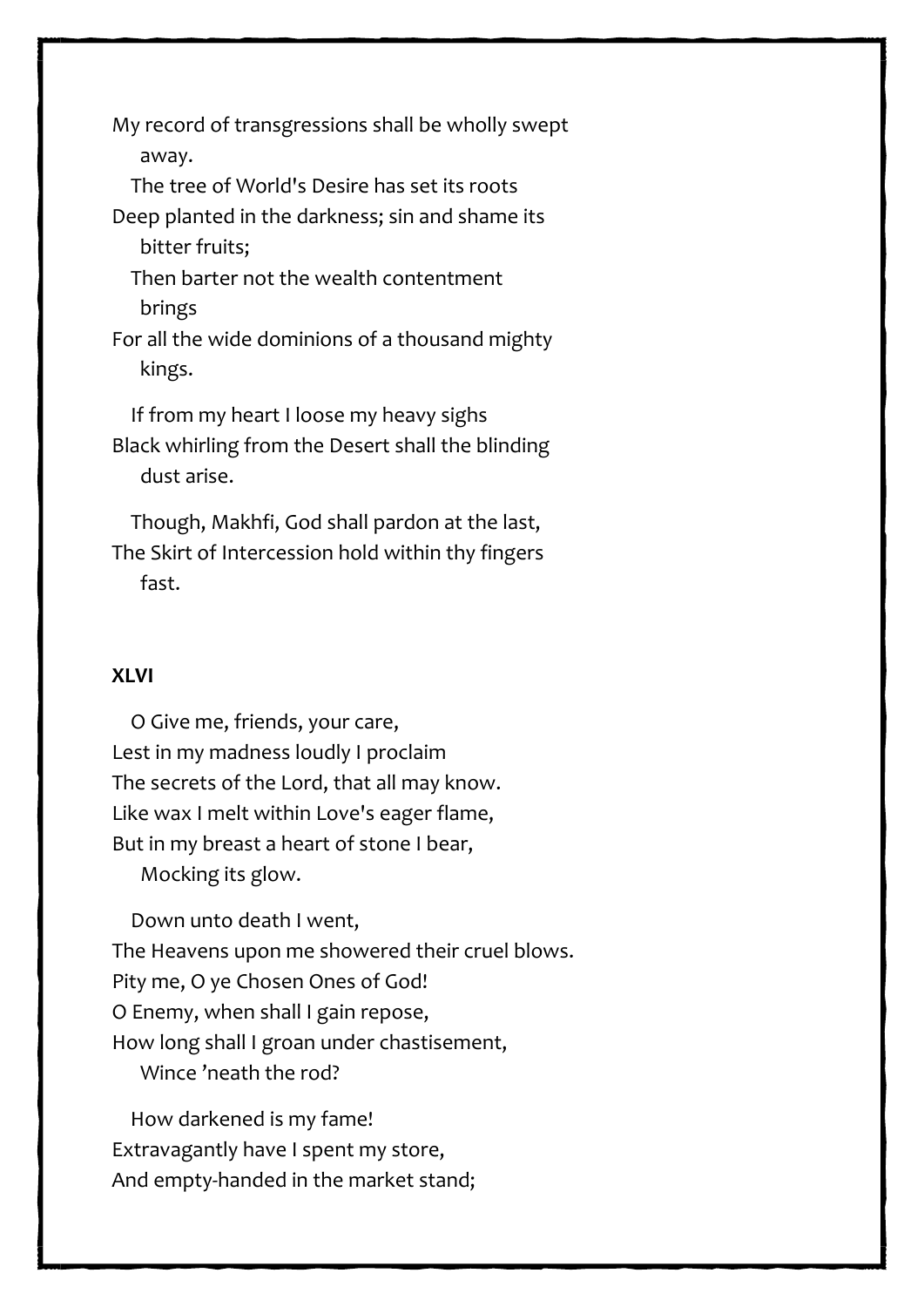My record of transgressions shall be wholly swept away.

The tree of World's Desire has set its roots
Deep planted in the darkness; sin and shame its bitter fruits;
Then barter not the wealth contentment brings
For all the wide dominions of a thousand mighty kings.

If from my heart I loose my heavy sighs
Black whirling from the Desert shall the blinding dust arise.

Though, Makhfi, God shall pardon at the last,
The Skirt of Intercession hold within thy fingers fast.

**XLVI**

O Give me, friends, your care,
Lest in my madness loudly I proclaim
The secrets of the Lord, that all may know.
Like wax I melt within Love's eager flame,
But in my breast a heart of stone I bear,
Mocking its glow.

Down unto death I went,
The Heavens upon me showered their cruel blows.
Pity me, O ye Chosen Ones of God!
O Enemy, when shall I gain repose,
How long shall I groan under chastisement,
Wince 'neath the rod?

How darkened is my fame!
Extravagantly have I spent my store,
And empty-handed in the market stand;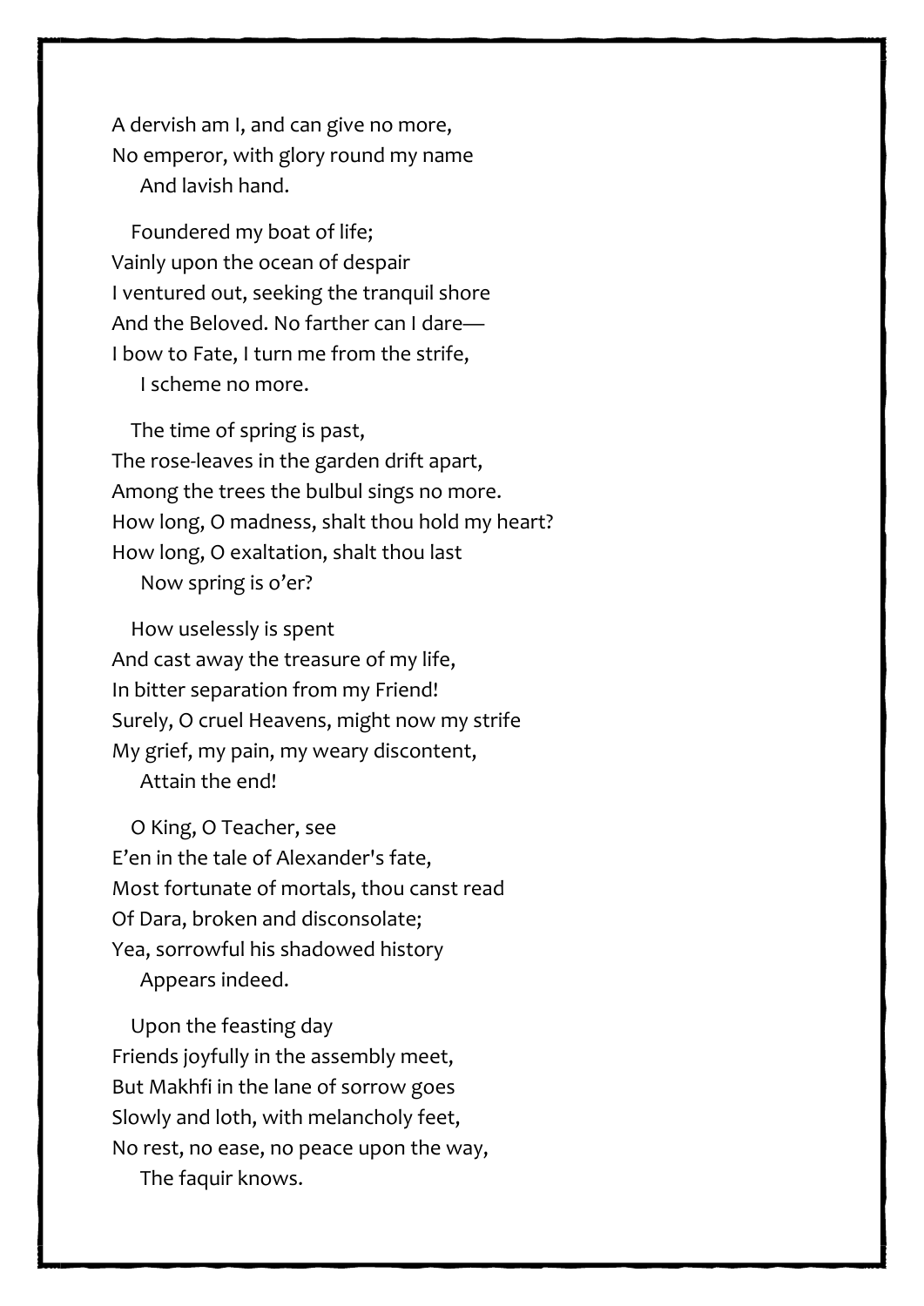A dervish am I, and can give no more,  
No emperor, with glory round my name  
    And lavish hand.

Foundered my boat of life;  
Vainly upon the ocean of despair  
I ventured out, seeking the tranquil shore  
And the Beloved. No farther can I dare—  
I bow to Fate, I turn me from the strife,  
    I scheme no more.

The time of spring is past,  
The rose-leaves in the garden drift apart,  
Among the trees the bulbul sings no more.  
How long, O madness, shalt thou hold my heart?  
How long, O exaltation, shalt thou last  
    Now spring is o'er?

How uselessly is spent  
And cast away the treasure of my life,  
In bitter separation from my Friend!  
Surely, O cruel Heavens, might now my strife  
My grief, my pain, my weary discontent,  
    Attain the end!

O King, O Teacher, see  
E'en in the tale of Alexander's fate,  
Most fortunate of mortals, thou canst read  
Of Dara, broken and disconsolate;  
Yea, sorrowful his shadowed history  
    Appears indeed.

Upon the feasting day  
Friends joyfully in the assembly meet,  
But Makhfi in the lane of sorrow goes  
Slowly and loth, with melancholy feet,  
No rest, no ease, no peace upon the way,  
    The faquir knows.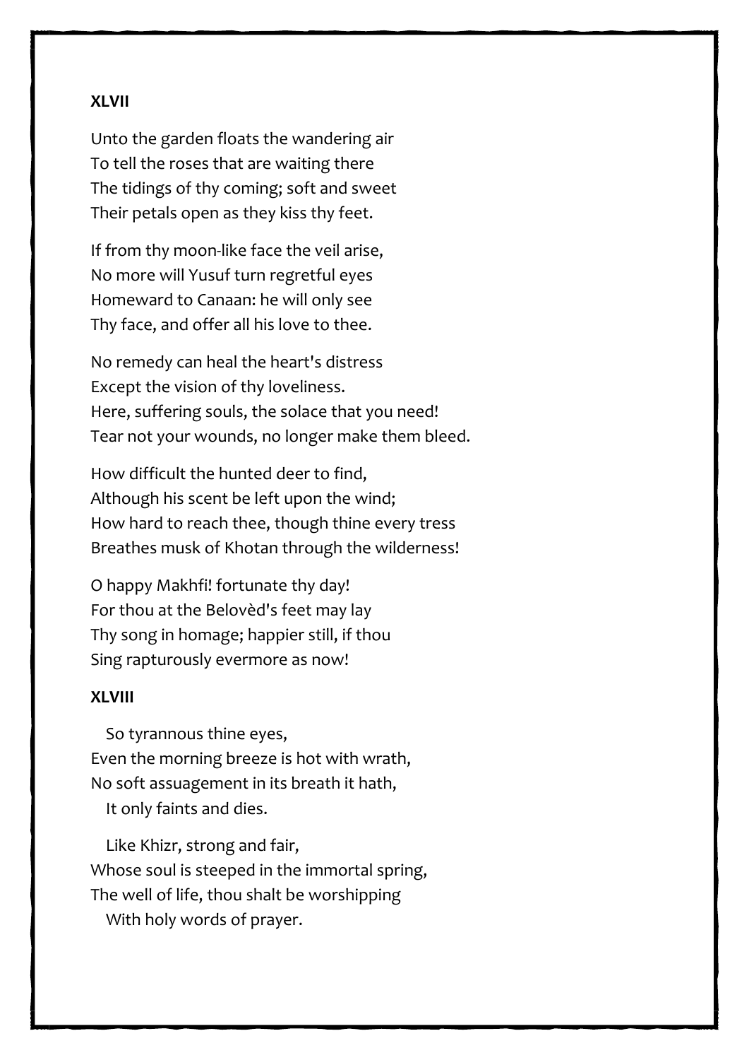**XLVII**

Unto the garden floats the wandering air
To tell the roses that are waiting there
The tidings of thy coming; soft and sweet
Their petals open as they kiss thy feet.

If from thy moon-like face the veil arise,
No more will Yusuf turn regretful eyes
Homeward to Canaan: he will only see
Thy face, and offer all his love to thee.

No remedy can heal the heart's distress
Except the vision of thy loveliness.
Here, suffering souls, the solace that you need!
Tear not your wounds, no longer make them bleed.

How difficult the hunted deer to find,
Although his scent be left upon the wind;
How hard to reach thee, though thine every tress
Breathes musk of Khotan through the wilderness!

O happy Makhfi! fortunate thy day!
For thou at the Belovèd's feet may lay
Thy song in homage; happier still, if thou
Sing rapturously evermore as now!

**XLVIII**

So tyrannous thine eyes,
Even the morning breeze is hot with wrath,
No soft assuagement in its breath it hath,
It only faints and dies.

Like Khizr, strong and fair,
Whose soul is steeped in the immortal spring,
The well of life, thou shalt be worshipping
With holy words of prayer.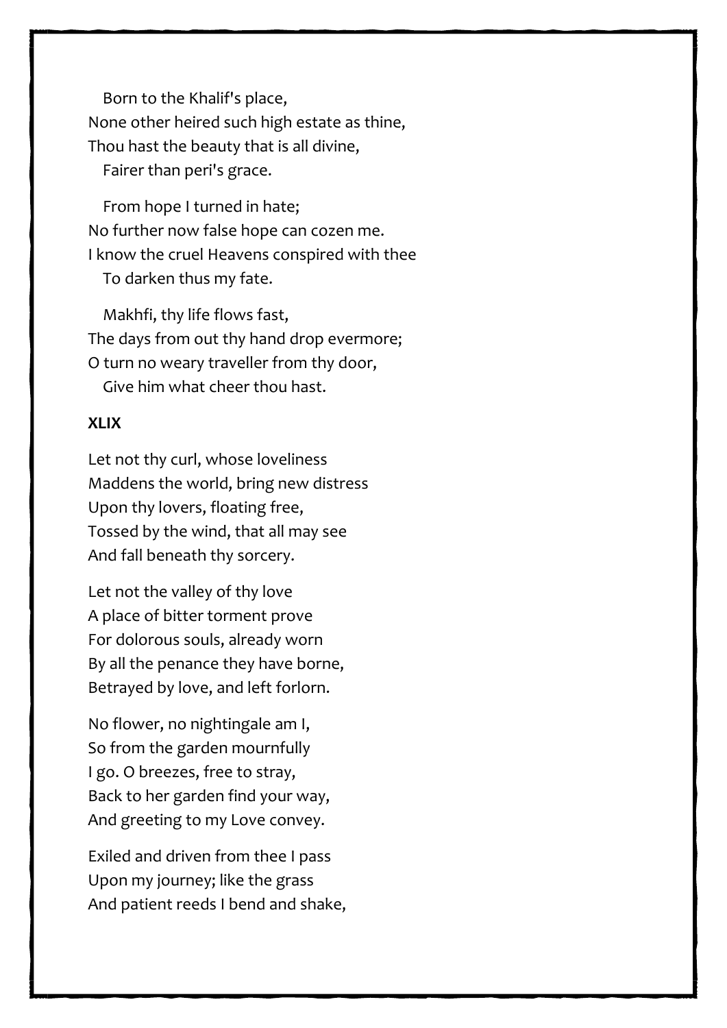Born to the Khalif's place,  
None other heired such high estate as thine,  
Thou hast the beauty that is all divine,  
Fairer than peri's grace.

From hope I turned in hate;  
No further now false hope can cozen me.  
I know the cruel Heavens conspired with thee  
To darken thus my fate.

Makhfi, thy life flows fast,  
The days from out thy hand drop evermore;  
O turn no weary traveller from thy door,  
Give him what cheer thou hast.

**XLIX**

Let not thy curl, whose loveliness  
Maddens the world, bring new distress  
Upon thy lovers, floating free,  
Tossed by the wind, that all may see  
And fall beneath thy sorcery.

Let not the valley of thy love  
A place of bitter torment prove  
For dolorous souls, already worn  
By all the penance they have borne,  
Betrayed by love, and left forlorn.

No flower, no nightingale am I,  
So from the garden mournfully  
I go. O breezes, free to stray,  
Back to her garden find your way,  
And greeting to my Love convey.

Exiled and driven from thee I pass  
Upon my journey; like the grass  
And patient reeds I bend and shake,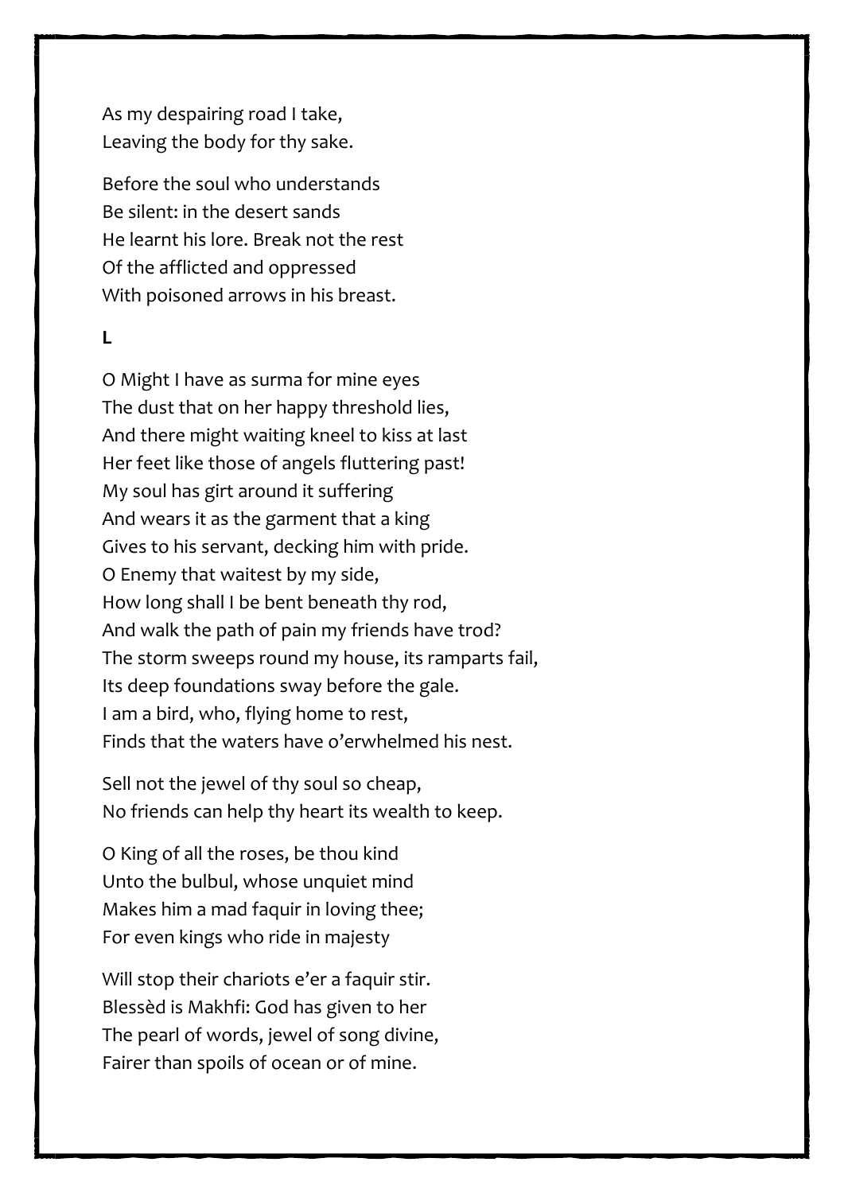As my despairing road I take,
Leaving the body for thy sake.

Before the soul who understands
Be silent: in the desert sands
He learnt his lore. Break not the rest
Of the afflicted and oppressed
With poisoned arrows in his breast.

**L**

O Might I have as surma for mine eyes
The dust that on her happy threshold lies,
And there might waiting kneel to kiss at last
Her feet like those of angels fluttering past!
My soul has girt around it suffering
And wears it as the garment that a king
Gives to his servant, decking him with pride.
O Enemy that waitest by my side,
How long shall I be bent beneath thy rod,
And walk the path of pain my friends have trod?
The storm sweeps round my house, its ramparts fail,
Its deep foundations sway before the gale.
I am a bird, who, flying home to rest,
Finds that the waters have o'erwhelmed his nest.

Sell not the jewel of thy soul so cheap,
No friends can help thy heart its wealth to keep.

O King of all the roses, be thou kind
Unto the bulbul, whose unquiet mind
Makes him a mad faquir in loving thee;
For even kings who ride in majesty

Will stop their chariots e'er a faquir stir.
Blessèd is Makhfi: God has given to her
The pearl of words, jewel of song divine,
Fairer than spoils of ocean or of mine.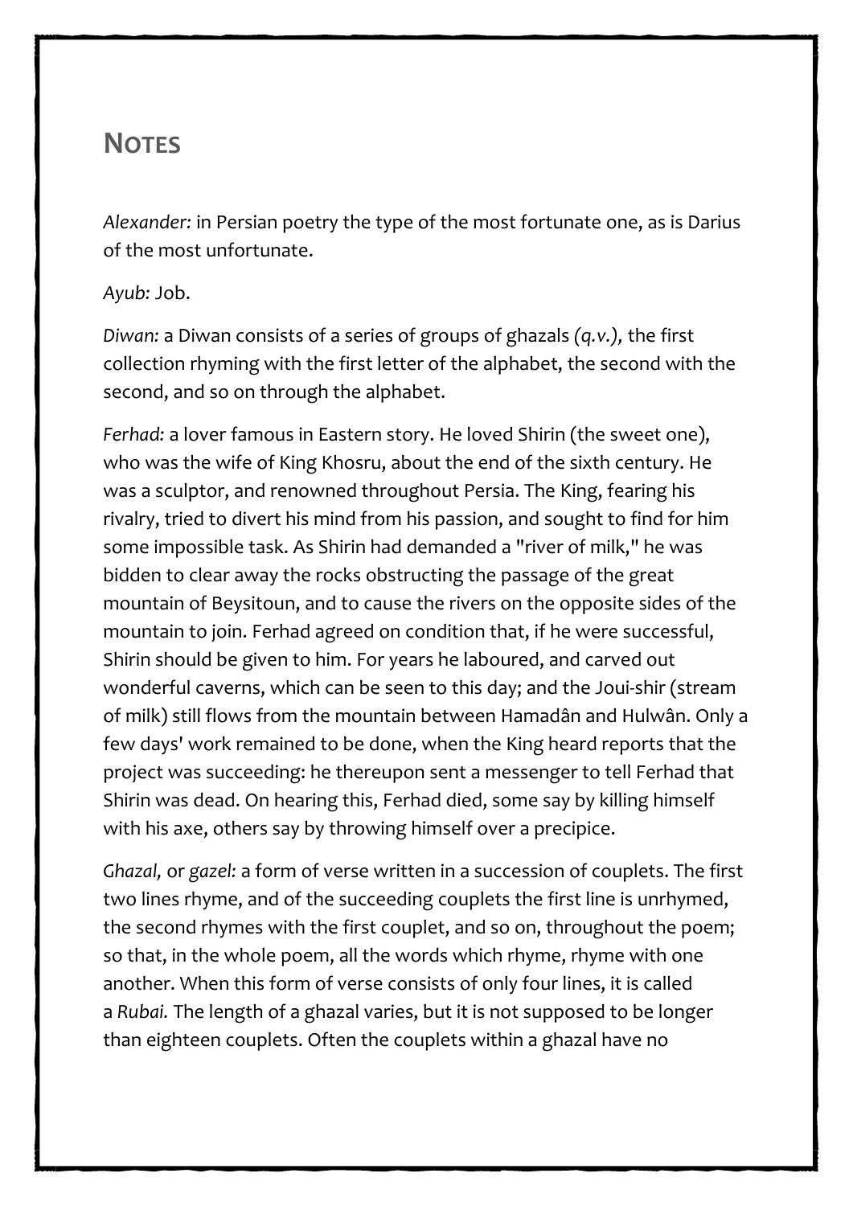## Notes

*Alexander:* in Persian poetry the type of the most fortunate one, as is Darius of the most unfortunate.

*Ayub:* Job.

*Diwan:* a Diwan consists of a series of groups of ghazals *(q.v.),* the first collection rhyming with the first letter of the alphabet, the second with the second, and so on through the alphabet.

*Ferhad:* a lover famous in Eastern story. He loved Shirin (the sweet one), who was the wife of King Khosru, about the end of the sixth century. He was a sculptor, and renowned throughout Persia. The King, fearing his rivalry, tried to divert his mind from his passion, and sought to find for him some impossible task. As Shirin had demanded a "river of milk," he was bidden to clear away the rocks obstructing the passage of the great mountain of Beysitoun, and to cause the rivers on the opposite sides of the mountain to join. Ferhad agreed on condition that, if he were successful, Shirin should be given to him. For years he laboured, and carved out wonderful caverns, which can be seen to this day; and the Joui-shir (stream of milk) still flows from the mountain between Hamadân and Hulwân. Only a few days' work remained to be done, when the King heard reports that the project was succeeding: he thereupon sent a messenger to tell Ferhad that Shirin was dead. On hearing this, Ferhad died, some say by killing himself with his axe, others say by throwing himself over a precipice.

*Ghazal,* or *gazel:* a form of verse written in a succession of couplets. The first two lines rhyme, and of the succeeding couplets the first line is unrhymed, the second rhymes with the first couplet, and so on, throughout the poem; so that, in the whole poem, all the words which rhyme, rhyme with one another. When this form of verse consists of only four lines, it is called a *Rubai.* The length of a ghazal varies, but it is not supposed to be longer than eighteen couplets. Often the couplets within a ghazal have no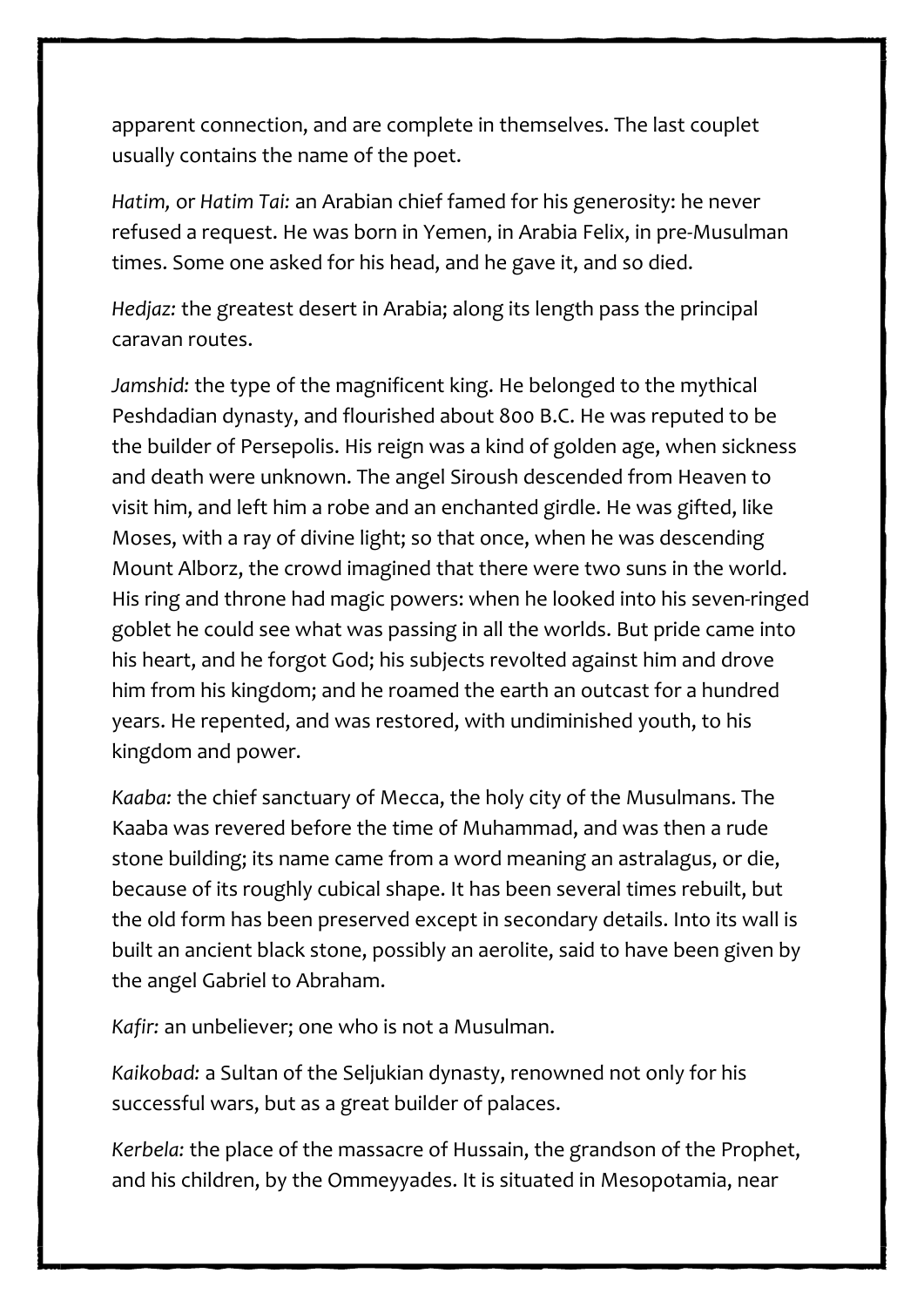apparent connection, and are complete in themselves. The last couplet usually contains the name of the poet.

*Hatim,* or *Hatim Tai:* an Arabian chief famed for his generosity: he never refused a request. He was born in Yemen, in Arabia Felix, in pre-Musulman times. Some one asked for his head, and he gave it, and so died.

*Hedjaz:* the greatest desert in Arabia; along its length pass the principal caravan routes.

*Jamshid:* the type of the magnificent king. He belonged to the mythical Peshdadian dynasty, and flourished about 800 B.C. He was reputed to be the builder of Persepolis. His reign was a kind of golden age, when sickness and death were unknown. The angel Siroush descended from Heaven to visit him, and left him a robe and an enchanted girdle. He was gifted, like Moses, with a ray of divine light; so that once, when he was descending Mount Alborz, the crowd imagined that there were two suns in the world. His ring and throne had magic powers: when he looked into his seven-ringed goblet he could see what was passing in all the worlds. But pride came into his heart, and he forgot God; his subjects revolted against him and drove him from his kingdom; and he roamed the earth an outcast for a hundred years. He repented, and was restored, with undiminished youth, to his kingdom and power.

*Kaaba:* the chief sanctuary of Mecca, the holy city of the Musulmans. The Kaaba was revered before the time of Muhammad, and was then a rude stone building; its name came from a word meaning an astralagus, or die, because of its roughly cubical shape. It has been several times rebuilt, but the old form has been preserved except in secondary details. Into its wall is built an ancient black stone, possibly an aerolite, said to have been given by the angel Gabriel to Abraham.

*Kafir:* an unbeliever; one who is not a Musulman.

*Kaikobad:* a Sultan of the Seljukian dynasty, renowned not only for his successful wars, but as a great builder of palaces.

*Kerbela:* the place of the massacre of Hussain, the grandson of the Prophet, and his children, by the Ommeyyades. It is situated in Mesopotamia, near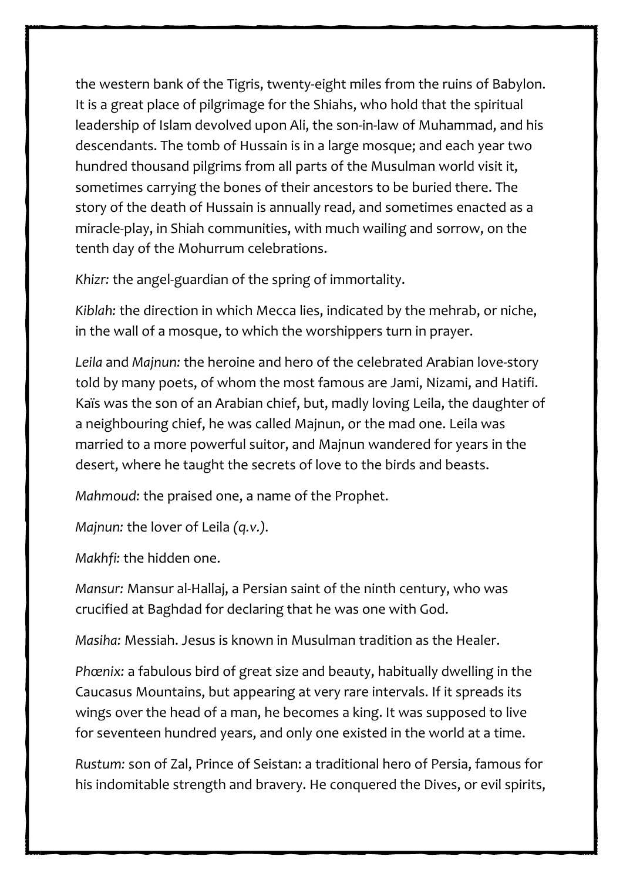the western bank of the Tigris, twenty-eight miles from the ruins of Babylon. It is a great place of pilgrimage for the Shiahs, who hold that the spiritual leadership of Islam devolved upon Ali, the son-in-law of Muhammad, and his descendants. The tomb of Hussain is in a large mosque; and each year two hundred thousand pilgrims from all parts of the Musulman world visit it, sometimes carrying the bones of their ancestors to be buried there. The story of the death of Hussain is annually read, and sometimes enacted as a miracle-play, in Shiah communities, with much wailing and sorrow, on the tenth day of the Mohurrum celebrations.

*Khizr:* the angel-guardian of the spring of immortality.

*Kiblah:* the direction in which Mecca lies, indicated by the mehrab, or niche, in the wall of a mosque, to which the worshippers turn in prayer.

*Leila* and *Majnun:* the heroine and hero of the celebrated Arabian love-story told by many poets, of whom the most famous are Jami, Nizami, and Hatifi. Kaïs was the son of an Arabian chief, but, madly loving Leila, the daughter of a neighbouring chief, he was called Majnun, or the mad one. Leila was married to a more powerful suitor, and Majnun wandered for years in the desert, where he taught the secrets of love to the birds and beasts.

*Mahmoud:* the praised one, a name of the Prophet.

*Majnun:* the lover of Leila *(q.v.).*

*Makhfi:* the hidden one.

*Mansur:* Mansur al-Hallaj, a Persian saint of the ninth century, who was crucified at Baghdad for declaring that he was one with God.

*Masiha:* Messiah. Jesus is known in Musulman tradition as the Healer.

*Phœnix:* a fabulous bird of great size and beauty, habitually dwelling in the Caucasus Mountains, but appearing at very rare intervals. If it spreads its wings over the head of a man, he becomes a king. It was supposed to live for seventeen hundred years, and only one existed in the world at a time.

*Rustum:* son of Zal, Prince of Seistan: a traditional hero of Persia, famous for his indomitable strength and bravery. He conquered the Dives, or evil spirits,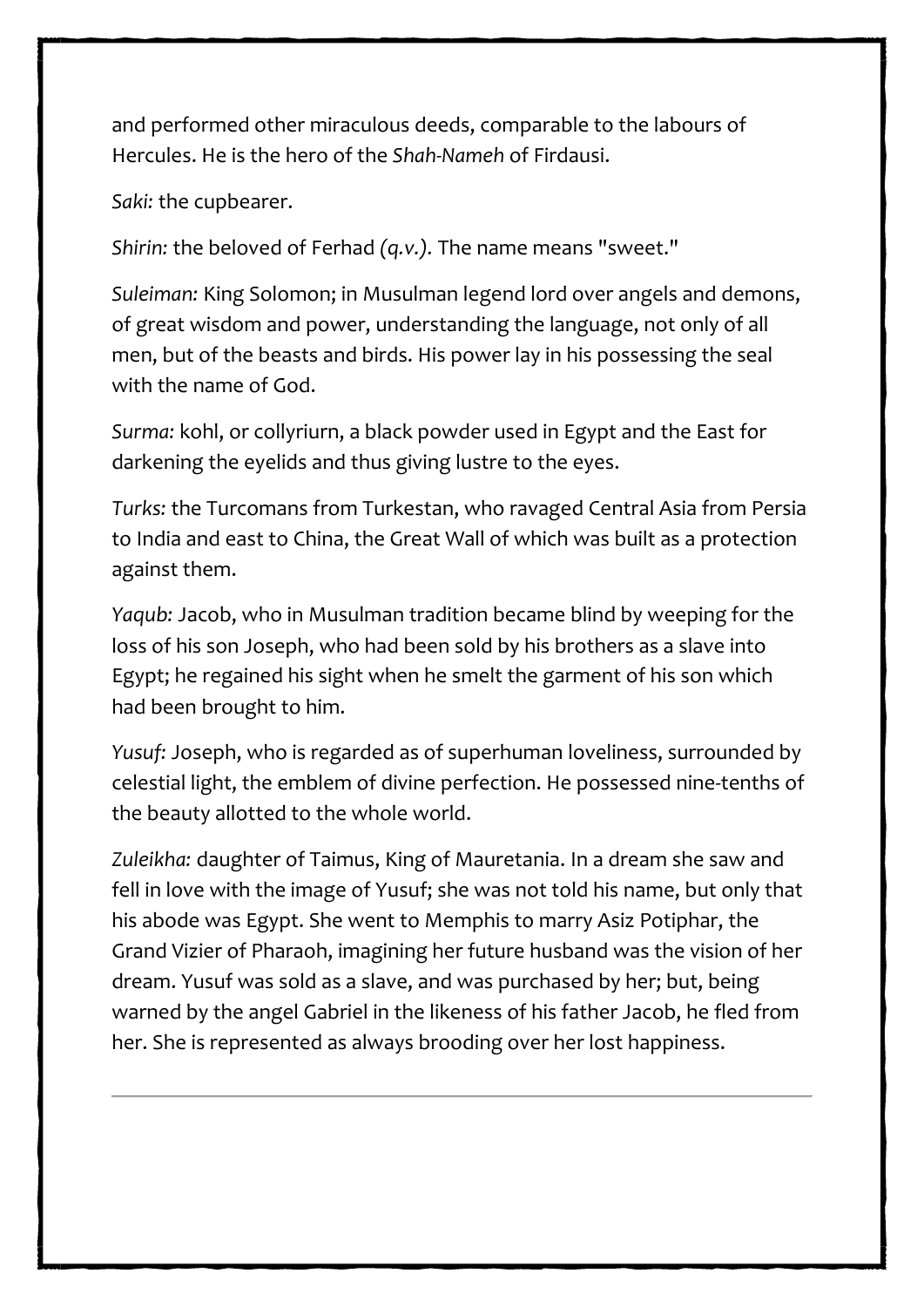and performed other miraculous deeds, comparable to the labours of Hercules. He is the hero of the *Shah-Nameh* of Firdausi.

*Saki:* the cupbearer.

*Shirin:* the beloved of Ferhad *(q.v.).* The name means "sweet."

*Suleiman:* King Solomon; in Musulman legend lord over angels and demons, of great wisdom and power, understanding the language, not only of all men, but of the beasts and birds. His power lay in his possessing the seal with the name of God.

*Surma:* kohl, or collyriurn, a black powder used in Egypt and the East for darkening the eyelids and thus giving lustre to the eyes.

*Turks:* the Turcomans from Turkestan, who ravaged Central Asia from Persia to India and east to China, the Great Wall of which was built as a protection against them.

*Yaqub:* Jacob, who in Musulman tradition became blind by weeping for the loss of his son Joseph, who had been sold by his brothers as a slave into Egypt; he regained his sight when he smelt the garment of his son which had been brought to him.

*Yusuf:* Joseph, who is regarded as of superhuman loveliness, surrounded by celestial light, the emblem of divine perfection. He possessed nine-tenths of the beauty allotted to the whole world.

*Zuleikha:* daughter of Taimus, King of Mauretania. In a dream she saw and fell in love with the image of Yusuf; she was not told his name, but only that his abode was Egypt. She went to Memphis to marry Asiz Potiphar, the Grand Vizier of Pharaoh, imagining her future husband was the vision of her dream. Yusuf was sold as a slave, and was purchased by her; but, being warned by the angel Gabriel in the likeness of his father Jacob, he fled from her. She is represented as always brooding over her lost happiness.

---